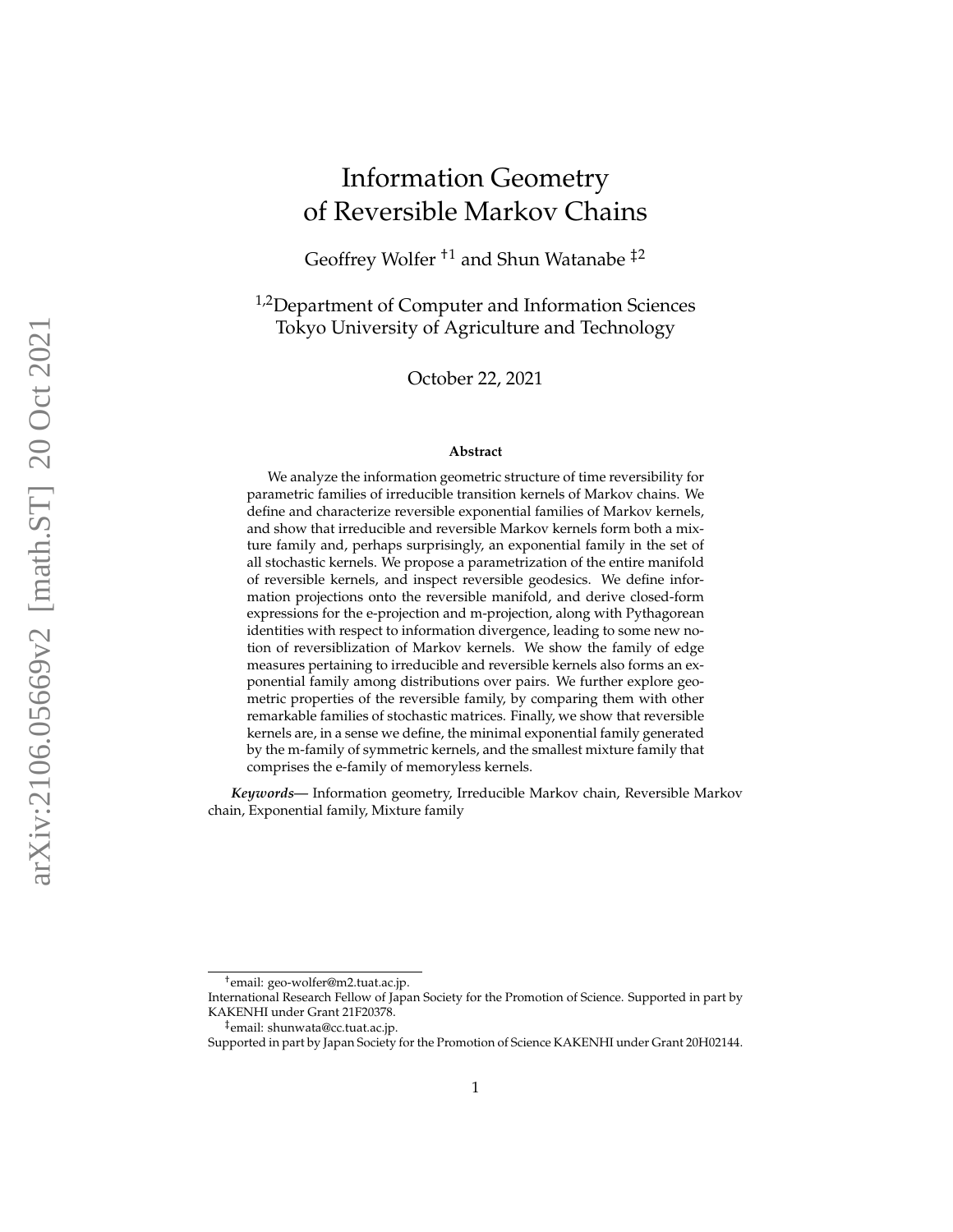# Information Geometry of Reversible Markov Chains

Geoffrey Wolfer [†1] and Shun Watanabe [‡2]

[1,2]Department of Computer and Information Sciences
Tokyo University of Agriculture and Technology

October 22, 2021

### Abstract

We analyze the information geometric structure of time reversibility for parametric families of irreducible transition kernels of Markov chains. We define and characterize reversible exponential families of Markov kernels, and show that irreducible and reversible Markov kernels form both a mixture family and, perhaps surprisingly, an exponential family in the set of all stochastic kernels. We propose a parametrization of the entire manifold of reversible kernels, and inspect reversible geodesics. We define information projections onto the reversible manifold, and derive closed-form expressions for the e-projection and m-projection, along with Pythagorean identities with respect to information divergence, leading to some new notion of reversiblization of Markov kernels. We show the family of edge measures pertaining to irreducible and reversible kernels also forms an exponential family among distributions over pairs. We further explore geometric properties of the reversible family, by comparing them with other remarkable families of stochastic matrices. Finally, we show that reversible kernels are, in a sense we define, the minimal exponential family generated by the m-family of symmetric kernels, and the smallest mixture family that comprises the e-family of memoryless kernels.

***Keywords***— Information geometry, Irreducible Markov chain, Reversible Markov chain, Exponential family, Mixture family

---

[†]email: geo-wolfer@m2.tuat.ac.jp.
International Research Fellow of Japan Society for the Promotion of Science. Supported in part by KAKENHI under Grant 21F20378.

[‡]email: shunwata@cc.tuat.ac.jp.
Supported in part by Japan Society for the Promotion of Science KAKENHI under Grant 20H02144.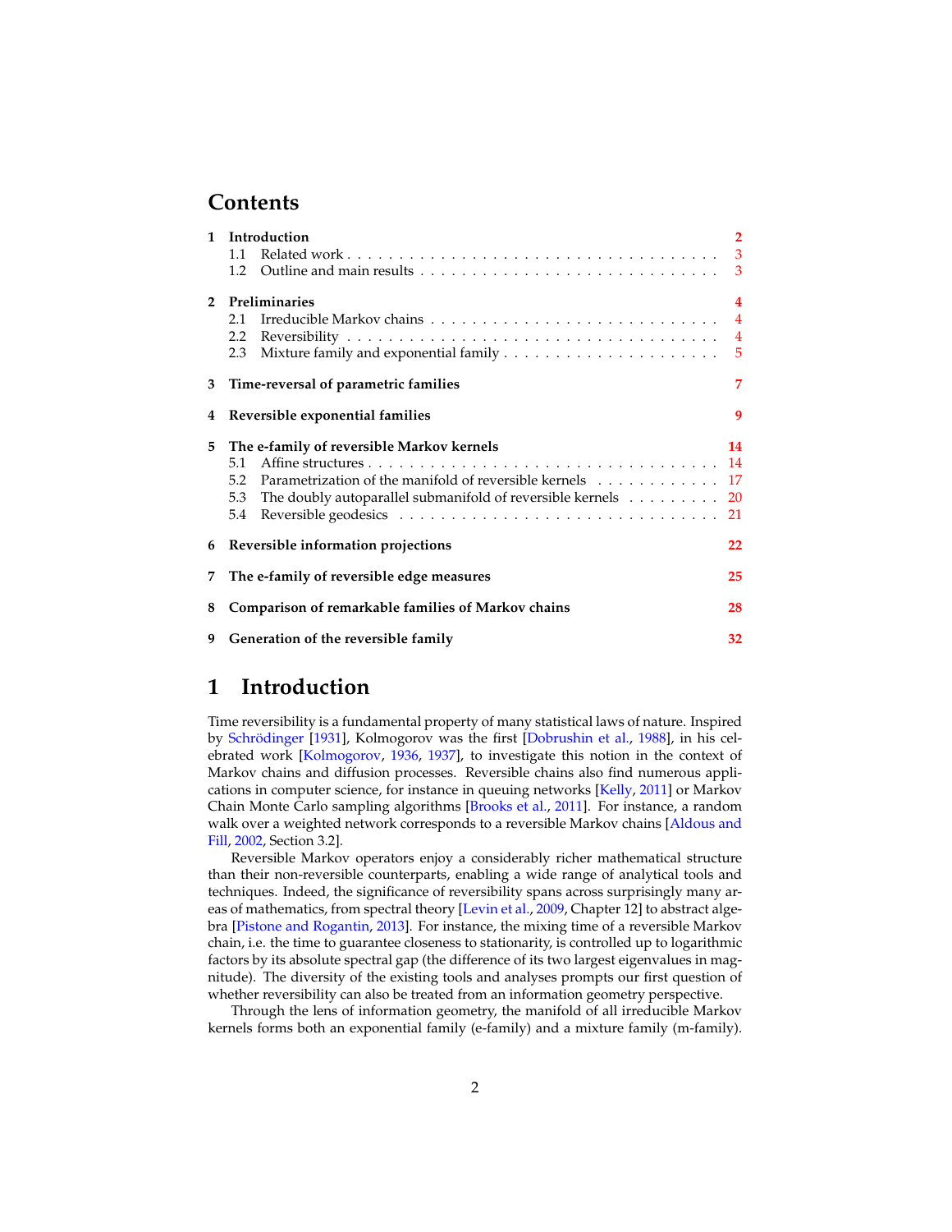## Contents

1 **Introduction** 2
  1.1 Related work 3
  1.2 Outline and main results 3

2 **Preliminaries** 4
  2.1 Irreducible Markov chains 4
  2.2 Reversibility 4
  2.3 Mixture family and exponential family 5

3 **Time-reversal of parametric families** 7

4 **Reversible exponential families** 9

5 **The e-family of reversible Markov kernels** 14
  5.1 Affine structures 14
  5.2 Parametrization of the manifold of reversible kernels 17
  5.3 The doubly autoparallel submanifold of reversible kernels 20
  5.4 Reversible geodesics 21

6 **Reversible information projections** 22

7 **The e-family of reversible edge measures** 25

8 **Comparison of remarkable families of Markov chains** 28

9 **Generation of the reversible family** 32

# 1 Introduction

Time reversibility is a fundamental property of many statistical laws of nature. Inspired by Schrödinger [1931], Kolmogorov was the first [Dobrushin et al., 1988], in his celebrated work [Kolmogorov, 1936, 1937], to investigate this notion in the context of Markov chains and diffusion processes. Reversible chains also find numerous applications in computer science, for instance in queuing networks [Kelly, 2011] or Markov Chain Monte Carlo sampling algorithms [Brooks et al., 2011]. For instance, a random walk over a weighted network corresponds to a reversible Markov chains [Aldous and Fill, 2002, Section 3.2].

Reversible Markov operators enjoy a considerably richer mathematical structure than their non-reversible counterparts, enabling a wide range of analytical tools and techniques. Indeed, the significance of reversibility spans across surprisingly many areas of mathematics, from spectral theory [Levin et al., 2009, Chapter 12] to abstract algebra [Pistone and Rogantin, 2013]. For instance, the mixing time of a reversible Markov chain, i.e. the time to guarantee closeness to stationarity, is controlled up to logarithmic factors by its absolute spectral gap (the difference of its two largest eigenvalues in magnitude). The diversity of the existing tools and analyses prompts our first question of whether reversibility can also be treated from an information geometry perspective.

Through the lens of information geometry, the manifold of all irreducible Markov kernels forms both an exponential family (e-family) and a mixture family (m-family).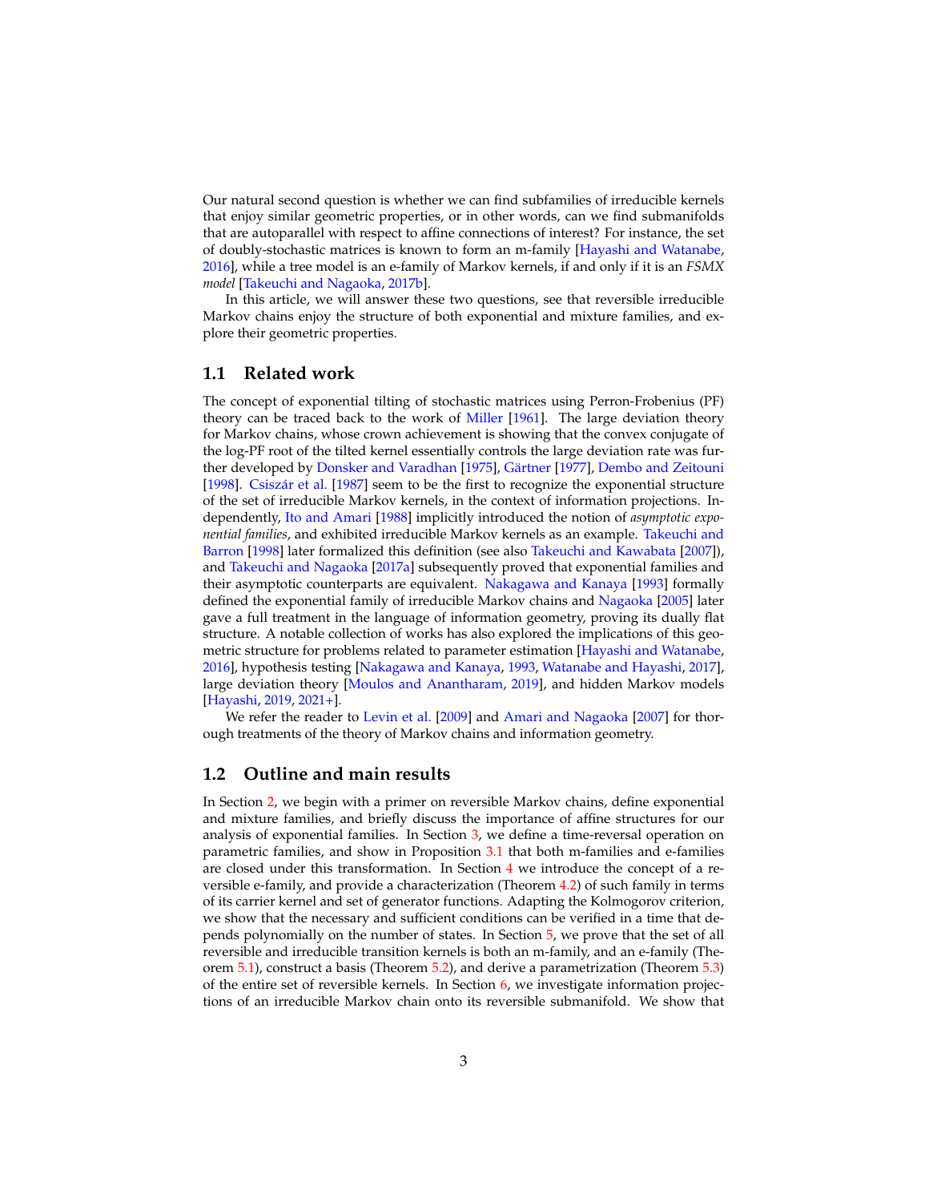Our natural second question is whether we can find subfamilies of irreducible kernels that enjoy similar geometric properties, or in other words, can we find submanifolds that are autoparallel with respect to affine connections of interest? For instance, the set of doubly-stochastic matrices is known to form an m-family [Hayashi and Watanabe, 2016], while a tree model is an e-family of Markov kernels, if and only if it is an *FSMX model* [Takeuchi and Nagaoka, 2017b].

In this article, we will answer these two questions, see that reversible irreducible Markov chains enjoy the structure of both exponential and mixture families, and explore their geometric properties.

## 1.1 Related work

The concept of exponential tilting of stochastic matrices using Perron-Frobenius (PF) theory can be traced back to the work of Miller [1961]. The large deviation theory for Markov chains, whose crown achievement is showing that the convex conjugate of the log-PF root of the tilted kernel essentially controls the large deviation rate was further developed by Donsker and Varadhan [1975], Gärtner [1977], Dembo and Zeitouni [1998]. Csiszár et al. [1987] seem to be the first to recognize the exponential structure of the set of irreducible Markov kernels, in the context of information projections. Independently, Ito and Amari [1988] implicitly introduced the notion of *asymptotic exponential families*, and exhibited irreducible Markov kernels as an example. Takeuchi and Barron [1998] later formalized this definition (see also Takeuchi and Kawabata [2007]), and Takeuchi and Nagaoka [2017a] subsequently proved that exponential families and their asymptotic counterparts are equivalent. Nakagawa and Kanaya [1993] formally defined the exponential family of irreducible Markov chains and Nagaoka [2005] later gave a full treatment in the language of information geometry, proving its dually flat structure. A notable collection of works has also explored the implications of this geometric structure for problems related to parameter estimation [Hayashi and Watanabe, 2016], hypothesis testing [Nakagawa and Kanaya, 1993, Watanabe and Hayashi, 2017], large deviation theory [Moulos and Anantharam, 2019], and hidden Markov models [Hayashi, 2019, 2021+].

We refer the reader to Levin et al. [2009] and Amari and Nagaoka [2007] for thorough treatments of the theory of Markov chains and information geometry.

## 1.2 Outline and main results

In Section 2, we begin with a primer on reversible Markov chains, define exponential and mixture families, and briefly discuss the importance of affine structures for our analysis of exponential families. In Section 3, we define a time-reversal operation on parametric families, and show in Proposition 3.1 that both m-families and e-families are closed under this transformation. In Section 4 we introduce the concept of a reversible e-family, and provide a characterization (Theorem 4.2) of such family in terms of its carrier kernel and set of generator functions. Adapting the Kolmogorov criterion, we show that the necessary and sufficient conditions can be verified in a time that depends polynomially on the number of states. In Section 5, we prove that the set of all reversible and irreducible transition kernels is both an m-family, and an e-family (Theorem 5.1), construct a basis (Theorem 5.2), and derive a parametrization (Theorem 5.3) of the entire set of reversible kernels. In Section 6, we investigate information projections of an irreducible Markov chain onto its reversible submanifold. We show that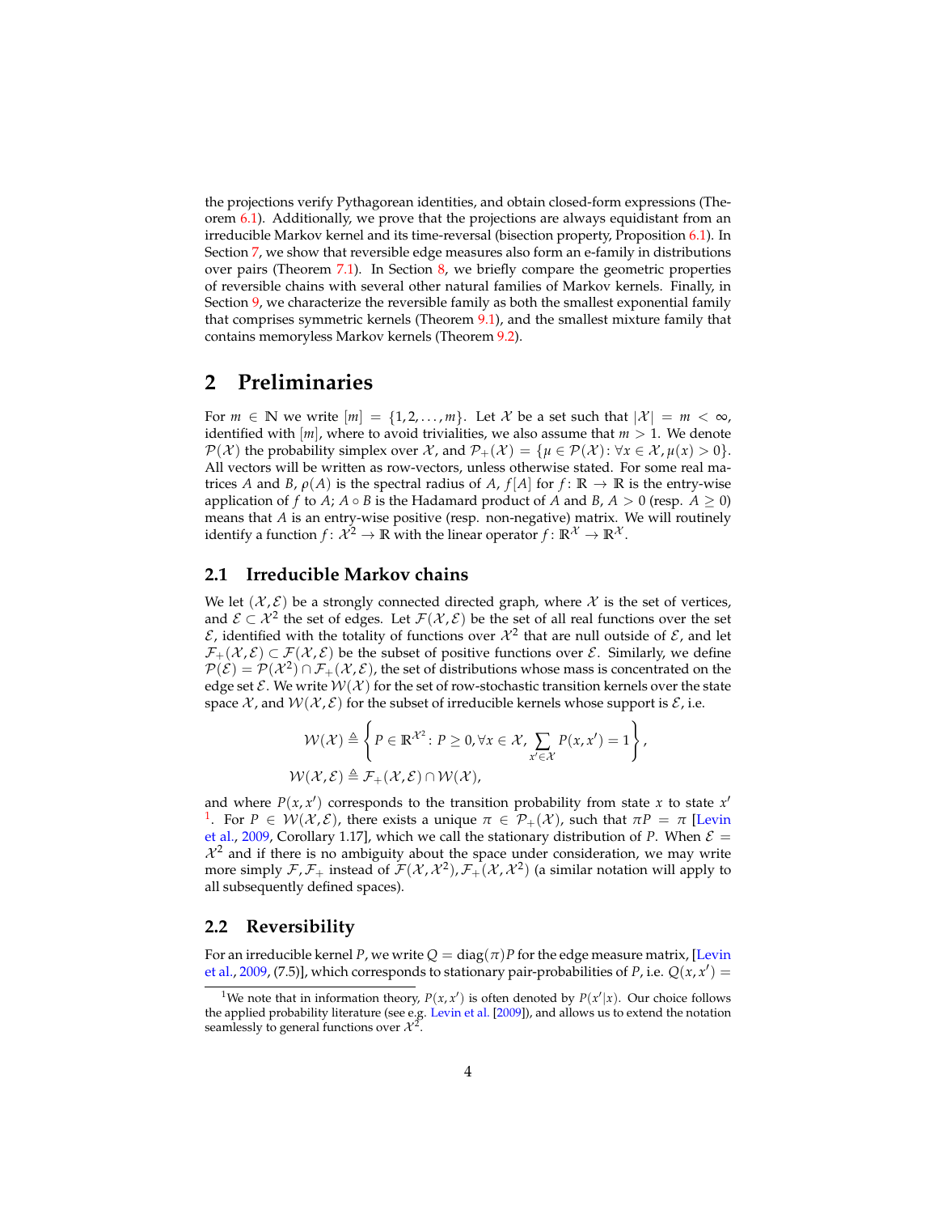the projections verify Pythagorean identities, and obtain closed-form expressions (Theorem 6.1). Additionally, we prove that the projections are always equidistant from an irreducible Markov kernel and its time-reversal (bisection property, Proposition 6.1). In Section 7, we show that reversible edge measures also form an e-family in distributions over pairs (Theorem 7.1). In Section 8, we briefly compare the geometric properties of reversible chains with several other natural families of Markov kernels. Finally, in Section 9, we characterize the reversible family as both the smallest exponential family that comprises symmetric kernels (Theorem 9.1), and the smallest mixture family that contains memoryless Markov kernels (Theorem 9.2).

## 2 Preliminaries

For $m \in \mathbb{N}$ we write $[m] = \{1, 2, \dots, m\}$. Let $\mathcal{X}$ be a set such that $|\mathcal{X}| = m < \infty$, identified with $[m]$, where to avoid trivialities, we also assume that $m > 1$. We denote $\mathcal{P}(\mathcal{X})$ the probability simplex over $\mathcal{X}$, and $\mathcal{P}_+(\mathcal{X}) = \{\mu \in \mathcal{P}(\mathcal{X}) : \forall x \in \mathcal{X}, \mu(x) > 0\}$. All vectors will be written as row-vectors, unless otherwise stated. For some real matrices $A$ and $B$, $\rho(A)$ is the spectral radius of $A$, $f[A]$ for $f : \mathbb{R} \to \mathbb{R}$ is the entry-wise application of $f$ to $A$; $A \circ B$ is the Hadamard product of $A$ and $B$, $A > 0$ (resp. $A \geq 0$) means that $A$ is an entry-wise positive (resp. non-negative) matrix. We will routinely identify a function $f : \mathcal{X}^2 \to \mathbb{R}$ with the linear operator $f : \mathbb{R}^{\mathcal{X}} \to \mathbb{R}^{\mathcal{X}}$.

### 2.1 Irreducible Markov chains

We let $(\mathcal{X}, \mathcal{E})$ be a strongly connected directed graph, where $\mathcal{X}$ is the set of vertices, and $\mathcal{E} \subset \mathcal{X}^2$ the set of edges. Let $\mathcal{F}(\mathcal{X}, \mathcal{E})$ be the set of all real functions over the set $\mathcal{E}$, identified with the totality of functions over $\mathcal{X}^2$ that are null outside of $\mathcal{E}$, and let $\mathcal{F}_+(\mathcal{X}, \mathcal{E}) \subset \mathcal{F}(\mathcal{X}, \mathcal{E})$ be the subset of positive functions over $\mathcal{E}$. Similarly, we define $\mathcal{P}(\mathcal{E}) = \mathcal{P}(\mathcal{X}^2) \cap \mathcal{F}_+(\mathcal{X}, \mathcal{E})$, the set of distributions whose mass is concentrated on the edge set $\mathcal{E}$. We write $\mathcal{W}(\mathcal{X})$ for the set of row-stochastic transition kernels over the state space $\mathcal{X}$, and $\mathcal{W}(\mathcal{X}, \mathcal{E})$ for the subset of irreducible kernels whose support is $\mathcal{E}$, i.e.

$$
\mathcal{W}(\mathcal{X}) \triangleq \left\{ P \in \mathbb{R}^{\mathcal{X}^2} : P \geq 0, \forall x \in \mathcal{X}, \sum_{x' \in \mathcal{X}} P(x, x') = 1 \right\},
$$

$$
\mathcal{W}(\mathcal{X}, \mathcal{E}) \triangleq \mathcal{F}_+(\mathcal{X}, \mathcal{E}) \cap \mathcal{W}(\mathcal{X}),
$$

and where $P(x, x')$ corresponds to the transition probability from state $x$ to state $x'$ [1]. For $P \in \mathcal{W}(\mathcal{X}, \mathcal{E})$, there exists a unique $\pi \in \mathcal{P}_+(\mathcal{X})$, such that $\pi P = \pi$ [Levin et al., 2009, Corollary 1.17], which we call the stationary distribution of $P$. When $\mathcal{E} = \mathcal{X}^2$ and if there is no ambiguity about the space under consideration, we may write more simply $\mathcal{F}, \mathcal{F}_+$ instead of $\mathcal{F}(\mathcal{X}, \mathcal{X}^2), \mathcal{F}_+(\mathcal{X}, \mathcal{X}^2)$ (a similar notation will apply to all subsequently defined spaces).

### 2.2 Reversibility

For an irreducible kernel $P$, we write $Q = \mathrm{diag}(\pi)P$ for the edge measure matrix, [Levin et al., 2009, (7.5)], which corresponds to stationary pair-probabilities of $P$, i.e. $Q(x, x') =$

[1] We note that in information theory, $P(x, x')$ is often denoted by $P(x'|x)$. Our choice follows the applied probability literature (see e.g. Levin et al. [2009]), and allows us to extend the notation seamlessly to general functions over $\mathcal{X}^2$.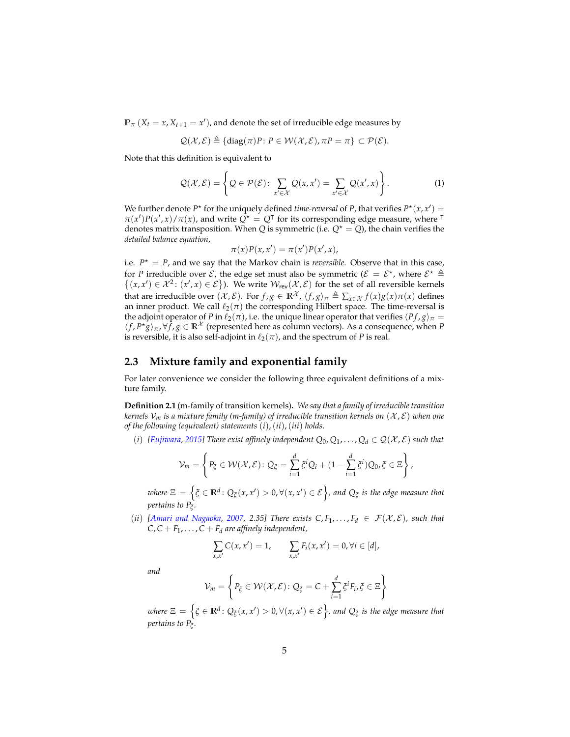$\mathbb{P}_\pi\left(X_t = x, X_{t+1} = x'\right)$, and denote the set of irreducible edge measures by

$$\mathcal{Q}(\mathcal{X}, \mathcal{E}) \triangleq \{\mathrm{diag}(\pi)P \colon P \in \mathcal{W}(\mathcal{X}, \mathcal{E}), \pi P = \pi\} \subset \mathcal{P}(\mathcal{E}).$$

Note that this definition is equivalent to

$$\mathcal{Q}(\mathcal{X}, \mathcal{E}) = \left\{ Q \in \mathcal{P}(\mathcal{E}) \colon \sum_{x' \in \mathcal{X}} Q(x, x') = \sum_{x' \in \mathcal{X}} Q(x', x) \right\}. \tag{1}$$

We further denote $P^\star$ for the uniquely defined *time-reversal* of $P$, that verifies $P^\star(x, x') = \pi(x')P(x', x)/\pi(x)$, and write $Q^\star = Q^\intercal$ for its corresponding edge measure, where $^\intercal$ denotes matrix transposition. When $Q$ is symmetric (i.e. $Q^\star = Q$), the chain verifies the *detailed balance equation*,

$$\pi(x)P(x, x') = \pi(x')P(x', x),$$

i.e. $P^\star = P$, and we say that the Markov chain is *reversible*. Observe that in this case, for $P$ irreducible over $\mathcal{E}$, the edge set must also be symmetric ($\mathcal{E} = \mathcal{E}^\star$, where $\mathcal{E}^\star \triangleq \left\{(x, x') \in \mathcal{X}^2 \colon (x', x) \in \mathcal{E}\right\}$). We write $\mathcal{W}_{\mathsf{rev}}(\mathcal{X}, \mathcal{E})$ for the set of all reversible kernels that are irreducible over $(\mathcal{X}, \mathcal{E})$. For $f, g \in \mathbb{R}^\mathcal{X}$, $\langle f, g \rangle_\pi \triangleq \sum_{x \in \mathcal{X}} f(x)g(x)\pi(x)$ defines an inner product. We call $\ell_2(\pi)$ the corresponding Hilbert space. The time-reversal is the adjoint operator of $P$ in $\ell_2(\pi)$, i.e. the unique linear operator that verifies $\langle Pf, g \rangle_\pi = \langle f, P^\star g \rangle_\pi, \forall f, g \in \mathbb{R}^\mathcal{X}$ (represented here as column vectors). As a consequence, when $P$ is reversible, it is also self-adjoint in $\ell_2(\pi)$, and the spectrum of $P$ is real.

## 2.3 Mixture family and exponential family

For later convenience we consider the following three equivalent definitions of a mixture family.

**Definition 2.1** (m-family of transition kernels)**.** *We say that a family of irreducible transition kernels $\mathcal{V}_m$ is a mixture family (m-family) of irreducible transition kernels on $(\mathcal{X}, \mathcal{E})$ when one of the following (equivalent) statements $(i)$, $(ii)$, $(iii)$ holds.*

$(i)$ *[Fujiwara, 2015] There exist affinely independent $Q_0, Q_1, \dots, Q_d \in \mathcal{Q}(\mathcal{X}, \mathcal{E})$ such that*

$$\mathcal{V}_m = \left\{ P_\xi \in \mathcal{W}(\mathcal{X}, \mathcal{E}) \colon Q_\xi = \sum_{i=1}^d \xi^i Q_i + (1 - \sum_{i=1}^d \xi^i) Q_0, \xi \in \Xi \right\},$$

*where $\Xi = \left\{ \xi \in \mathbb{R}^d \colon Q_\xi(x, x') > 0, \forall (x, x') \in \mathcal{E} \right\}$, and $Q_\xi$ is the edge measure that pertains to $P_\xi$.*

$(ii)$ *[Amari and Nagaoka, 2007, 2.35] There exists $C, F_1, \dots, F_d \in \mathcal{F}(\mathcal{X}, \mathcal{E})$, such that $C, C + F_1, \dots, C + F_d$ are affinely independent,*

$$\sum_{x, x'} C(x, x') = 1, \qquad \sum_{x, x'} F_i(x, x') = 0, \forall i \in [d],$$

*and*

$$\mathcal{V}_m = \left\{ P_\xi \in \mathcal{W}(\mathcal{X}, \mathcal{E}) \colon Q_\xi = C + \sum_{i=1}^d \xi^i F_i, \xi \in \Xi \right\}$$

*where $\Xi = \left\{ \xi \in \mathbb{R}^d \colon Q_\xi(x, x') > 0, \forall (x, x') \in \mathcal{E} \right\}$, and $Q_\xi$ is the edge measure that pertains to $P_\xi$.*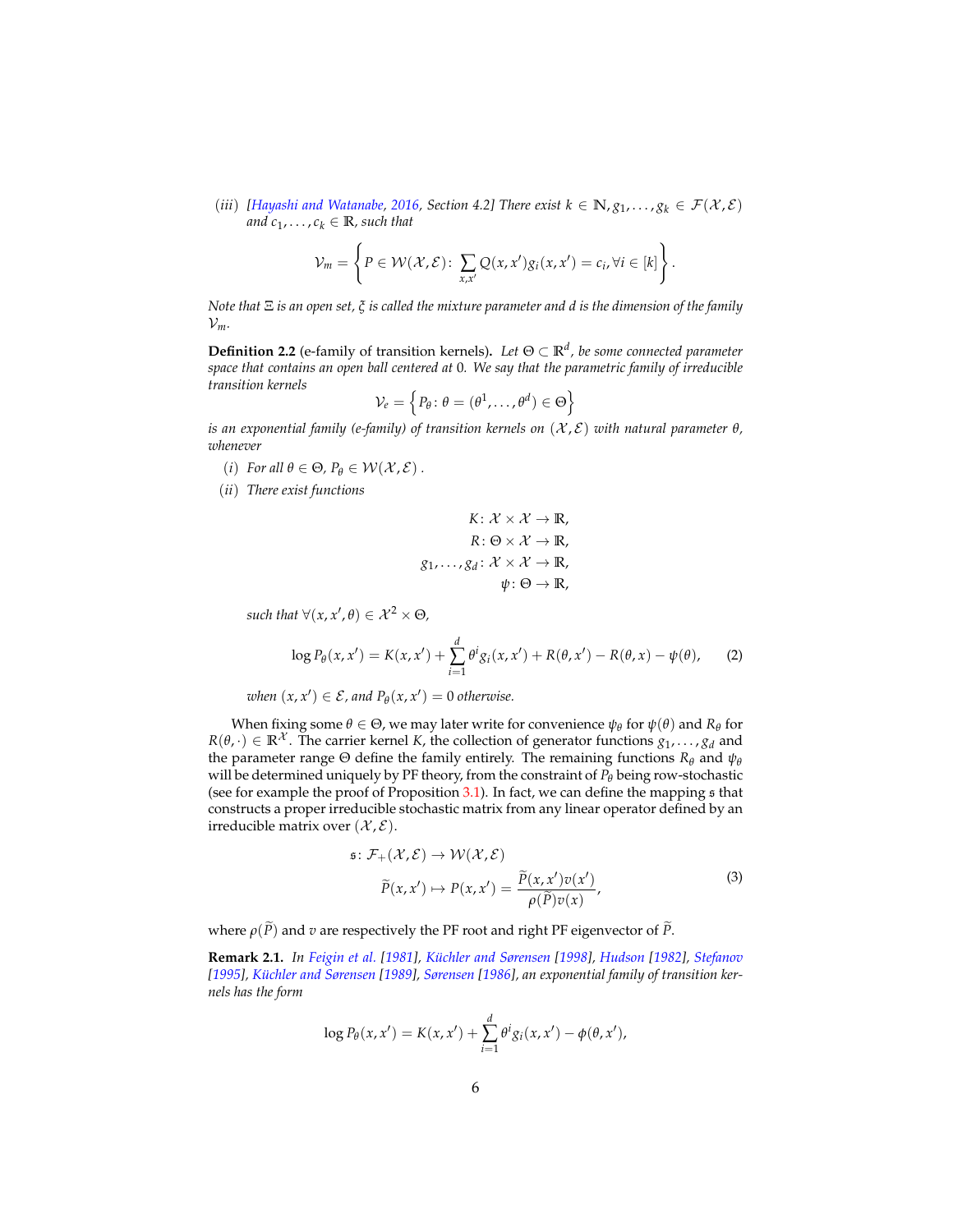(*iii*) *[Hayashi and Watanabe, 2016, Section 4.2] There exist $k \in \mathbb{N}, g_1, \dots, g_k \in \mathcal{F}(\mathcal{X}, \mathcal{E})$ and $c_1, \dots, c_k \in \mathbb{R}$, such that*

$$\mathcal{V}_m = \left\{ P \in \mathcal{W}(\mathcal{X}, \mathcal{E}) \colon \sum_{x,x'} Q(x,x') g_i(x,x') = c_i, \forall i \in [k] \right\}.$$

*Note that $\Xi$ is an open set, $\xi$ is called the mixture parameter and $d$ is the dimension of the family $\mathcal{V}_m$.*

**Definition 2.2** (e-family of transition kernels)**.** *Let $\Theta \subset \mathbb{R}^d$, be some connected parameter space that contains an open ball centered at 0. We say that the parametric family of irreducible transition kernels*

$$\mathcal{V}_e = \left\{ P_\theta \colon \theta = (\theta^1, \dots, \theta^d) \in \Theta \right\}$$

*is an exponential family (e-family) of transition kernels on $(\mathcal{X}, \mathcal{E})$ with natural parameter $\theta$, whenever*

(*i*) *For all $\theta \in \Theta$, $P_\theta \in \mathcal{W}(\mathcal{X}, \mathcal{E})$ .*

(*ii*) *There exist functions*

$$\begin{aligned} K &\colon \mathcal{X} \times \mathcal{X} \to \mathbb{R}, \\ R &\colon \Theta \times \mathcal{X} \to \mathbb{R}, \\ g_1, \dots, g_d &\colon \mathcal{X} \times \mathcal{X} \to \mathbb{R}, \\ \psi &\colon \Theta \to \mathbb{R}, \end{aligned}$$

*such that $\forall (x, x', \theta) \in \mathcal{X}^2 \times \Theta$,*

$$\log P_\theta(x,x') = K(x,x') + \sum_{i=1}^d \theta^i g_i(x,x') + R(\theta, x') - R(\theta, x) - \psi(\theta), \tag{2}$$

*when $(x,x') \in \mathcal{E}$, and $P_\theta(x,x') = 0$ otherwise.*

When fixing some $\theta \in \Theta$, we may later write for convenience $\psi_\theta$ for $\psi(\theta)$ and $R_\theta$ for $R(\theta, \cdot) \in \mathbb{R}^{\mathcal{X}}$. The carrier kernel $K$, the collection of generator functions $g_1, \dots, g_d$ and the parameter range $\Theta$ define the family entirely. The remaining functions $R_\theta$ and $\psi_\theta$ will be determined uniquely by PF theory, from the constraint of $P_\theta$ being row-stochastic (see for example the proof of Proposition 3.1). In fact, we can define the mapping $\mathfrak{s}$ that constructs a proper irreducible stochastic matrix from any linear operator defined by an irreducible matrix over $(\mathcal{X}, \mathcal{E})$.

$$\begin{aligned} \mathfrak{s} \colon \mathcal{F}_+(\mathcal{X}, \mathcal{E}) &\to \mathcal{W}(\mathcal{X}, \mathcal{E}) \\ \widetilde{P}(x,x') &\mapsto P(x,x') = \frac{\widetilde{P}(x,x') v(x')}{\rho(\widetilde{P}) v(x)}, \end{aligned} \tag{3}$$

where $\rho(\widetilde{P})$ and $v$ are respectively the PF root and right PF eigenvector of $\widetilde{P}$.

**Remark 2.1.** *In Feigin et al. [1981], Küchler and Sørensen [1998], Hudson [1982], Stefanov [1995], Küchler and Sørensen [1989], Sørensen [1986], an exponential family of transition kernels has the form*

$$\log P_\theta(x,x') = K(x,x') + \sum_{i=1}^d \theta^i g_i(x,x') - \phi(\theta, x'),$$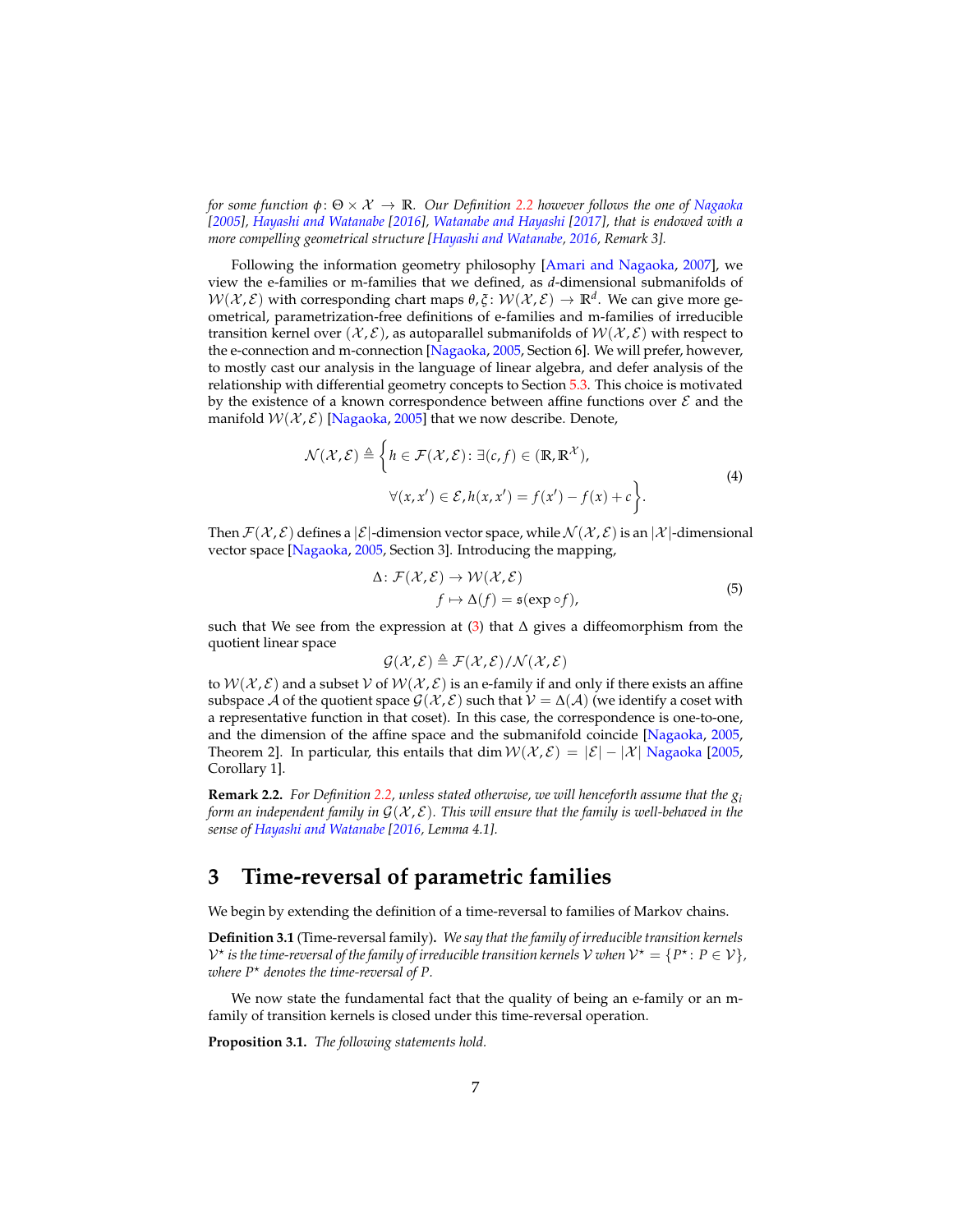*for some function $\phi \colon \Theta \times \mathcal{X} \to \mathbb{R}$. Our Definition 2.2 however follows the one of Nagaoka [2005], Hayashi and Watanabe [2016], Watanabe and Hayashi [2017], that is endowed with a more compelling geometrical structure [Hayashi and Watanabe, 2016, Remark 3].*

Following the information geometry philosophy [Amari and Nagaoka, 2007], we view the e-families or m-families that we defined, as $d$-dimensional submanifolds of $\mathcal{W}(\mathcal{X}, \mathcal{E})$ with corresponding chart maps $\theta, \xi \colon \mathcal{W}(\mathcal{X}, \mathcal{E}) \to \mathbb{R}^d$. We can give more geometrical, parametrization-free definitions of e-families and m-families of irreducible transition kernel over $(\mathcal{X}, \mathcal{E})$, as autoparallel submanifolds of $\mathcal{W}(\mathcal{X}, \mathcal{E})$ with respect to the e-connection and m-connection [Nagaoka, 2005, Section 6]. We will prefer, however, to mostly cast our analysis in the language of linear algebra, and defer analysis of the relationship with differential geometry concepts to Section 5.3. This choice is motivated by the existence of a known correspondence between affine functions over $\mathcal{E}$ and the manifold $\mathcal{W}(\mathcal{X}, \mathcal{E})$ [Nagaoka, 2005] that we now describe. Denote,

$$
\begin{aligned}
\mathcal{N}(\mathcal{X}, \mathcal{E}) \triangleq \Big\{ & h \in \mathcal{F}(\mathcal{X}, \mathcal{E}) \colon \exists (c, f) \in (\mathbb{R}, \mathbb{R}^{\mathcal{X}}), \\
& \forall (x, x') \in \mathcal{E}, h(x, x') = f(x') - f(x) + c \Big\}.
\end{aligned}
\tag{4}
$$

Then $\mathcal{F}(\mathcal{X}, \mathcal{E})$ defines a $|\mathcal{E}|$-dimension vector space, while $\mathcal{N}(\mathcal{X}, \mathcal{E})$ is an $|\mathcal{X}|$-dimensional vector space [Nagaoka, 2005, Section 3]. Introducing the mapping,

$$
\begin{aligned}
\Delta \colon \mathcal{F}(\mathcal{X}, \mathcal{E}) &\to \mathcal{W}(\mathcal{X}, \mathcal{E}) \\
f &\mapsto \Delta(f) = \mathfrak{s}(\exp \circ f),
\end{aligned}
\tag{5}
$$

such that We see from the expression at (3) that $\Delta$ gives a diffeomorphism from the quotient linear space

$$
\mathcal{G}(\mathcal{X}, \mathcal{E}) \triangleq \mathcal{F}(\mathcal{X}, \mathcal{E}) / \mathcal{N}(\mathcal{X}, \mathcal{E})
$$

to $\mathcal{W}(\mathcal{X}, \mathcal{E})$ and a subset $\mathcal{V}$ of $\mathcal{W}(\mathcal{X}, \mathcal{E})$ is an e-family if and only if there exists an affine subspace $\mathcal{A}$ of the quotient space $\mathcal{G}(\mathcal{X}, \mathcal{E})$ such that $\mathcal{V} = \Delta(\mathcal{A})$ (we identify a coset with a representative function in that coset). In this case, the correspondence is one-to-one, and the dimension of the affine space and the submanifold coincide [Nagaoka, 2005, Theorem 2]. In particular, this entails that $\dim \mathcal{W}(\mathcal{X}, \mathcal{E}) = |\mathcal{E}| - |\mathcal{X}|$ Nagaoka [2005, Corollary 1].

**Remark 2.2.** *For Definition 2.2, unless stated otherwise, we will henceforth assume that the $g_i$ form an independent family in $\mathcal{G}(\mathcal{X}, \mathcal{E})$. This will ensure that the family is well-behaved in the sense of Hayashi and Watanabe [2016, Lemma 4.1].*

# 3 Time-reversal of parametric families

We begin by extending the definition of a time-reversal to families of Markov chains.

**Definition 3.1** (Time-reversal family). *We say that the family of irreducible transition kernels $\mathcal{V}^\star$ is the time-reversal of the family of irreducible transition kernels $\mathcal{V}$ when $\mathcal{V}^\star = \{P^\star \colon P \in \mathcal{V}\}$, where $P^\star$ denotes the time-reversal of $P$.*

We now state the fundamental fact that the quality of being an e-family or an m-family of transition kernels is closed under this time-reversal operation.

**Proposition 3.1.** *The following statements hold.*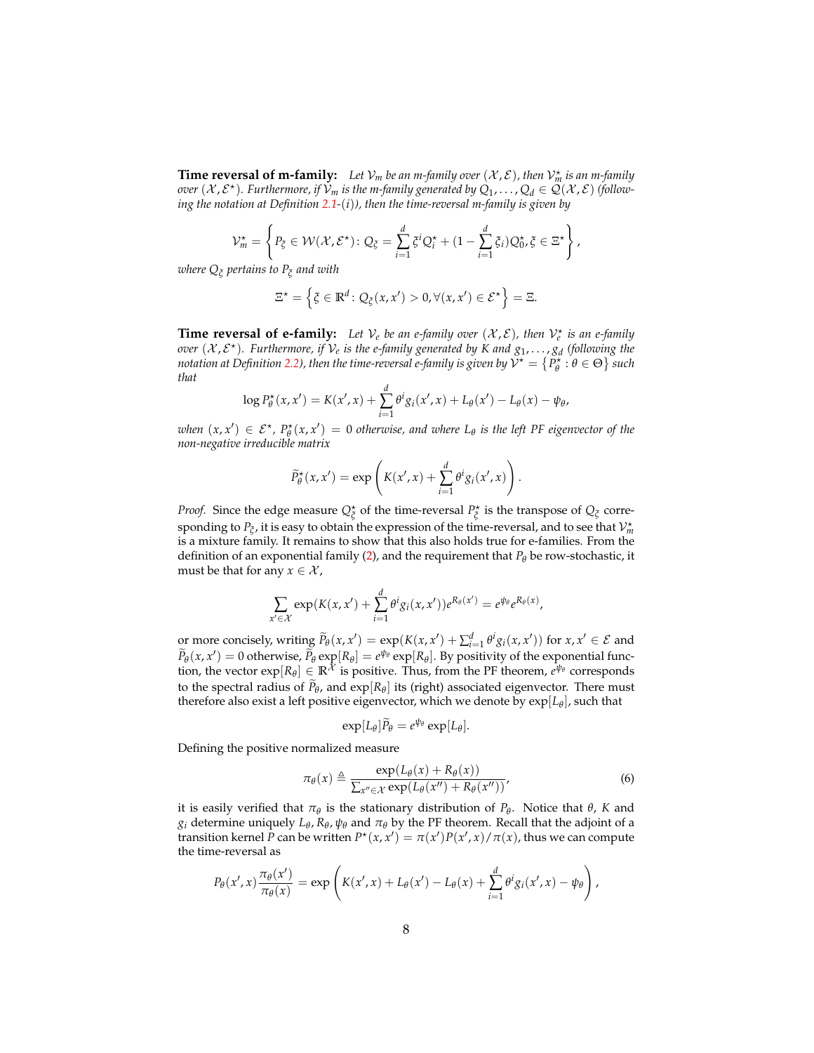**Time reversal of m-family:** *Let $\mathcal{V}_m$ be an m-family over $(\mathcal{X}, \mathcal{E})$, then $\mathcal{V}_m^\star$ is an m-family over $(\mathcal{X}, \mathcal{E}^\star)$. Furthermore, if $\mathcal{V}_m$ is the m-family generated by $Q_1, \dots, Q_d \in \mathcal{Q}(\mathcal{X}, \mathcal{E})$ (following the notation at Definition 2.1-(i)), then the time-reversal m-family is given by*

$$
\mathcal{V}_m^\star = \left\{ P_\xi \in \mathcal{W}(\mathcal{X}, \mathcal{E}^\star) \colon Q_\xi = \sum_{i=1}^{d} \xi^i Q_i^\star + (1 - \sum_{i=1}^{d} \xi_i) Q_0^\star, \xi \in \Xi^\star \right\},
$$

*where $Q_\xi$ pertains to $P_\xi$ and with*

$$
\Xi^\star = \left\{ \xi \in \mathbb{R}^d \colon Q_\xi(x, x') > 0, \forall (x, x') \in \mathcal{E}^\star \right\} = \Xi.
$$

**Time reversal of e-family:** *Let $\mathcal{V}_e$ be an e-family over $(\mathcal{X}, \mathcal{E})$, then $\mathcal{V}_e^\star$ is an e-family over $(\mathcal{X}, \mathcal{E}^\star)$. Furthermore, if $\mathcal{V}_e$ is the e-family generated by $K$ and $g_1, \dots, g_d$ (following the notation at Definition 2.2), then the time-reversal e-family is given by $\mathcal{V}^\star = \left\{ P_\theta^\star : \theta \in \Theta \right\}$ such that*

$$
\log P_\theta^\star(x, x') = K(x', x) + \sum_{i=1}^{d} \theta^i g_i(x', x) + L_\theta(x') - L_\theta(x) - \psi_\theta,
$$

*when $(x, x') \in \mathcal{E}^\star$, $P_\theta^\star(x, x') = 0$ otherwise, and where $L_\theta$ is the left PF eigenvector of the non-negative irreducible matrix*

$$
\widetilde{P}_\theta^\star(x, x') = \exp\left( K(x', x) + \sum_{i=1}^{d} \theta^i g_i(x', x) \right).
$$

*Proof.* Since the edge measure $Q_\xi^\star$ of the time-reversal $P_\xi^\star$ is the transpose of $Q_\xi$ corresponding to $P_\xi$, it is easy to obtain the expression of the time-reversal, and to see that $\mathcal{V}_m^\star$ is a mixture family. It remains to show that this also holds true for e-families. From the definition of an exponential family (2), and the requirement that $P_\theta$ be row-stochastic, it must be that for any $x \in \mathcal{X}$,

$$
\sum_{x' \in \mathcal{X}} \exp(K(x, x') + \sum_{i=1}^{d} \theta^i g_i(x, x')) e^{R_\theta(x')} = e^{\psi_\theta} e^{R_\theta(x)},
$$

or more concisely, writing $\widetilde{P}_\theta(x, x') = \exp(K(x, x') + \sum_{i=1}^{d} \theta^i g_i(x, x'))$ for $x, x' \in \mathcal{E}$ and $\widetilde{P}_\theta(x, x') = 0$ otherwise, $\widetilde{P}_\theta \exp[R_\theta] = e^{\psi_\theta} \exp[R_\theta]$. By positivity of the exponential function, the vector $\exp[R_\theta] \in \mathbb{R}^{\mathcal{X}}$ is positive. Thus, from the PF theorem, $e^{\psi_\theta}$ corresponds to the spectral radius of $\widetilde{P}_\theta$, and $\exp[R_\theta]$ its (right) associated eigenvector. There must therefore also exist a left positive eigenvector, which we denote by $\exp[L_\theta]$, such that

$$
\exp[L_\theta] \widetilde{P}_\theta = e^{\psi_\theta} \exp[L_\theta].
$$

Defining the positive normalized measure

$$
\pi_\theta(x) \triangleq \frac{\exp(L_\theta(x) + R_\theta(x))}{\sum_{x'' \in \mathcal{X}} \exp(L_\theta(x'') + R_\theta(x''))}, \tag{6}
$$

it is easily verified that $\pi_\theta$ is the stationary distribution of $P_\theta$. Notice that $\theta$, $K$ and $g_i$ determine uniquely $L_\theta, R_\theta, \psi_\theta$ and $\pi_\theta$ by the PF theorem. Recall that the adjoint of a transition kernel $P$ can be written $P^\star(x, x') = \pi(x') P(x', x) / \pi(x)$, thus we can compute the time-reversal as

$$
P_\theta(x', x) \frac{\pi_\theta(x')}{\pi_\theta(x)} = \exp\left( K(x', x) + L_\theta(x') - L_\theta(x) + \sum_{i=1}^{d} \theta^i g_i(x', x) - \psi_\theta \right),
$$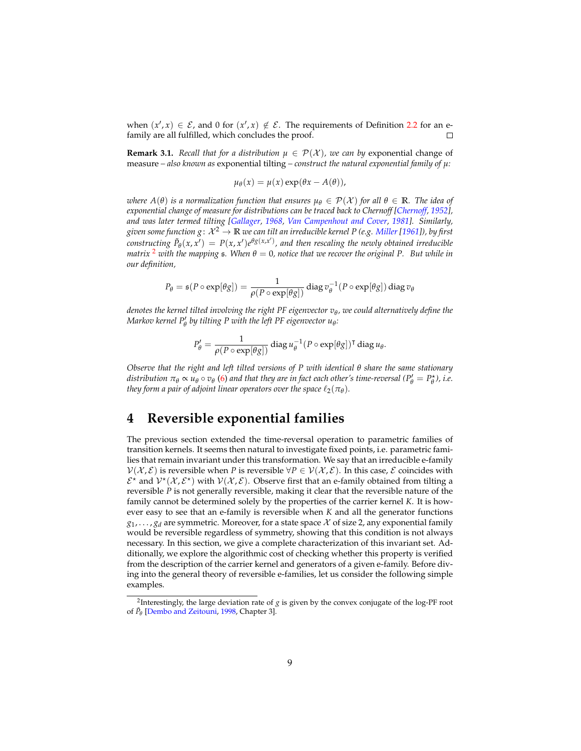when $(x', x) \in \mathcal{E}$, and 0 for $(x', x) \notin \mathcal{E}$. The requirements of Definition 2.2 for an e-family are all fulfilled, which concludes the proof. ☐

**Remark 3.1.** *Recall that for a distribution $\mu \in \mathcal{P}(\mathcal{X})$, we can by* exponential change of measure *– also known as* exponential tilting *– construct the natural exponential family of $\mu$:*

$$\mu_\theta(x) = \mu(x) \exp(\theta x - A(\theta)),$$

*where $A(\theta)$ is a normalization function that ensures $\mu_\theta \in \mathcal{P}(\mathcal{X})$ for all $\theta \in \mathbb{R}$. The idea of exponential change of measure for distributions can be traced back to Chernoff [Chernoff, 1952], and was later termed tilting [Gallager, 1968, Van Campenhout and Cover, 1981]. Similarly, given some function $g \colon \mathcal{X}^2 \to \mathbb{R}$ we can tilt an irreducible kernel $P$ (e.g. Miller [1961]), by first constructing $\tilde{P}_\theta(x, x') = P(x, x') e^{\theta g(x,x')}$, and then rescaling the newly obtained irreducible matrix [2] with the mapping $\mathfrak{s}$. When $\theta = 0$, notice that we recover the original $P$. But while in our definition,*

$$P_\theta = \mathfrak{s}(P \circ \exp[\theta g]) = \frac{1}{\rho(P \circ \exp[\theta g])} \operatorname{diag} v_\theta^{-1} (P \circ \exp[\theta g]) \operatorname{diag} v_\theta$$

*denotes the kernel tilted involving the right PF eigenvector $v_\theta$, we could alternatively define the Markov kernel $P'_\theta$ by tilting $P$ with the left PF eigenvector $u_\theta$:*

$$P'_\theta = \frac{1}{\rho(P \circ \exp[\theta g])} \operatorname{diag} u_\theta^{-1} (P \circ \exp[\theta g])^\intercal \operatorname{diag} u_\theta.$$

*Observe that the right and left tilted versions of $P$ with identical $\theta$ share the same stationary distribution $\pi_\theta \propto u_\theta \circ v_\theta$ (6) and that they are in fact each other's time-reversal ($P'_\theta = P^\star_\theta$), i.e. they form a pair of adjoint linear operators over the space $\ell_2(\pi_\theta)$.*

# 4 Reversible exponential families

The previous section extended the time-reversal operation to parametric families of transition kernels. It seems then natural to investigate fixed points, i.e. parametric families that remain invariant under this transformation. We say that an irreducible e-family $\mathcal{V}(\mathcal{X}, \mathcal{E})$ is reversible when $P$ is reversible $\forall P \in \mathcal{V}(\mathcal{X}, \mathcal{E})$. In this case, $\mathcal{E}$ coincides with $\mathcal{E}^\star$ and $\mathcal{V}^\star(\mathcal{X}, \mathcal{E}^\star)$ with $\mathcal{V}(\mathcal{X}, \mathcal{E})$. Observe first that an e-family obtained from tilting a reversible $P$ is not generally reversible, making it clear that the reversible nature of the family cannot be determined solely by the properties of the carrier kernel $K$. It is however easy to see that an e-family is reversible when $K$ and all the generator functions $g_1, \dots, g_d$ are symmetric. Moreover, for a state space $\mathcal{X}$ of size 2, any exponential family would be reversible regardless of symmetry, showing that this condition is not always necessary. In this section, we give a complete characterization of this invariant set. Additionally, we explore the algorithmic cost of checking whether this property is verified from the description of the carrier kernel and generators of a given e-family. Before diving into the general theory of reversible e-families, let us consider the following simple examples.

[2] Interestingly, the large deviation rate of $g$ is given by the convex conjugate of the log-PF root of $\tilde{P}_\theta$ [Dembo and Zeitouni, 1998, Chapter 3].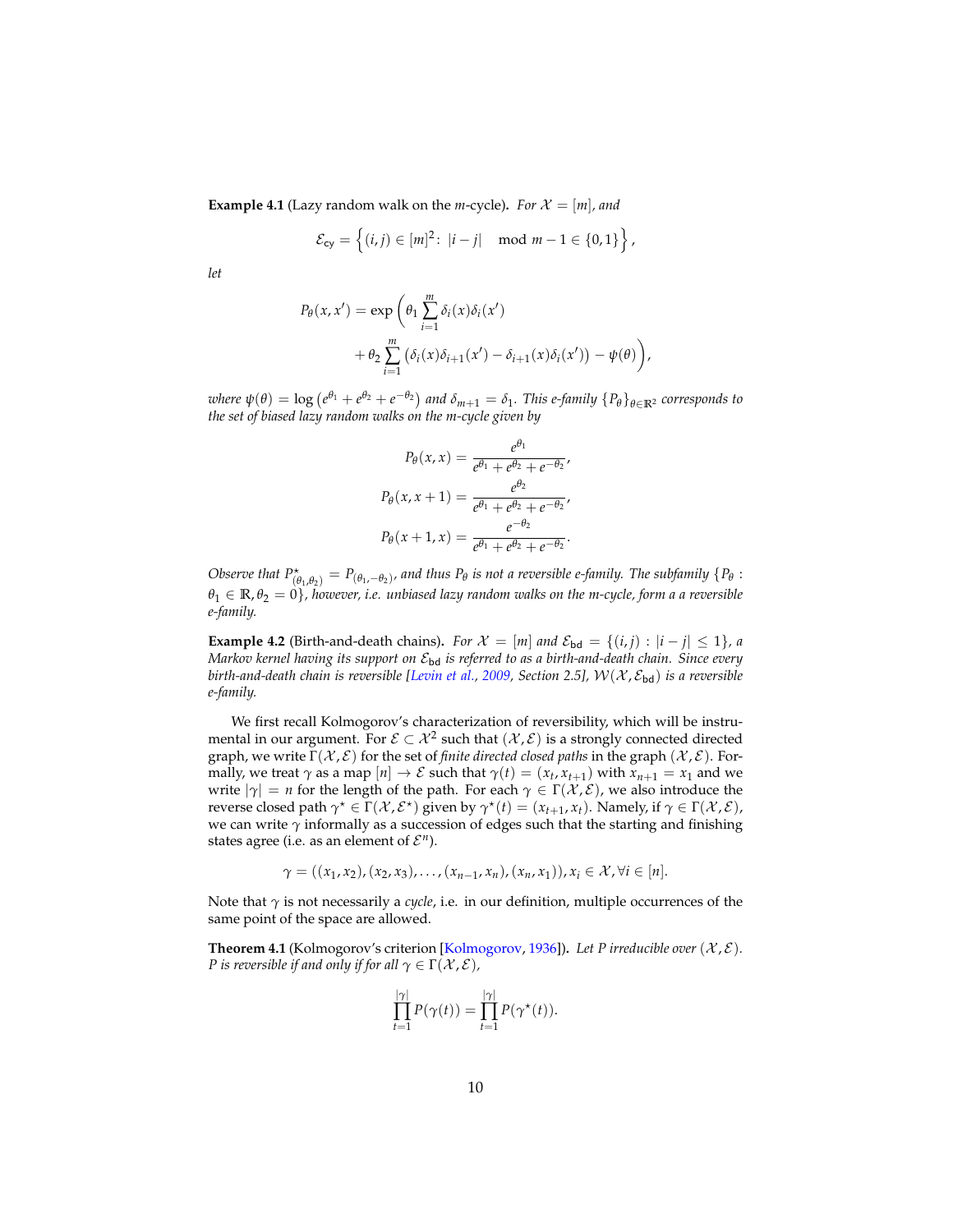**Example 4.1** (Lazy random walk on the $m$-cycle)**.** *For $\mathcal{X} = [m]$, and*

$$\mathcal{E}_{\mathsf{cy}} = \left\{ (i,j) \in [m]^2 \colon |i - j| \mod m - 1 \in \{0, 1\} \right\},$$

*let*

$$P_\theta(x, x') = \exp\Bigg( \theta_1 \sum_{i=1}^{m} \delta_i(x)\delta_i(x') \\ + \theta_2 \sum_{i=1}^{m} \left( \delta_i(x)\delta_{i+1}(x') - \delta_{i+1}(x)\delta_i(x') \right) - \psi(\theta) \Bigg),$$

*where $\psi(\theta) = \log\left(e^{\theta_1} + e^{\theta_2} + e^{-\theta_2}\right)$ and $\delta_{m+1} = \delta_1$. This e-family $\{P_\theta\}_{\theta \in \mathbb{R}^2}$ corresponds to the set of biased lazy random walks on the m-cycle given by*

$$P_\theta(x, x) = \frac{e^{\theta_1}}{e^{\theta_1} + e^{\theta_2} + e^{-\theta_2}},$$
$$P_\theta(x, x+1) = \frac{e^{\theta_2}}{e^{\theta_1} + e^{\theta_2} + e^{-\theta_2}},$$
$$P_\theta(x+1, x) = \frac{e^{-\theta_2}}{e^{\theta_1} + e^{\theta_2} + e^{-\theta_2}}.$$

*Observe that $P^\star_{(\theta_1, \theta_2)} = P_{(\theta_1, -\theta_2)}$, and thus $P_\theta$ is not a reversible e-family. The subfamily $\{P_\theta : \theta_1 \in \mathbb{R}, \theta_2 = 0\}$, however, i.e. unbiased lazy random walks on the m-cycle, form a a reversible e-family.*

**Example 4.2** (Birth-and-death chains)**.** *For $\mathcal{X} = [m]$ and $\mathcal{E}_{\mathsf{bd}} = \{(i,j) : |i - j| \leq 1\}$, a Markov kernel having its support on $\mathcal{E}_{\mathsf{bd}}$ is referred to as a birth-and-death chain. Since every birth-and-death chain is reversible [Levin et al., 2009, Section 2.5], $\mathcal{W}(\mathcal{X}, \mathcal{E}_{\mathsf{bd}})$ is a reversible e-family.*

We first recall Kolmogorov's characterization of reversibility, which will be instrumental in our argument. For $\mathcal{E} \subset \mathcal{X}^2$ such that $(\mathcal{X}, \mathcal{E})$ is a strongly connected directed graph, we write $\Gamma(\mathcal{X}, \mathcal{E})$ for the set of *finite directed closed paths* in the graph $(\mathcal{X}, \mathcal{E})$. Formally, we treat $\gamma$ as a map $[n] \to \mathcal{E}$ such that $\gamma(t) = (x_t, x_{t+1})$ with $x_{n+1} = x_1$ and we write $|\gamma| = n$ for the length of the path. For each $\gamma \in \Gamma(\mathcal{X}, \mathcal{E})$, we also introduce the reverse closed path $\gamma^\star \in \Gamma(\mathcal{X}, \mathcal{E}^\star)$ given by $\gamma^\star(t) = (x_{t+1}, x_t)$. Namely, if $\gamma \in \Gamma(\mathcal{X}, \mathcal{E})$, we can write $\gamma$ informally as a succession of edges such that the starting and finishing states agree (i.e. as an element of $\mathcal{E}^n$).

$$\gamma = ((x_1, x_2), (x_2, x_3), \ldots, (x_{n-1}, x_n), (x_n, x_1)), x_i \in \mathcal{X}, \forall i \in [n].$$

Note that $\gamma$ is not necessarily a *cycle*, i.e. in our definition, multiple occurrences of the same point of the space are allowed.

**Theorem 4.1** (Kolmogorov's criterion [Kolmogorov, 1936])**.** *Let $P$ irreducible over $(\mathcal{X}, \mathcal{E})$. $P$ is reversible if and only if for all $\gamma \in \Gamma(\mathcal{X}, \mathcal{E})$,*

$$\prod_{t=1}^{|\gamma|} P(\gamma(t)) = \prod_{t=1}^{|\gamma|} P(\gamma^\star(t)).$$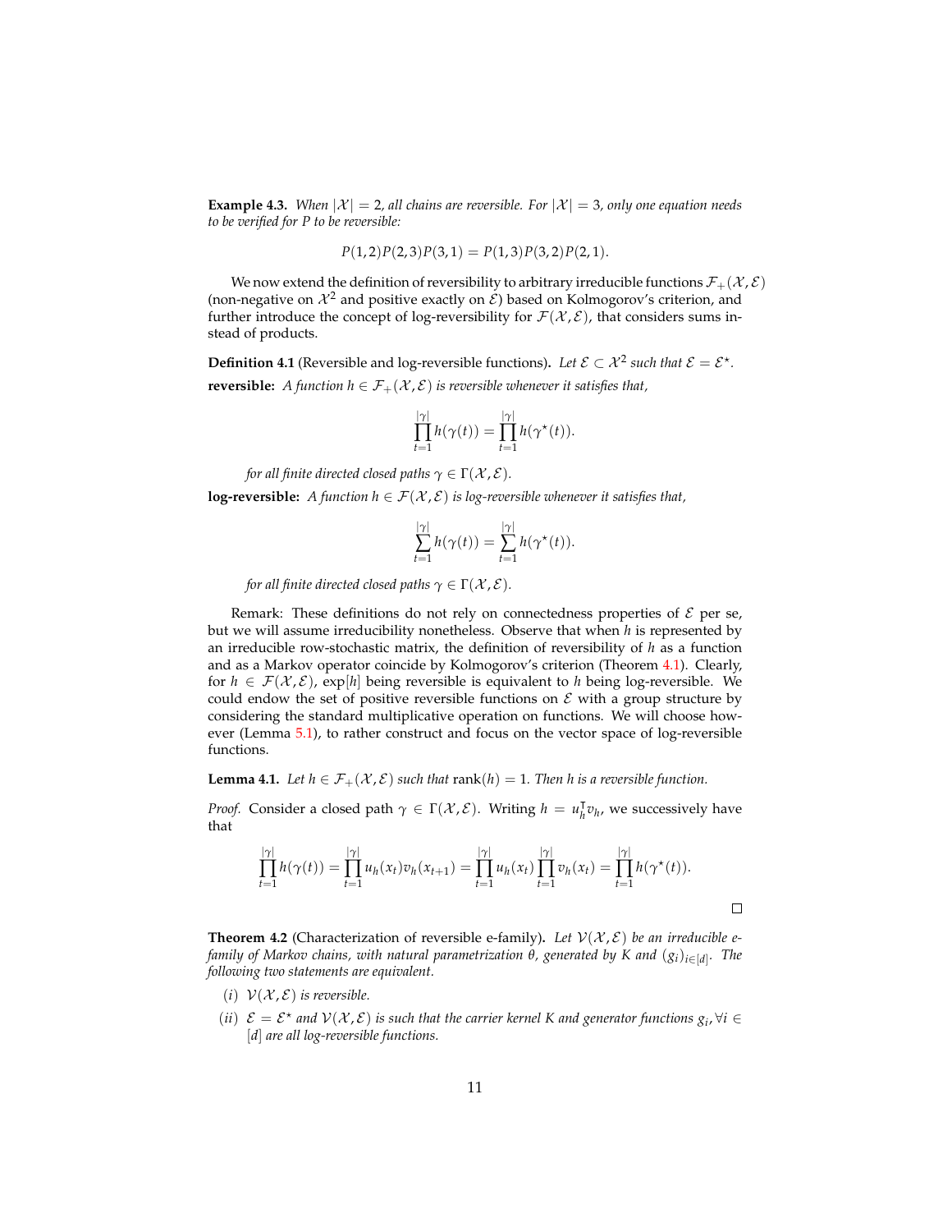**Example 4.3.** *When $|\mathcal{X}| = 2$, all chains are reversible. For $|\mathcal{X}| = 3$, only one equation needs to be verified for $P$ to be reversible:*

$$P(1,2)P(2,3)P(3,1) = P(1,3)P(3,2)P(2,1).$$

We now extend the definition of reversibility to arbitrary irreducible functions $\mathcal{F}_+(\mathcal{X}, \mathcal{E})$ (non-negative on $\mathcal{X}^2$ and positive exactly on $\mathcal{E}$) based on Kolmogorov's criterion, and further introduce the concept of log-reversibility for $\mathcal{F}(\mathcal{X}, \mathcal{E})$, that considers sums instead of products.

**Definition 4.1** (Reversible and log-reversible functions)**.** *Let $\mathcal{E} \subset \mathcal{X}^2$ such that $\mathcal{E} = \mathcal{E}^\star$.*

**reversible:** *A function $h \in \mathcal{F}_+(\mathcal{X}, \mathcal{E})$ is reversible whenever it satisfies that,*

$$\prod_{t=1}^{|\gamma|} h(\gamma(t)) = \prod_{t=1}^{|\gamma|} h(\gamma^\star(t)).$$

*for all finite directed closed paths $\gamma \in \Gamma(\mathcal{X}, \mathcal{E})$.*

**log-reversible:** *A function $h \in \mathcal{F}(\mathcal{X}, \mathcal{E})$ is log-reversible whenever it satisfies that,*

$$\sum_{t=1}^{|\gamma|} h(\gamma(t)) = \sum_{t=1}^{|\gamma|} h(\gamma^\star(t)).$$

*for all finite directed closed paths $\gamma \in \Gamma(\mathcal{X}, \mathcal{E})$.*

Remark: These definitions do not rely on connectedness properties of $\mathcal{E}$ per se, but we will assume irreducibility nonetheless. Observe that when $h$ is represented by an irreducible row-stochastic matrix, the definition of reversibility of $h$ as a function and as a Markov operator coincide by Kolmogorov's criterion (Theorem 4.1). Clearly, for $h \in \mathcal{F}(\mathcal{X}, \mathcal{E})$, $\exp[h]$ being reversible is equivalent to $h$ being log-reversible. We could endow the set of positive reversible functions on $\mathcal{E}$ with a group structure by considering the standard multiplicative operation on functions. We will choose however (Lemma 5.1), to rather construct and focus on the vector space of log-reversible functions.

**Lemma 4.1.** *Let $h \in \mathcal{F}_+(\mathcal{X}, \mathcal{E})$ such that $\operatorname{rank}(h) = 1$. Then $h$ is a reversible function.*

*Proof.* Consider a closed path $\gamma \in \Gamma(\mathcal{X}, \mathcal{E})$. Writing $h = u_h^\intercal v_h$, we successively have that

$$\prod_{t=1}^{|\gamma|} h(\gamma(t)) = \prod_{t=1}^{|\gamma|} u_h(x_t) v_h(x_{t+1}) = \prod_{t=1}^{|\gamma|} u_h(x_t) \prod_{t=1}^{|\gamma|} v_h(x_t) = \prod_{t=1}^{|\gamma|} h(\gamma^\star(t)).$$

□

**Theorem 4.2** (Characterization of reversible e-family)**.** *Let $\mathcal{V}(\mathcal{X}, \mathcal{E})$ be an irreducible e-family of Markov chains, with natural parametrization $\theta$, generated by $K$ and $(g_i)_{i \in [d]}$. The following two statements are equivalent.*

*(i)* *$\mathcal{V}(\mathcal{X}, \mathcal{E})$ is reversible.*

*(ii)* *$\mathcal{E} = \mathcal{E}^\star$ and $\mathcal{V}(\mathcal{X}, \mathcal{E})$ is such that the carrier kernel $K$ and generator functions $g_i, \forall i \in [d]$ are all log-reversible functions.*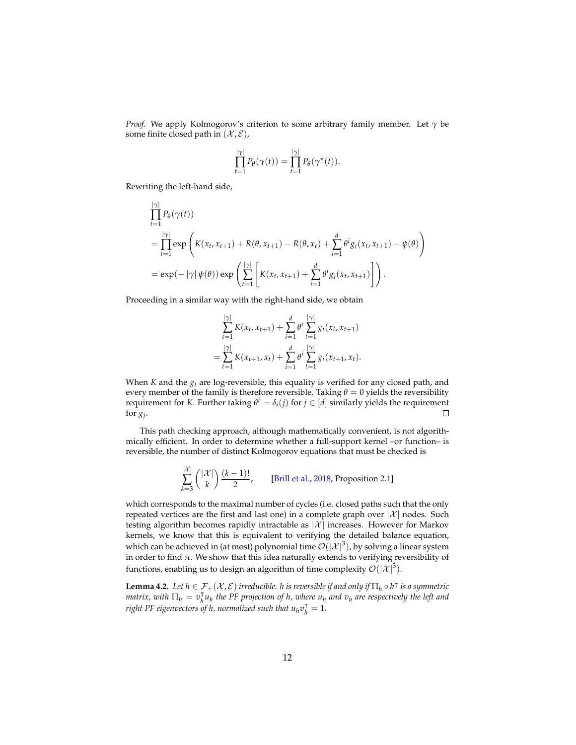*Proof.* We apply Kolmogorov's criterion to some arbitrary family member. Let $\gamma$ be some finite closed path in $(\mathcal{X}, \mathcal{E})$,

$$\prod_{t=1}^{|\gamma|} P_\theta(\gamma(t)) = \prod_{t=1}^{|\gamma|} P_\theta(\gamma^\star(t)).$$

Rewriting the left-hand side,

$$\begin{aligned}
&\prod_{t=1}^{|\gamma|} P_\theta(\gamma(t)) \\
&= \prod_{t=1}^{|\gamma|} \exp\left( K(x_t, x_{t+1}) + R(\theta, x_{t+1}) - R(\theta, x_t) + \sum_{i=1}^{d} \theta^i g_i(x_t, x_{t+1}) - \psi(\theta) \right) \\
&= \exp(-|\gamma|\,\psi(\theta)) \exp\left( \sum_{t=1}^{|\gamma|} \left[ K(x_t, x_{t+1}) + \sum_{i=1}^{d} \theta^i g_i(x_t, x_{t+1}) \right] \right).
\end{aligned}$$

Proceeding in a similar way with the right-hand side, we obtain

$$\begin{aligned}
&\sum_{t=1}^{|\gamma|} K(x_t, x_{t+1}) + \sum_{i=1}^{d} \theta^i \sum_{t=1}^{|\gamma|} g_i(x_t, x_{t+1}) \\
&= \sum_{t=1}^{|\gamma|} K(x_{t+1}, x_t) + \sum_{i=1}^{d} \theta^i \sum_{t=1}^{|\gamma|} g_i(x_{t+1}, x_t).
\end{aligned}$$

When $K$ and the $g_i$ are log-reversible, this equality is verified for any closed path, and every member of the family is therefore reversible. Taking $\theta = 0$ yields the reversibility requirement for $K$. Further taking $\theta^i = \delta_i(j)$ for $j \in [d]$ similarly yields the requirement for $g_j$. $\square$

This path checking approach, although mathematically convenient, is not algorithmically efficient. In order to determine whether a full-support kernel –or function– is reversible, the number of distinct Kolmogorov equations that must be checked is

$$\sum_{k=3}^{|\mathcal{X}|} \binom{|\mathcal{X}|}{k} \frac{(k-1)!}{2}, \qquad \text{[Brill et al., 2018, Proposition 2.1]}$$

which corresponds to the maximal number of cycles (i.e. closed paths such that the only repeated vertices are the first and last one) in a complete graph over $|\mathcal{X}|$ nodes. Such testing algorithm becomes rapidly intractable as $|\mathcal{X}|$ increases. However for Markov kernels, we know that this is equivalent to verifying the detailed balance equation, which can be achieved in (at most) polynomial time $\mathcal{O}(|\mathcal{X}|^3)$, by solving a linear system in order to find $\pi$. We show that this idea naturally extends to verifying reversibility of functions, enabling us to design an algorithm of time complexity $\mathcal{O}(|\mathcal{X}|^3)$.

**Lemma 4.2.** *Let $h \in \mathcal{F}_+(\mathcal{X}, \mathcal{E})$ irreducible. $h$ is reversible if and only if $\Pi_h \circ h^\intercal$ is a symmetric matrix, with $\Pi_h = v_h^\intercal u_h$ the PF projection of $h$, where $u_h$ and $v_h$ are respectively the left and right PF eigenvectors of $h$, normalized such that $u_h v_h^\intercal = 1$.*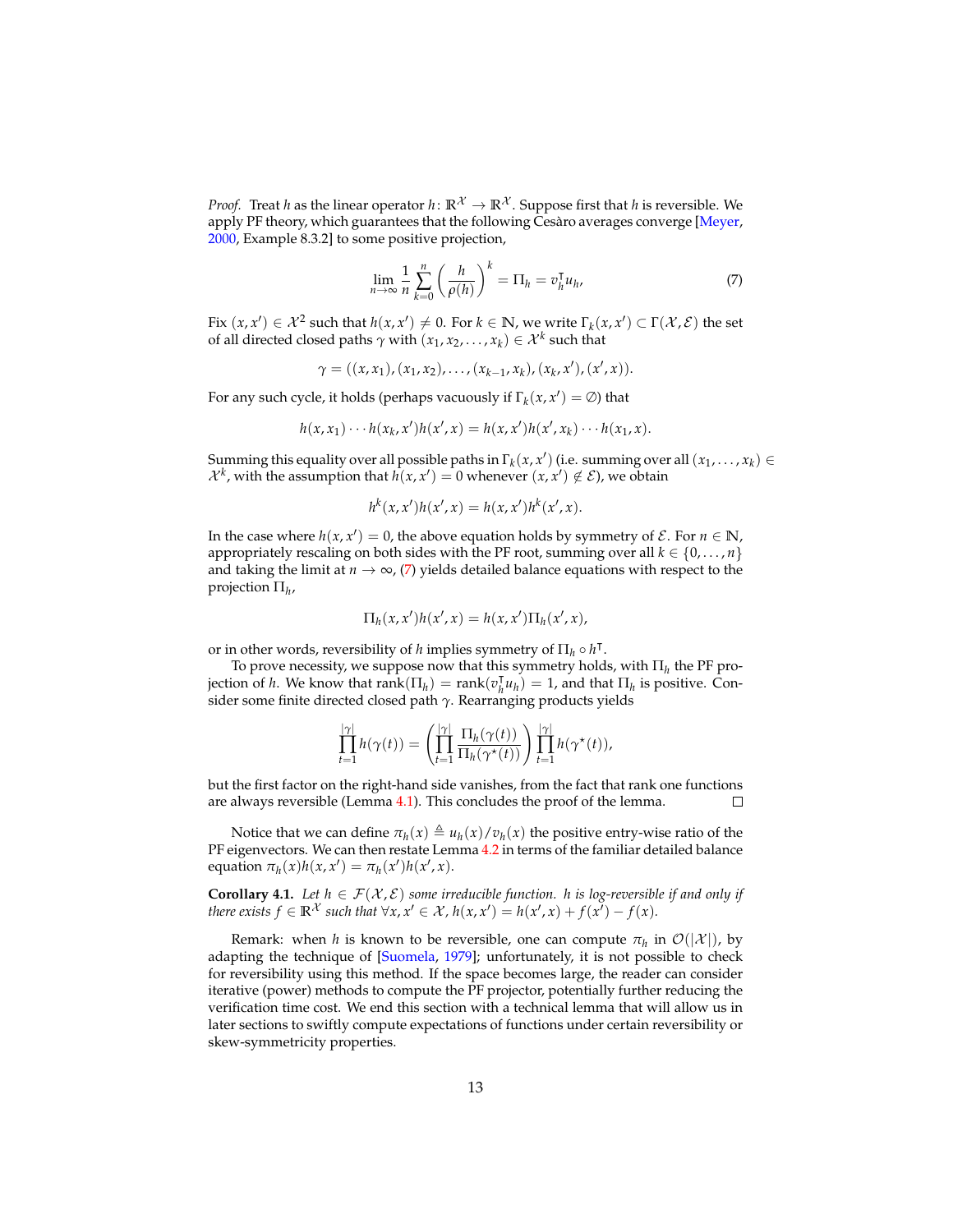*Proof.* Treat $h$ as the linear operator $h\colon \mathbb{R}^{\mathcal{X}} \to \mathbb{R}^{\mathcal{X}}$. Suppose first that $h$ is reversible. We apply PF theory, which guarantees that the following Cesàro averages converge [Meyer, 2000, Example 8.3.2] to some positive projection,

$$\lim_{n\to\infty} \frac{1}{n} \sum_{k=0}^{n} \left( \frac{h}{\rho(h)} \right)^{k} = \Pi_h = v_h^{\intercal} u_h, \tag{7}$$

Fix $(x, x') \in \mathcal{X}^2$ such that $h(x, x') \neq 0$. For $k \in \mathbb{N}$, we write $\Gamma_k(x, x') \subset \Gamma(\mathcal{X}, \mathcal{E})$ the set of all directed closed paths $\gamma$ with $(x_1, x_2, \ldots, x_k) \in \mathcal{X}^k$ such that

$$\gamma = ((x, x_1), (x_1, x_2), \ldots, (x_{k-1}, x_k), (x_k, x'), (x', x)).$$

For any such cycle, it holds (perhaps vacuously if $\Gamma_k(x, x') = \emptyset$) that

$$h(x, x_1) \cdots h(x_k, x') h(x', x) = h(x, x') h(x', x_k) \cdots h(x_1, x).$$

Summing this equality over all possible paths in $\Gamma_k(x, x')$ (i.e. summing over all $(x_1, \ldots, x_k) \in \mathcal{X}^k$, with the assumption that $h(x, x') = 0$ whenever $(x, x') \notin \mathcal{E}$), we obtain

$$h^k(x, x') h(x', x) = h(x, x') h^k(x', x).$$

In the case where $h(x, x') = 0$, the above equation holds by symmetry of $\mathcal{E}$. For $n \in \mathbb{N}$, appropriately rescaling on both sides with the PF root, summing over all $k \in \{0, \ldots, n\}$ and taking the limit at $n \to \infty$, (7) yields detailed balance equations with respect to the projection $\Pi_h$,

$$\Pi_h(x, x') h(x', x) = h(x, x') \Pi_h(x', x),$$

or in other words, reversibility of $h$ implies symmetry of $\Pi_h \circ h^{\intercal}$.

To prove necessity, we suppose now that this symmetry holds, with $\Pi_h$ the PF projection of $h$. We know that $\operatorname{rank}(\Pi_h) = \operatorname{rank}(v_h^{\intercal} u_h) = 1$, and that $\Pi_h$ is positive. Consider some finite directed closed path $\gamma$. Rearranging products yields

$$\prod_{t=1}^{|\gamma|} h(\gamma(t)) = \left( \prod_{t=1}^{|\gamma|} \frac{\Pi_h(\gamma(t))}{\Pi_h(\gamma^\star(t))} \right) \prod_{t=1}^{|\gamma|} h(\gamma^\star(t)),$$

but the first factor on the right-hand side vanishes, from the fact that rank one functions are always reversible (Lemma 4.1). This concludes the proof of the lemma. $\square$

Notice that we can define $\pi_h(x) \triangleq u_h(x)/v_h(x)$ the positive entry-wise ratio of the PF eigenvectors. We can then restate Lemma 4.2 in terms of the familiar detailed balance equation $\pi_h(x) h(x, x') = \pi_h(x') h(x', x)$.

**Corollary 4.1.** *Let $h \in \mathcal{F}(\mathcal{X}, \mathcal{E})$ some irreducible function. $h$ is log-reversible if and only if there exists $f \in \mathbb{R}^{\mathcal{X}}$ such that $\forall x, x' \in \mathcal{X}$, $h(x, x') = h(x', x) + f(x') - f(x)$.*

Remark: when $h$ is known to be reversible, one can compute $\pi_h$ in $\mathcal{O}(|\mathcal{X}|)$, by adapting the technique of [Suomela, 1979]; unfortunately, it is not possible to check for reversibility using this method. If the space becomes large, the reader can consider iterative (power) methods to compute the PF projector, potentially further reducing the verification time cost. We end this section with a technical lemma that will allow us in later sections to swiftly compute expectations of functions under certain reversibility or skew-symmetricity properties.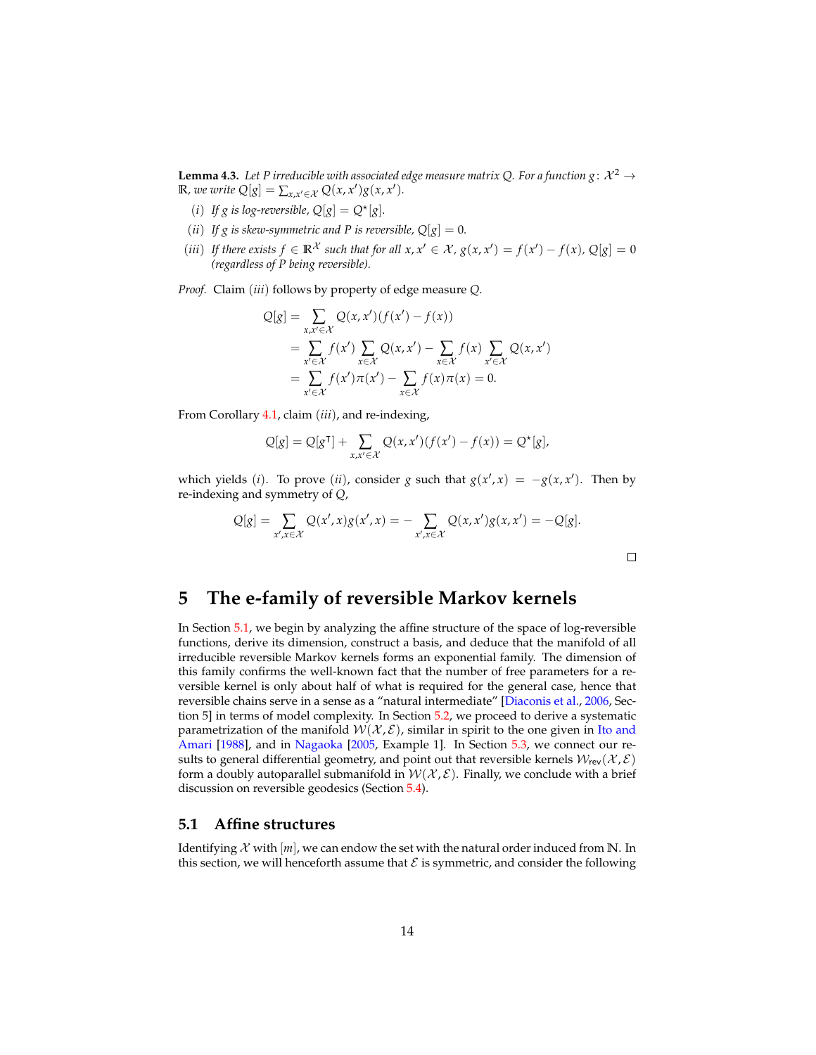**Lemma 4.3.** *Let $P$ irreducible with associated edge measure matrix $Q$. For a function $g\colon \mathcal{X}^2 \to \mathbb{R}$, we write $Q[g] = \sum_{x,x' \in \mathcal{X}} Q(x,x')g(x,x')$.*

*(i) If $g$ is log-reversible, $Q[g] = Q^\star[g]$.*

*(ii) If $g$ is skew-symmetric and $P$ is reversible, $Q[g] = 0$.*

*(iii) If there exists $f \in \mathbb{R}^{\mathcal{X}}$ such that for all $x, x' \in \mathcal{X}$, $g(x,x') = f(x') - f(x)$, $Q[g] = 0$ (regardless of $P$ being reversible).*

*Proof.* Claim $(iii)$ follows by property of edge measure $Q$.

$$
\begin{aligned}
Q[g] &= \sum_{x,x' \in \mathcal{X}} Q(x,x')(f(x') - f(x)) \\
&= \sum_{x' \in \mathcal{X}} f(x') \sum_{x \in \mathcal{X}} Q(x,x') - \sum_{x \in \mathcal{X}} f(x) \sum_{x' \in \mathcal{X}} Q(x,x') \\
&= \sum_{x' \in \mathcal{X}} f(x')\pi(x') - \sum_{x \in \mathcal{X}} f(x)\pi(x) = 0.
\end{aligned}
$$

From Corollary 4.1, claim $(iii)$, and re-indexing,

$$
Q[g] = Q[g^\intercal] + \sum_{x,x' \in \mathcal{X}} Q(x,x')(f(x') - f(x)) = Q^\star[g],
$$

which yields $(i)$. To prove $(ii)$, consider $g$ such that $g(x',x) = -g(x,x')$. Then by re-indexing and symmetry of $Q$,

$$
Q[g] = \sum_{x',x \in \mathcal{X}} Q(x',x)g(x',x) = - \sum_{x',x \in \mathcal{X}} Q(x,x')g(x,x') = -Q[g].
$$

□

# 5 The e-family of reversible Markov kernels

In Section 5.1, we begin by analyzing the affine structure of the space of log-reversible functions, derive its dimension, construct a basis, and deduce that the manifold of all irreducible reversible Markov kernels forms an exponential family. The dimension of this family confirms the well-known fact that the number of free parameters for a reversible kernel is only about half of what is required for the general case, hence that reversible chains serve in a sense as a "natural intermediate" [Diaconis et al., 2006, Section 5] in terms of model complexity. In Section 5.2, we proceed to derive a systematic parametrization of the manifold $\mathcal{W}(\mathcal{X}, \mathcal{E})$, similar in spirit to the one given in Ito and Amari [1988], and in Nagaoka [2005, Example 1]. In Section 5.3, we connect our results to general differential geometry, and point out that reversible kernels $\mathcal{W}_{\mathsf{rev}}(\mathcal{X}, \mathcal{E})$ form a doubly autoparallel submanifold in $\mathcal{W}(\mathcal{X}, \mathcal{E})$. Finally, we conclude with a brief discussion on reversible geodesics (Section 5.4).

## 5.1 Affine structures

Identifying $\mathcal{X}$ with $[m]$, we can endow the set with the natural order induced from $\mathbb{N}$. In this section, we will henceforth assume that $\mathcal{E}$ is symmetric, and consider the following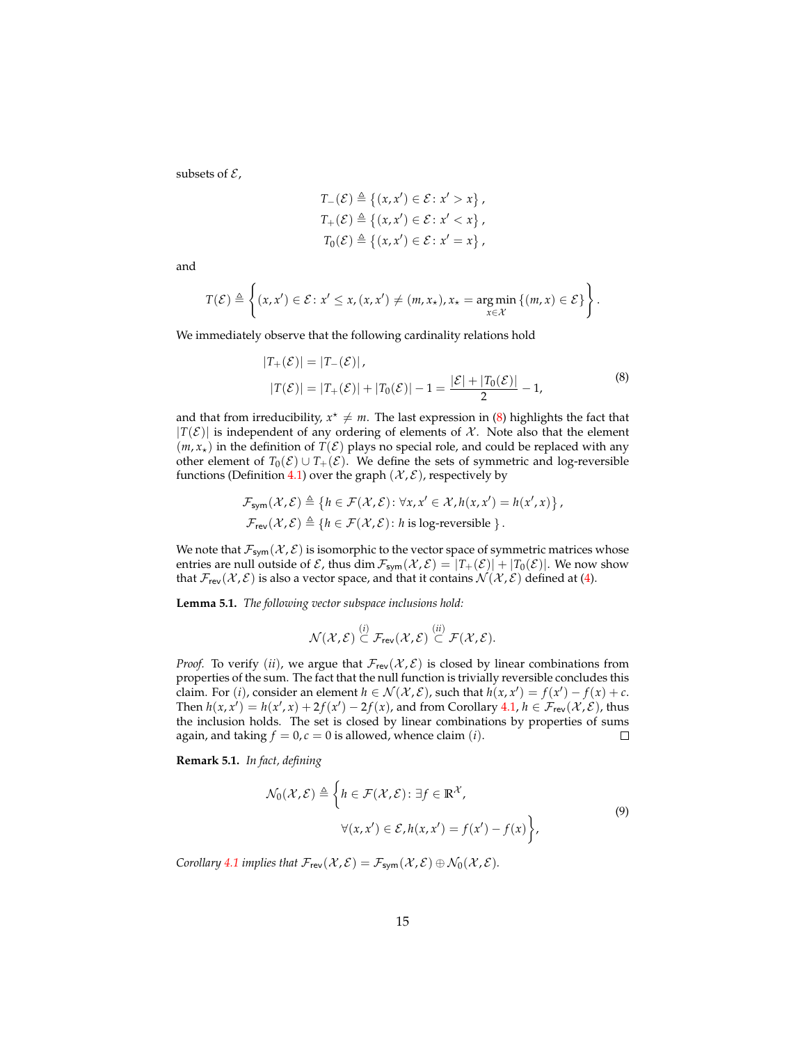subsets of $\mathcal{E}$,

$$
\begin{aligned}
T_-(\mathcal{E}) &\triangleq \left\{(x,x') \in \mathcal{E} \colon x' > x\right\}, \\
T_+(\mathcal{E}) &\triangleq \left\{(x,x') \in \mathcal{E} \colon x' < x\right\}, \\
T_0(\mathcal{E}) &\triangleq \left\{(x,x') \in \mathcal{E} \colon x' = x\right\},
\end{aligned}
$$

and

$$
T(\mathcal{E}) \triangleq \left\{ (x,x') \in \mathcal{E} \colon x' \leq x, (x,x') \neq (m, x_\star), x_\star = \operatorname*{arg\,min}_{x \in \mathcal{X}} \left\{(m,x) \in \mathcal{E}\right\} \right\}.
$$

We immediately observe that the following cardinality relations hold

$$
\begin{aligned}
|T_+(\mathcal{E})| &= |T_-(\mathcal{E})|, \\
|T(\mathcal{E})| &= |T_+(\mathcal{E})| + |T_0(\mathcal{E})| - 1 = \frac{|\mathcal{E}| + |T_0(\mathcal{E})|}{2} - 1,
\end{aligned}
\tag{8}
$$

and that from irreducibility, $x^\star \neq m$. The last expression in (8) highlights the fact that $|T(\mathcal{E})|$ is independent of any ordering of elements of $\mathcal{X}$. Note also that the element $(m, x_\star)$ in the definition of $T(\mathcal{E})$ plays no special role, and could be replaced with any other element of $T_0(\mathcal{E}) \cup T_+(\mathcal{E})$. We define the sets of symmetric and log-reversible functions (Definition 4.1) over the graph $(\mathcal{X}, \mathcal{E})$, respectively by

$$
\begin{aligned}
\mathcal{F}_{\mathsf{sym}}(\mathcal{X}, \mathcal{E}) &\triangleq \left\{ h \in \mathcal{F}(\mathcal{X}, \mathcal{E}) \colon \forall x, x' \in \mathcal{X}, h(x,x') = h(x',x) \right\}, \\
\mathcal{F}_{\mathsf{rev}}(\mathcal{X}, \mathcal{E}) &\triangleq \left\{ h \in \mathcal{F}(\mathcal{X}, \mathcal{E}) \colon h \text{ is log-reversible } \right\}.
\end{aligned}
$$

We note that $\mathcal{F}_{\mathsf{sym}}(\mathcal{X}, \mathcal{E})$ is isomorphic to the vector space of symmetric matrices whose entries are null outside of $\mathcal{E}$, thus $\dim \mathcal{F}_{\mathsf{sym}}(\mathcal{X}, \mathcal{E}) = |T_+(\mathcal{E})| + |T_0(\mathcal{E})|$. We now show that $\mathcal{F}_{\mathsf{rev}}(\mathcal{X}, \mathcal{E})$ is also a vector space, and that it contains $\mathcal{N}(\mathcal{X}, \mathcal{E})$ defined at (4).

**Lemma 5.1.** *The following vector subspace inclusions hold:*

$$
\mathcal{N}(\mathcal{X}, \mathcal{E}) \overset{(i)}{\subset} \mathcal{F}_{\mathsf{rev}}(\mathcal{X}, \mathcal{E}) \overset{(ii)}{\subset} \mathcal{F}(\mathcal{X}, \mathcal{E}).
$$

*Proof.* To verify $(ii)$, we argue that $\mathcal{F}_{\mathsf{rev}}(\mathcal{X}, \mathcal{E})$ is closed by linear combinations from properties of the sum. The fact that the null function is trivially reversible concludes this claim. For $(i)$, consider an element $h \in \mathcal{N}(\mathcal{X}, \mathcal{E})$, such that $h(x,x') = f(x') - f(x) + c$. Then $h(x,x') = h(x',x) + 2f(x') - 2f(x)$, and from Corollary 4.1, $h \in \mathcal{F}_{\mathsf{rev}}(\mathcal{X}, \mathcal{E})$, thus the inclusion holds. The set is closed by linear combinations by properties of sums again, and taking $f = 0, c = 0$ is allowed, whence claim $(i)$. ∎

**Remark 5.1.** *In fact, defining*

$$
\begin{aligned}
\mathcal{N}_0(\mathcal{X}, \mathcal{E}) \triangleq \Big\{ h \in \mathcal{F}(\mathcal{X}, \mathcal{E}) \colon &\exists f \in \mathbb{R}^{\mathcal{X}}, \\
&\forall (x,x') \in \mathcal{E}, h(x,x') = f(x') - f(x) \Big\},
\end{aligned}
\tag{9}
$$

*Corollary 4.1 implies that* $\mathcal{F}_{\mathsf{rev}}(\mathcal{X}, \mathcal{E}) = \mathcal{F}_{\mathsf{sym}}(\mathcal{X}, \mathcal{E}) \oplus \mathcal{N}_0(\mathcal{X}, \mathcal{E})$.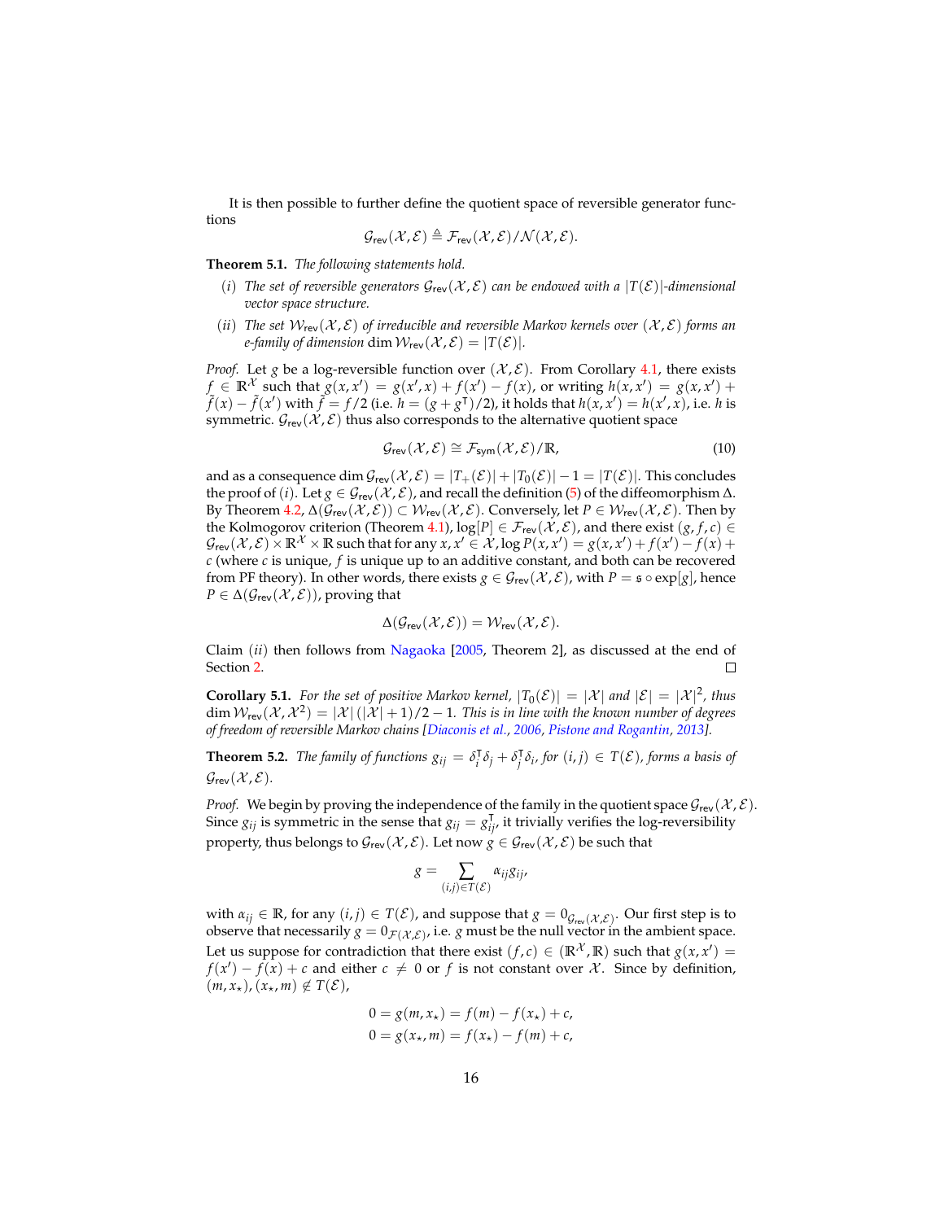It is then possible to further define the quotient space of reversible generator functions

$$\mathcal{G}_{\mathsf{rev}}(\mathcal{X}, \mathcal{E}) \triangleq \mathcal{F}_{\mathsf{rev}}(\mathcal{X}, \mathcal{E}) / \mathcal{N}(\mathcal{X}, \mathcal{E}).$$

**Theorem 5.1.** *The following statements hold.*

*(i) The set of reversible generators $\mathcal{G}_{\mathsf{rev}}(\mathcal{X}, \mathcal{E})$ can be endowed with a $|T(\mathcal{E})|$-dimensional vector space structure.*

*(ii) The set $\mathcal{W}_{\mathsf{rev}}(\mathcal{X}, \mathcal{E})$ of irreducible and reversible Markov kernels over $(\mathcal{X}, \mathcal{E})$ forms an e-family of dimension $\dim \mathcal{W}_{\mathsf{rev}}(\mathcal{X}, \mathcal{E}) = |T(\mathcal{E})|$.*

*Proof.* Let $g$ be a log-reversible function over $(\mathcal{X}, \mathcal{E})$. From Corollary 4.1, there exists $f \in \mathbb{R}^{\mathcal{X}}$ such that $g(x, x') = g(x', x) + f(x') - f(x)$, or writing $h(x, x') = g(x, x') + \tilde{f}(x) - \tilde{f}(x')$ with $\tilde{f} = f/2$ (i.e. $h = (g + g^\intercal)/2$), it holds that $h(x, x') = h(x', x)$, i.e. $h$ is symmetric. $\mathcal{G}_{\mathsf{rev}}(\mathcal{X}, \mathcal{E})$ thus also corresponds to the alternative quotient space

$$\mathcal{G}_{\mathsf{rev}}(\mathcal{X}, \mathcal{E}) \cong \mathcal{F}_{\mathsf{sym}}(\mathcal{X}, \mathcal{E}) / \mathbb{R}, \tag{10}$$

and as a consequence $\dim \mathcal{G}_{\mathsf{rev}}(\mathcal{X}, \mathcal{E}) = |T_+(\mathcal{E})| + |T_0(\mathcal{E})| - 1 = |T(\mathcal{E})|$. This concludes the proof of $(i)$. Let $g \in \mathcal{G}_{\mathsf{rev}}(\mathcal{X}, \mathcal{E})$, and recall the definition (5) of the diffeomorphism $\Delta$. By Theorem 4.2, $\Delta(\mathcal{G}_{\mathsf{rev}}(\mathcal{X}, \mathcal{E})) \subset \mathcal{W}_{\mathsf{rev}}(\mathcal{X}, \mathcal{E})$. Conversely, let $P \in \mathcal{W}_{\mathsf{rev}}(\mathcal{X}, \mathcal{E})$. Then by the Kolmogorov criterion (Theorem 4.1), $\log[P] \in \mathcal{F}_{\mathsf{rev}}(\mathcal{X}, \mathcal{E})$, and there exist $(g, f, c) \in \mathcal{G}_{\mathsf{rev}}(\mathcal{X}, \mathcal{E}) \times \mathbb{R}^{\mathcal{X}} \times \mathbb{R}$ such that for any $x, x' \in \mathcal{X}$, $\log P(x, x') = g(x, x') + f(x') - f(x) + c$ (where $c$ is unique, $f$ is unique up to an additive constant, and both can be recovered from PF theory). In other words, there exists $g \in \mathcal{G}_{\mathsf{rev}}(\mathcal{X}, \mathcal{E})$, with $P = \mathfrak{s} \circ \exp[g]$, hence $P \in \Delta(\mathcal{G}_{\mathsf{rev}}(\mathcal{X}, \mathcal{E}))$, proving that

$$\Delta(\mathcal{G}_{\mathsf{rev}}(\mathcal{X}, \mathcal{E})) = \mathcal{W}_{\mathsf{rev}}(\mathcal{X}, \mathcal{E}).$$

Claim $(ii)$ then follows from Nagaoka [2005, Theorem 2], as discussed at the end of Section 2. □

**Corollary 5.1.** *For the set of positive Markov kernel, $|T_0(\mathcal{E})| = |\mathcal{X}|$ and $|\mathcal{E}| = |\mathcal{X}|^2$, thus $\dim \mathcal{W}_{\mathsf{rev}}(\mathcal{X}, \mathcal{X}^2) = |\mathcal{X}|(|\mathcal{X}| + 1)/2 - 1$. This is in line with the known number of degrees of freedom of reversible Markov chains [Diaconis et al., 2006, Pistone and Rogantin, 2013].*

**Theorem 5.2.** *The family of functions $g_{ij} = \delta_i^\intercal \delta_j + \delta_j^\intercal \delta_i$, for $(i, j) \in T(\mathcal{E})$, forms a basis of $\mathcal{G}_{\mathsf{rev}}(\mathcal{X}, \mathcal{E})$.*

*Proof.* We begin by proving the independence of the family in the quotient space $\mathcal{G}_{\mathsf{rev}}(\mathcal{X}, \mathcal{E})$. Since $g_{ij}$ is symmetric in the sense that $g_{ij} = g_{ij}^\intercal$, it trivially verifies the log-reversibility property, thus belongs to $\mathcal{G}_{\mathsf{rev}}(\mathcal{X}, \mathcal{E})$. Let now $g \in \mathcal{G}_{\mathsf{rev}}(\mathcal{X}, \mathcal{E})$ be such that

$$g = \sum_{(i,j) \in T(\mathcal{E})} \alpha_{ij} g_{ij},$$

with $\alpha_{ij} \in \mathbb{R}$, for any $(i, j) \in T(\mathcal{E})$, and suppose that $g = 0_{\mathcal{G}_{\mathsf{rev}}(\mathcal{X}, \mathcal{E})}$. Our first step is to observe that necessarily $g = 0_{\mathcal{F}(\mathcal{X}, \mathcal{E})}$, i.e. $g$ must be the null vector in the ambient space. Let us suppose for contradiction that there exist $(f, c) \in (\mathbb{R}^{\mathcal{X}}, \mathbb{R})$ such that $g(x, x') = f(x') - f(x) + c$ and either $c \neq 0$ or $f$ is not constant over $\mathcal{X}$. Since by definition, $(m, x_\star), (x_\star, m) \notin T(\mathcal{E})$,

$$\begin{aligned}
0 &= g(m, x_\star) = f(m) - f(x_\star) + c, \\
0 &= g(x_\star, m) = f(x_\star) - f(m) + c,
\end{aligned}$$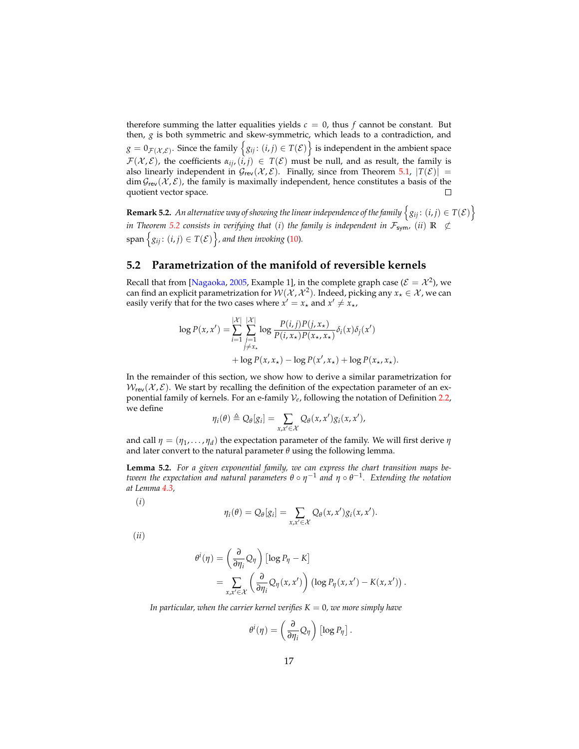therefore summing the latter equalities yields $c = 0$, thus $f$ cannot be constant. But then, $g$ is both symmetric and skew-symmetric, which leads to a contradiction, and $g = 0_{\mathcal{F}(\mathcal{X},\mathcal{E})}$. Since the family $\left\{ g_{ij} \colon (i,j) \in T(\mathcal{E}) \right\}$ is independent in the ambient space $\mathcal{F}(\mathcal{X},\mathcal{E})$, the coefficients $\alpha_{ij}, (i,j) \in T(\mathcal{E})$ must be null, and as result, the family is also linearly independent in $\mathcal{G}_{\mathsf{rev}}(\mathcal{X},\mathcal{E})$. Finally, since from Theorem 5.1, $|T(\mathcal{E})| = \dim \mathcal{G}_{\mathsf{rev}}(\mathcal{X},\mathcal{E})$, the family is maximally independent, hence constitutes a basis of the quotient vector space. □

**Remark 5.2.** *An alternative way of showing the linear independence of the family* $\left\{ g_{ij} \colon (i,j) \in T(\mathcal{E}) \right\}$ *in Theorem 5.2 consists in verifying that (i) the family is independent in* $\mathcal{F}_{\mathsf{sym}}$*, (ii)* $\mathbb{R} \not\subset \operatorname{span}\left\{ g_{ij} \colon (i,j) \in T(\mathcal{E}) \right\}$*, and then invoking (10).*

## 5.2 Parametrization of the manifold of reversible kernels

Recall that from [Nagaoka, 2005, Example 1], in the complete graph case ($\mathcal{E} = \mathcal{X}^2$), we can find an explicit parametrization for $\mathcal{W}(\mathcal{X},\mathcal{X}^2)$. Indeed, picking any $x_\star \in \mathcal{X}$, we can easily verify that for the two cases where $x' = x_\star$ and $x' \neq x_\star$,

$$
\begin{aligned}
\log P(x,x') = &\sum_{i=1}^{|\mathcal{X}|} \sum_{\substack{j=1 \\ j \neq x_\star}}^{|\mathcal{X}|} \log \frac{P(i,j)P(j,x_\star)}{P(i,x_\star)P(x_\star,x_\star)} \delta_i(x)\delta_j(x') \\
&+ \log P(x,x_\star) - \log P(x',x_\star) + \log P(x_\star,x_\star).
\end{aligned}
$$

In the remainder of this section, we show how to derive a similar parametrization for $\mathcal{W}_{\mathsf{rev}}(\mathcal{X},\mathcal{E})$. We start by recalling the definition of the expectation parameter of an exponential family of kernels. For an e-family $\mathcal{V}_e$, following the notation of Definition 2.2, we define

$$
\eta_i(\theta) \triangleq Q_\theta[g_i] = \sum_{x,x' \in \mathcal{X}} Q_\theta(x,x') g_i(x,x'),
$$

and call $\eta = (\eta_1, \ldots, \eta_d)$ the expectation parameter of the family. We will first derive $\eta$ and later convert to the natural parameter $\theta$ using the following lemma.

**Lemma 5.2.** *For a given exponential family, we can express the chart transition maps between the expectation and natural parameters* $\theta \circ \eta^{-1}$ *and* $\eta \circ \theta^{-1}$*. Extending the notation at Lemma 4.3,*

*(i)*

$$
\eta_i(\theta) = Q_\theta[g_i] = \sum_{x,x' \in \mathcal{X}} Q_\theta(x,x') g_i(x,x').
$$

*(ii)*

$$
\begin{aligned}
\theta^i(\eta) &= \left( \frac{\partial}{\partial \eta_i} Q_\eta \right) \left[ \log P_\eta - K \right] \\
&= \sum_{x,x' \in \mathcal{X}} \left( \frac{\partial}{\partial \eta_i} Q_\eta(x,x') \right) \left( \log P_\eta(x,x') - K(x,x') \right).
\end{aligned}
$$

*In particular, when the carrier kernel verifies* $K = 0$*, we more simply have*

$$
\theta^i(\eta) = \left( \frac{\partial}{\partial \eta_i} Q_\eta \right) \left[ \log P_\eta \right].
$$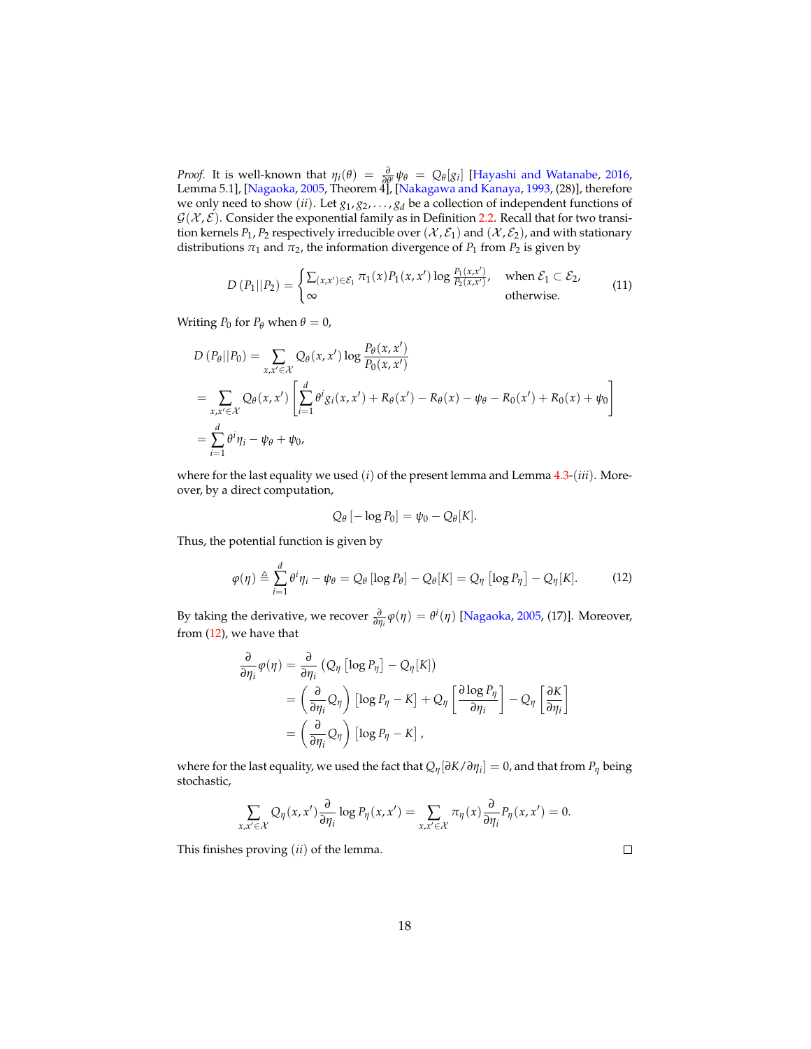*Proof.* It is well-known that $\eta_i(\theta) = \frac{\partial}{\partial \theta^i}\psi_\theta = Q_\theta[g_i]$ [Hayashi and Watanabe, 2016, Lemma 5.1], [Nagaoka, 2005, Theorem 4], [Nakagawa and Kanaya, 1993, (28)], therefore we only need to show $(ii)$. Let $g_1, g_2, \dots, g_d$ be a collection of independent functions of $\mathcal{G}(\mathcal{X}, \mathcal{E})$. Consider the exponential family as in Definition 2.2. Recall that for two transition kernels $P_1, P_2$ respectively irreducible over $(\mathcal{X}, \mathcal{E}_1)$ and $(\mathcal{X}, \mathcal{E}_2)$, and with stationary distributions $\pi_1$ and $\pi_2$, the information divergence of $P_1$ from $P_2$ is given by

$$
D\left(P_1 || P_2\right) = \begin{cases} \sum_{(x,x') \in \mathcal{E}_1} \pi_1(x) P_1(x, x') \log \frac{P_1(x,x')}{P_2(x,x')}, & \text{when } \mathcal{E}_1 \subset \mathcal{E}_2, \\ \infty & \text{otherwise.} \end{cases} \tag{11}
$$

Writing $P_0$ for $P_\theta$ when $\theta = 0$,

$$
\begin{aligned}
D\left(P_\theta || P_0\right) &= \sum_{x,x' \in \mathcal{X}} Q_\theta(x, x') \log \frac{P_\theta(x, x')}{P_0(x, x')} \\
&= \sum_{x,x' \in \mathcal{X}} Q_\theta(x, x') \left[ \sum_{i=1}^d \theta^i g_i(x, x') + R_\theta(x') - R_\theta(x) - \psi_\theta - R_0(x') + R_0(x) + \psi_0 \right] \\
&= \sum_{i=1}^d \theta^i \eta_i - \psi_\theta + \psi_0,
\end{aligned}
$$

where for the last equality we used $(i)$ of the present lemma and Lemma 4.3-$(iii)$. Moreover, by a direct computation,

$$
Q_\theta\left[-\log P_0\right] = \psi_0 - Q_\theta[K].
$$

Thus, the potential function is given by

$$
\varphi(\eta) \triangleq \sum_{i=1}^d \theta^i \eta_i - \psi_\theta = Q_\theta\left[\log P_\theta\right] - Q_\theta[K] = Q_\eta\left[\log P_\eta\right] - Q_\eta[K]. \tag{12}
$$

By taking the derivative, we recover $\frac{\partial}{\partial \eta_i}\varphi(\eta) = \theta^i(\eta)$ [Nagaoka, 2005, (17)]. Moreover, from (12), we have that

$$
\begin{aligned}
\frac{\partial}{\partial \eta_i}\varphi(\eta) &= \frac{\partial}{\partial \eta_i}\left(Q_\eta\left[\log P_\eta\right] - Q_\eta[K]\right) \\
&= \left(\frac{\partial}{\partial \eta_i} Q_\eta\right)\left[\log P_\eta - K\right] + Q_\eta\left[\frac{\partial \log P_\eta}{\partial \eta_i}\right] - Q_\eta\left[\frac{\partial K}{\partial \eta_i}\right] \\
&= \left(\frac{\partial}{\partial \eta_i} Q_\eta\right)\left[\log P_\eta - K\right],
\end{aligned}
$$

where for the last equality, we used the fact that $Q_\eta[\partial K / \partial \eta_i] = 0$, and that from $P_\eta$ being stochastic,

$$
\sum_{x,x' \in \mathcal{X}} Q_\eta(x, x') \frac{\partial}{\partial \eta_i} \log P_\eta(x, x') = \sum_{x,x' \in \mathcal{X}} \pi_\eta(x) \frac{\partial}{\partial \eta_i} P_\eta(x, x') = 0.
$$

This finishes proving $(ii)$ of the lemma. $\square$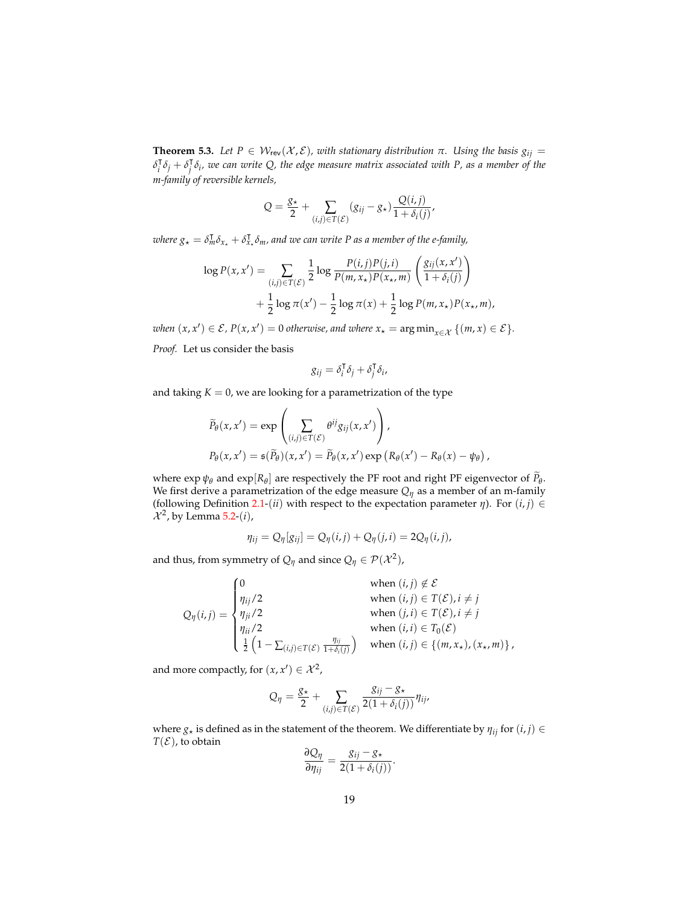**Theorem 5.3.** *Let $P \in \mathcal{W}_{\mathsf{rev}}(\mathcal{X}, \mathcal{E})$, with stationary distribution $\pi$. Using the basis $g_{ij} = \delta_i^\intercal \delta_j + \delta_j^\intercal \delta_i$, we can write $Q$, the edge measure matrix associated with $P$, as a member of the m-family of reversible kernels,*

$$
Q = \frac{g_\star}{2} + \sum_{(i,j) \in T(\mathcal{E})} (g_{ij} - g_\star) \frac{Q(i,j)}{1 + \delta_i(j)},
$$

*where $g_\star = \delta_m^\intercal \delta_{x_\star} + \delta_{x_\star}^\intercal \delta_m$, and we can write $P$ as a member of the e-family,*

$$
\begin{aligned}
\log P(x, x') = &\sum_{(i,j) \in T(\mathcal{E})} \frac{1}{2} \log \frac{P(i,j)P(j,i)}{P(m, x_\star)P(x_\star, m)} \left( \frac{g_{ij}(x,x')}{1 + \delta_i(j)} \right) \\
&+ \frac{1}{2} \log \pi(x') - \frac{1}{2} \log \pi(x) + \frac{1}{2} \log P(m, x_\star) P(x_\star, m),
\end{aligned}
$$

*when $(x, x') \in \mathcal{E}$, $P(x, x') = 0$ otherwise, and where $x_\star = \arg\min_{x \in \mathcal{X}} \{(m, x) \in \mathcal{E}\}$.*

*Proof.* Let us consider the basis

$$
g_{ij} = \delta_i^\intercal \delta_j + \delta_j^\intercal \delta_i,
$$

and taking $K = 0$, we are looking for a parametrization of the type

$$
\begin{aligned}
\widetilde{P}_\theta(x, x') &= \exp \left( \sum_{(i,j) \in T(\mathcal{E})} \theta^{ij} g_{ij}(x, x') \right), \\
P_\theta(x, x') &= \mathfrak{s}(\widetilde{P}_\theta)(x, x') = \widetilde{P}_\theta(x, x') \exp \left( R_\theta(x') - R_\theta(x) - \psi_\theta \right),
\end{aligned}
$$

where $\exp \psi_\theta$ and $\exp[R_\theta]$ are respectively the PF root and right PF eigenvector of $\widetilde{P}_\theta$. We first derive a parametrization of the edge measure $Q_\eta$ as a member of an m-family (following Definition 2.1-(*ii*) with respect to the expectation parameter $\eta$). For $(i,j) \in \mathcal{X}^2$, by Lemma 5.2-(*i*),

$$
\eta_{ij} = Q_\eta[g_{ij}] = Q_\eta(i,j) + Q_\eta(j,i) = 2 Q_\eta(i,j),
$$

and thus, from symmetry of $Q_\eta$ and since $Q_\eta \in \mathcal{P}(\mathcal{X}^2)$,

$$
Q_\eta(i,j) = \begin{cases}
0 & \text{when } (i,j) \notin \mathcal{E} \\
\eta_{ij}/2 & \text{when } (i,j) \in T(\mathcal{E}), i \neq j \\
\eta_{ji}/2 & \text{when } (j,i) \in T(\mathcal{E}), i \neq j \\
\eta_{ii}/2 & \text{when } (i,i) \in T_0(\mathcal{E}) \\
\frac{1}{2} \left( 1 - \sum_{(i,j) \in T(\mathcal{E})} \frac{\eta_{ij}}{1 + \delta_i(j)} \right) & \text{when } (i,j) \in \{(m, x_\star), (x_\star, m)\},
\end{cases}
$$

and more compactly, for $(x, x') \in \mathcal{X}^2$,

$$
Q_\eta = \frac{g_\star}{2} + \sum_{(i,j) \in T(\mathcal{E})} \frac{g_{ij} - g_\star}{2(1 + \delta_i(j))} \eta_{ij},
$$

where $g_\star$ is defined as in the statement of the theorem. We differentiate by $\eta_{ij}$ for $(i,j) \in T(\mathcal{E})$, to obtain

$$
\frac{\partial Q_\eta}{\partial \eta_{ij}} = \frac{g_{ij} - g_\star}{2(1 + \delta_i(j))}.
$$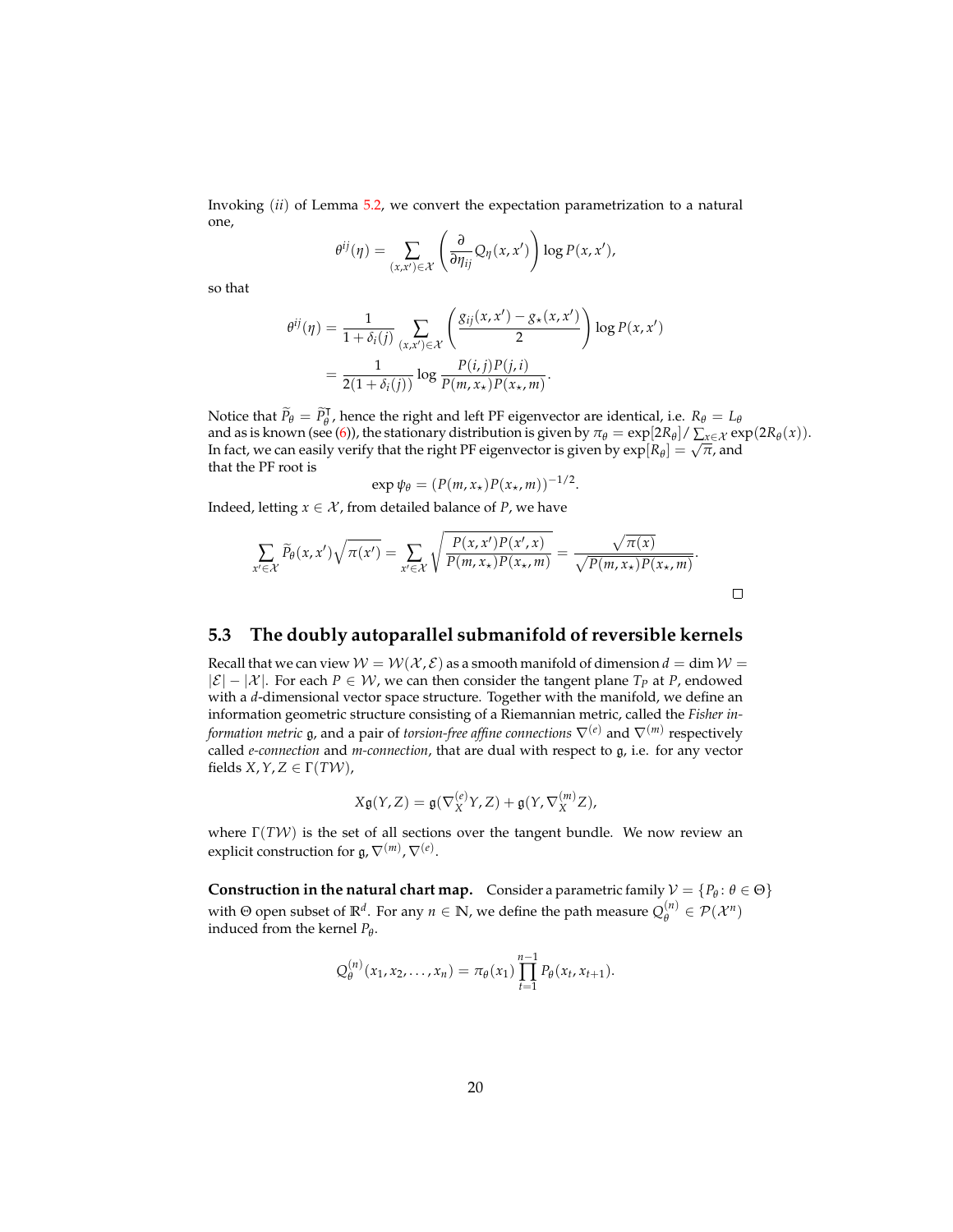Invoking (*ii*) of Lemma 5.2, we convert the expectation parametrization to a natural one,

$$\theta^{ij}(\eta) = \sum_{(x,x') \in \mathcal{X}} \left( \frac{\partial}{\partial \eta_{ij}} Q_\eta(x,x') \right) \log P(x,x'),$$

so that

$$\begin{aligned}
\theta^{ij}(\eta) &= \frac{1}{1+\delta_i(j)} \sum_{(x,x') \in \mathcal{X}} \left( \frac{g_{ij}(x,x') - g_\star(x,x')}{2} \right) \log P(x,x') \\
&= \frac{1}{2(1+\delta_i(j))} \log \frac{P(i,j)P(j,i)}{P(m,x_\star)P(x_\star,m)}.
\end{aligned}$$

Notice that $\widetilde{P}_\theta = \widetilde{P}_\theta^\intercal$, hence the right and left PF eigenvector are identical, i.e. $R_\theta = L_\theta$ and as is known (see (6)), the stationary distribution is given by $\pi_\theta = \exp[2R_\theta] / \sum_{x \in \mathcal{X}} \exp(2R_\theta(x))$. In fact, we can easily verify that the right PF eigenvector is given by $\exp[R_\theta] = \sqrt{\pi}$, and that the PF root is

$$\exp \psi_\theta = (P(m,x_\star)P(x_\star,m))^{-1/2}.$$

Indeed, letting $x \in \mathcal{X}$, from detailed balance of $P$, we have

$$\sum_{x' \in \mathcal{X}} \widetilde{P}_\theta(x,x')\sqrt{\pi(x')} = \sum_{x' \in \mathcal{X}} \sqrt{\frac{P(x,x')P(x',x)}{P(m,x_\star)P(x_\star,m)}} = \frac{\sqrt{\pi(x)}}{\sqrt{P(m,x_\star)P(x_\star,m)}}.$$

□

## 5.3 The doubly autoparallel submanifold of reversible kernels

Recall that we can view $\mathcal{W} = \mathcal{W}(\mathcal{X}, \mathcal{E})$ as a smooth manifold of dimension $d = \dim \mathcal{W} = |\mathcal{E}| - |\mathcal{X}|$. For each $P \in \mathcal{W}$, we can then consider the tangent plane $T_P$ at $P$, endowed with a $d$-dimensional vector space structure. Together with the manifold, we define an information geometric structure consisting of a Riemannian metric, called the *Fisher information metric* $\mathfrak{g}$, and a pair of *torsion-free affine connections* $\nabla^{(e)}$ and $\nabla^{(m)}$ respectively called *e-connection* and *m-connection*, that are dual with respect to $\mathfrak{g}$, i.e. for any vector fields $X, Y, Z \in \Gamma(T\mathcal{W})$,

$$X\mathfrak{g}(Y,Z) = \mathfrak{g}(\nabla_X^{(e)} Y, Z) + \mathfrak{g}(Y, \nabla_X^{(m)} Z),$$

where $\Gamma(T\mathcal{W})$ is the set of all sections over the tangent bundle. We now review an explicit construction for $\mathfrak{g}, \nabla^{(m)}, \nabla^{(e)}$.

**Construction in the natural chart map.** Consider a parametric family $\mathcal{V} = \{P_\theta : \theta \in \Theta\}$ with $\Theta$ open subset of $\mathbb{R}^d$. For any $n \in \mathbb{N}$, we define the path measure $Q_\theta^{(n)} \in \mathcal{P}(\mathcal{X}^n)$ induced from the kernel $P_\theta$.

$$Q_\theta^{(n)}(x_1, x_2, \dots, x_n) = \pi_\theta(x_1) \prod_{t=1}^{n-1} P_\theta(x_t, x_{t+1}).$$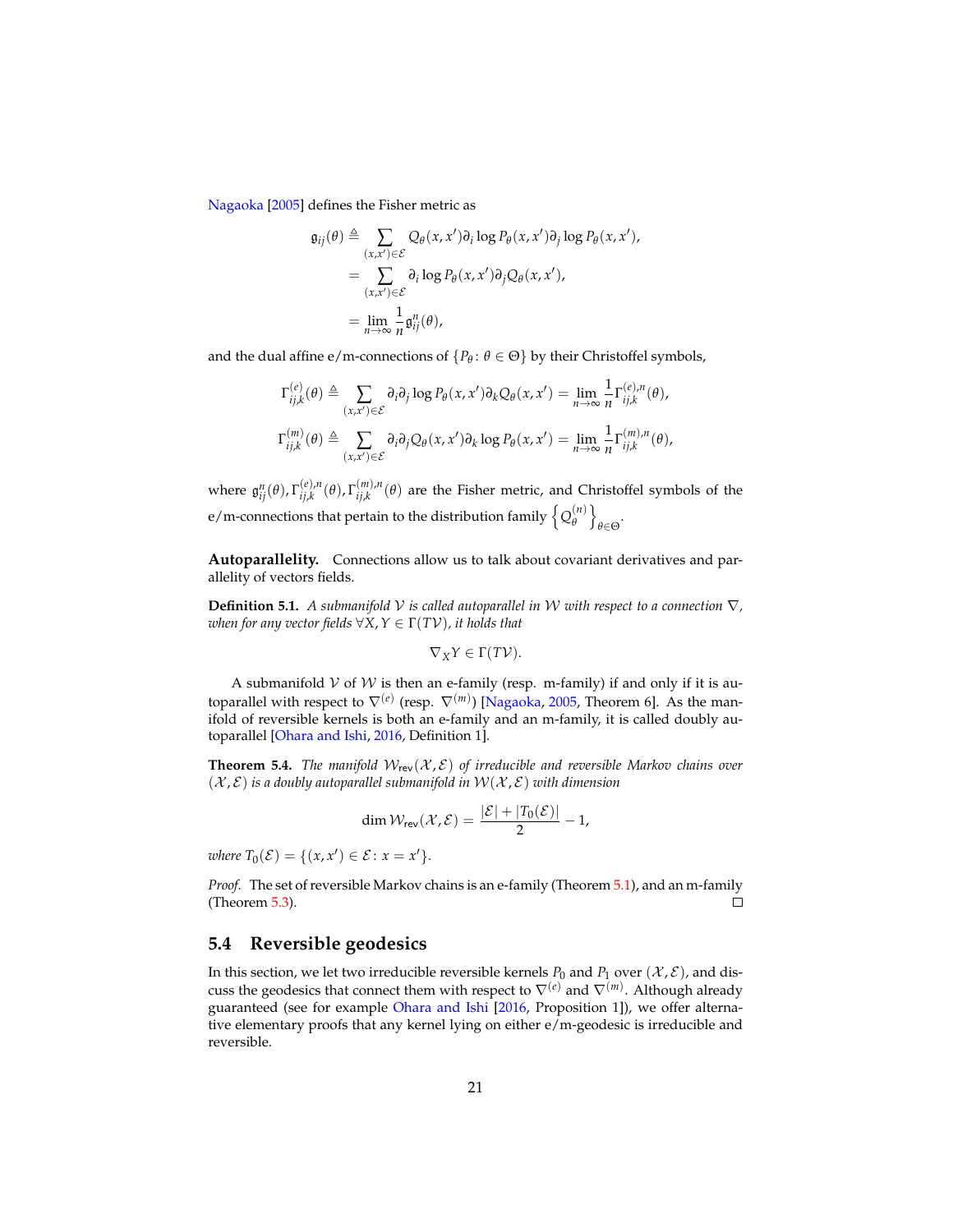Nagaoka [2005] defines the Fisher metric as

$$
\begin{aligned}
\mathfrak{g}_{ij}(\theta) &\triangleq \sum_{(x,x') \in \mathcal{E}} Q_\theta(x,x') \partial_i \log P_\theta(x,x') \partial_j \log P_\theta(x,x'), \\
&= \sum_{(x,x') \in \mathcal{E}} \partial_i \log P_\theta(x,x') \partial_j Q_\theta(x,x'), \\
&= \lim_{n \to \infty} \frac{1}{n} \mathfrak{g}^n_{ij}(\theta),
\end{aligned}
$$

and the dual affine e/m-connections of $\{P_\theta \colon \theta \in \Theta\}$ by their Christoffel symbols,

$$
\Gamma^{(e)}_{ij,k}(\theta) \triangleq \sum_{(x,x') \in \mathcal{E}} \partial_i \partial_j \log P_\theta(x,x') \partial_k Q_\theta(x,x') = \lim_{n \to \infty} \frac{1}{n} \Gamma^{(e),n}_{ij,k}(\theta),
$$

$$
\Gamma^{(m)}_{ij,k}(\theta) \triangleq \sum_{(x,x') \in \mathcal{E}} \partial_i \partial_j Q_\theta(x,x') \partial_k \log P_\theta(x,x') = \lim_{n \to \infty} \frac{1}{n} \Gamma^{(m),n}_{ij,k}(\theta),
$$

where $\mathfrak{g}^n_{ij}(\theta), \Gamma^{(e),n}_{ij,k}(\theta), \Gamma^{(m),n}_{ij,k}(\theta)$ are the Fisher metric, and Christoffel symbols of the e/m-connections that pertain to the distribution family $\left\{ Q^{(n)}_\theta \right\}_{\theta \in \Theta}$.

**Autoparallelity.** Connections allow us to talk about covariant derivatives and parallelity of vectors fields.

**Definition 5.1.** *A submanifold $\mathcal{V}$ is called autoparallel in $\mathcal{W}$ with respect to a connection $\nabla$, when for any vector fields $\forall X, Y \in \Gamma(T\mathcal{V})$, it holds that*

$$
\nabla_X Y \in \Gamma(T\mathcal{V}).
$$

A submanifold $\mathcal{V}$ of $\mathcal{W}$ is then an e-family (resp. m-family) if and only if it is autoparallel with respect to $\nabla^{(e)}$ (resp. $\nabla^{(m)}$) [Nagaoka, 2005, Theorem 6]. As the manifold of reversible kernels is both an e-family and an m-family, it is called doubly autoparallel [Ohara and Ishi, 2016, Definition 1].

**Theorem 5.4.** *The manifold $\mathcal{W}_{\mathsf{rev}}(\mathcal{X}, \mathcal{E})$ of irreducible and reversible Markov chains over $(\mathcal{X}, \mathcal{E})$ is a doubly autoparallel submanifold in $\mathcal{W}(\mathcal{X}, \mathcal{E})$ with dimension*

$$
\dim \mathcal{W}_{\mathsf{rev}}(\mathcal{X}, \mathcal{E}) = \frac{|\mathcal{E}| + |T_0(\mathcal{E})|}{2} - 1,
$$

*where $T_0(\mathcal{E}) = \{(x,x') \in \mathcal{E} \colon x = x'\}$.*

*Proof.* The set of reversible Markov chains is an e-family (Theorem 5.1), and an m-family (Theorem 5.3). ☐

## 5.4 Reversible geodesics

In this section, we let two irreducible reversible kernels $P_0$ and $P_1$ over $(\mathcal{X}, \mathcal{E})$, and discuss the geodesics that connect them with respect to $\nabla^{(e)}$ and $\nabla^{(m)}$. Although already guaranteed (see for example Ohara and Ishi [2016, Proposition 1]), we offer alternative elementary proofs that any kernel lying on either e/m-geodesic is irreducible and reversible.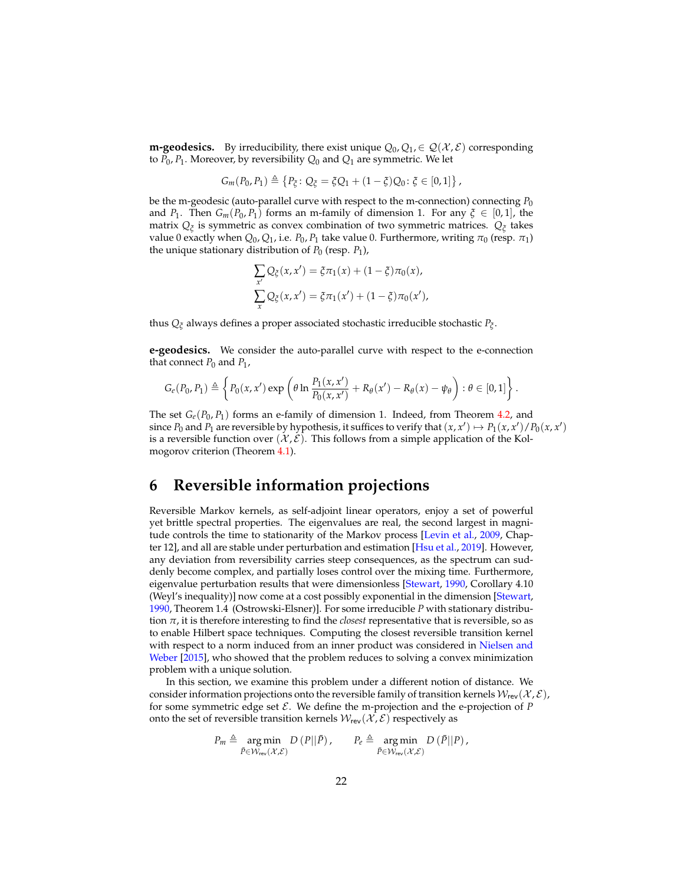**m-geodesics.** By irreducibility, there exist unique $Q_0, Q_1, \in \mathcal{Q}(\mathcal{X}, \mathcal{E})$ corresponding to $P_0, P_1$. Moreover, by reversibility $Q_0$ and $Q_1$ are symmetric. We let

$$
G_m(P_0, P_1) \triangleq \left\{ P_\xi \colon Q_\xi = \xi Q_1 + (1 - \xi) Q_0 \colon \xi \in [0, 1] \right\},
$$

be the m-geodesic (auto-parallel curve with respect to the m-connection) connecting $P_0$ and $P_1$. Then $G_m(P_0, P_1)$ forms an m-family of dimension 1. For any $\xi \in [0, 1]$, the matrix $Q_\xi$ is symmetric as convex combination of two symmetric matrices. $Q_\xi$ takes value 0 exactly when $Q_0, Q_1$, i.e. $P_0, P_1$ take value 0. Furthermore, writing $\pi_0$ (resp. $\pi_1$) the unique stationary distribution of $P_0$ (resp. $P_1$),

$$
\sum_{x'} Q_\xi(x, x') = \xi \pi_1(x) + (1 - \xi) \pi_0(x),
$$
$$
\sum_{x} Q_\xi(x, x') = \xi \pi_1(x') + (1 - \xi) \pi_0(x'),
$$

thus $Q_\xi$ always defines a proper associated stochastic irreducible stochastic $P_\xi$.

**e-geodesics.** We consider the auto-parallel curve with respect to the e-connection that connect $P_0$ and $P_1$,

$$
G_e(P_0, P_1) \triangleq \left\{ P_0(x, x') \exp\left( \theta \ln \frac{P_1(x, x')}{P_0(x, x')} + R_\theta(x') - R_\theta(x) - \psi_\theta \right) : \theta \in [0, 1] \right\}.
$$

The set $G_e(P_0, P_1)$ forms an e-family of dimension 1. Indeed, from Theorem 4.2, and since $P_0$ and $P_1$ are reversible by hypothesis, it suffices to verify that $(x, x') \mapsto P_1(x, x')/P_0(x, x')$ is a reversible function over $(\mathcal{X}, \mathcal{E})$. This follows from a simple application of the Kolmogorov criterion (Theorem 4.1).

# 6 Reversible information projections

Reversible Markov kernels, as self-adjoint linear operators, enjoy a set of powerful yet brittle spectral properties. The eigenvalues are real, the second largest in magnitude controls the time to stationarity of the Markov process [Levin et al., 2009, Chapter 12], and all are stable under perturbation and estimation [Hsu et al., 2019]. However, any deviation from reversibility carries steep consequences, as the spectrum can suddenly become complex, and partially loses control over the mixing time. Furthermore, eigenvalue perturbation results that were dimensionless [Stewart, 1990, Corollary 4.10 (Weyl's inequality)] now come at a cost possibly exponential in the dimension [Stewart, 1990, Theorem 1.4 (Ostrowski-Elsner)]. For some irreducible $P$ with stationary distribution $\pi$, it is therefore interesting to find the *closest* representative that is reversible, so as to enable Hilbert space techniques. Computing the closest reversible transition kernel with respect to a norm induced from an inner product was considered in Nielsen and Weber [2015], who showed that the problem reduces to solving a convex minimization problem with a unique solution.

In this section, we examine this problem under a different notion of distance. We consider information projections onto the reversible family of transition kernels $\mathcal{W}_{\mathsf{rev}}(\mathcal{X}, \mathcal{E})$, for some symmetric edge set $\mathcal{E}$. We define the m-projection and the e-projection of $P$ onto the set of reversible transition kernels $\mathcal{W}_{\mathsf{rev}}(\mathcal{X}, \mathcal{E})$ respectively as

$$
P_m \triangleq \underset{\bar{P} \in \mathcal{W}_{\mathsf{rev}}(\mathcal{X}, \mathcal{E})}{\arg\min}\ D\left(P || \bar{P}\right), \qquad P_e \triangleq \underset{\bar{P} \in \mathcal{W}_{\mathsf{rev}}(\mathcal{X}, \mathcal{E})}{\arg\min}\ D\left(\bar{P} || P\right),
$$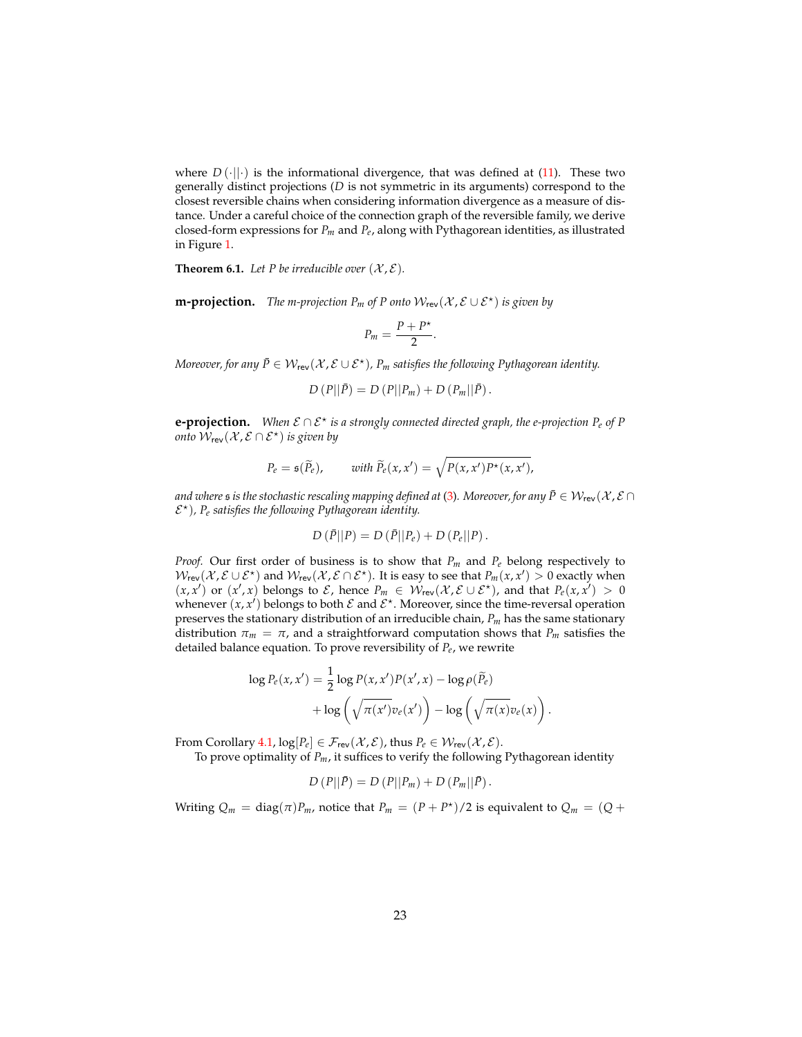where $D(\cdot||\cdot)$ is the informational divergence, that was defined at (11). These two generally distinct projections ($D$ is not symmetric in its arguments) correspond to the closest reversible chains when considering information divergence as a measure of distance. Under a careful choice of the connection graph of the reversible family, we derive closed-form expressions for $P_m$ and $P_e$, along with Pythagorean identities, as illustrated in Figure 1.

**Theorem 6.1.** *Let $P$ be irreducible over $(\mathcal{X}, \mathcal{E})$.*

**m-projection.** *The m-projection $P_m$ of $P$ onto $\mathcal{W}_{\mathsf{rev}}(\mathcal{X}, \mathcal{E} \cup \mathcal{E}^\star)$ is given by*

$$P_m = \frac{P + P^\star}{2}.$$

*Moreover, for any $\bar{P} \in \mathcal{W}_{\mathsf{rev}}(\mathcal{X}, \mathcal{E} \cup \mathcal{E}^\star)$, $P_m$ satisfies the following Pythagorean identity.*

$$D\left(P||\bar{P}\right) = D\left(P||P_m\right) + D\left(P_m||\bar{P}\right).$$

**e-projection.** *When $\mathcal{E} \cap \mathcal{E}^\star$ is a strongly connected directed graph, the e-projection $P_e$ of $P$ onto $\mathcal{W}_{\mathsf{rev}}(\mathcal{X}, \mathcal{E} \cap \mathcal{E}^\star)$ is given by*

$$P_e = \mathfrak{s}(\widetilde{P}_e), \qquad \text{with } \widetilde{P}_e(x, x') = \sqrt{P(x, x')P^\star(x, x')},$$

*and where $\mathfrak{s}$ is the stochastic rescaling mapping defined at (3). Moreover, for any $\bar{P} \in \mathcal{W}_{\mathsf{rev}}(\mathcal{X}, \mathcal{E} \cap \mathcal{E}^\star)$, $P_e$ satisfies the following Pythagorean identity.*

$$D\left(\bar{P}||P\right) = D\left(\bar{P}||P_e\right) + D\left(P_e||P\right).$$

*Proof.* Our first order of business is to show that $P_m$ and $P_e$ belong respectively to $\mathcal{W}_{\mathsf{rev}}(\mathcal{X}, \mathcal{E} \cup \mathcal{E}^\star)$ and $\mathcal{W}_{\mathsf{rev}}(\mathcal{X}, \mathcal{E} \cap \mathcal{E}^\star)$. It is easy to see that $P_m(x, x') > 0$ exactly when $(x, x')$ or $(x', x)$ belongs to $\mathcal{E}$, hence $P_m \in \mathcal{W}_{\mathsf{rev}}(\mathcal{X}, \mathcal{E} \cup \mathcal{E}^\star)$, and that $P_e(x, x') > 0$ whenever $(x, x')$ belongs to both $\mathcal{E}$ and $\mathcal{E}^\star$. Moreover, since the time-reversal operation preserves the stationary distribution of an irreducible chain, $P_m$ has the same stationary distribution $\pi_m = \pi$, and a straightforward computation shows that $P_m$ satisfies the detailed balance equation. To prove reversibility of $P_e$, we rewrite

$$\begin{aligned}
\log P_e(x, x') = \frac{1}{2} \log P(x, x')P(x', x) - \log \rho(\widetilde{P}_e) \\
+ \log\left(\sqrt{\pi(x')}v_e(x')\right) - \log\left(\sqrt{\pi(x)}v_e(x)\right).
\end{aligned}$$

From Corollary 4.1, $\log[P_e] \in \mathcal{F}_{\mathsf{rev}}(\mathcal{X}, \mathcal{E})$, thus $P_e \in \mathcal{W}_{\mathsf{rev}}(\mathcal{X}, \mathcal{E})$.

To prove optimality of $P_m$, it suffices to verify the following Pythagorean identity

$$D\left(P||\bar{P}\right) = D\left(P||P_m\right) + D\left(P_m||\bar{P}\right).$$

Writing $Q_m = \operatorname{diag}(\pi)P_m$, notice that $P_m = (P + P^\star)/2$ is equivalent to $Q_m = (Q +$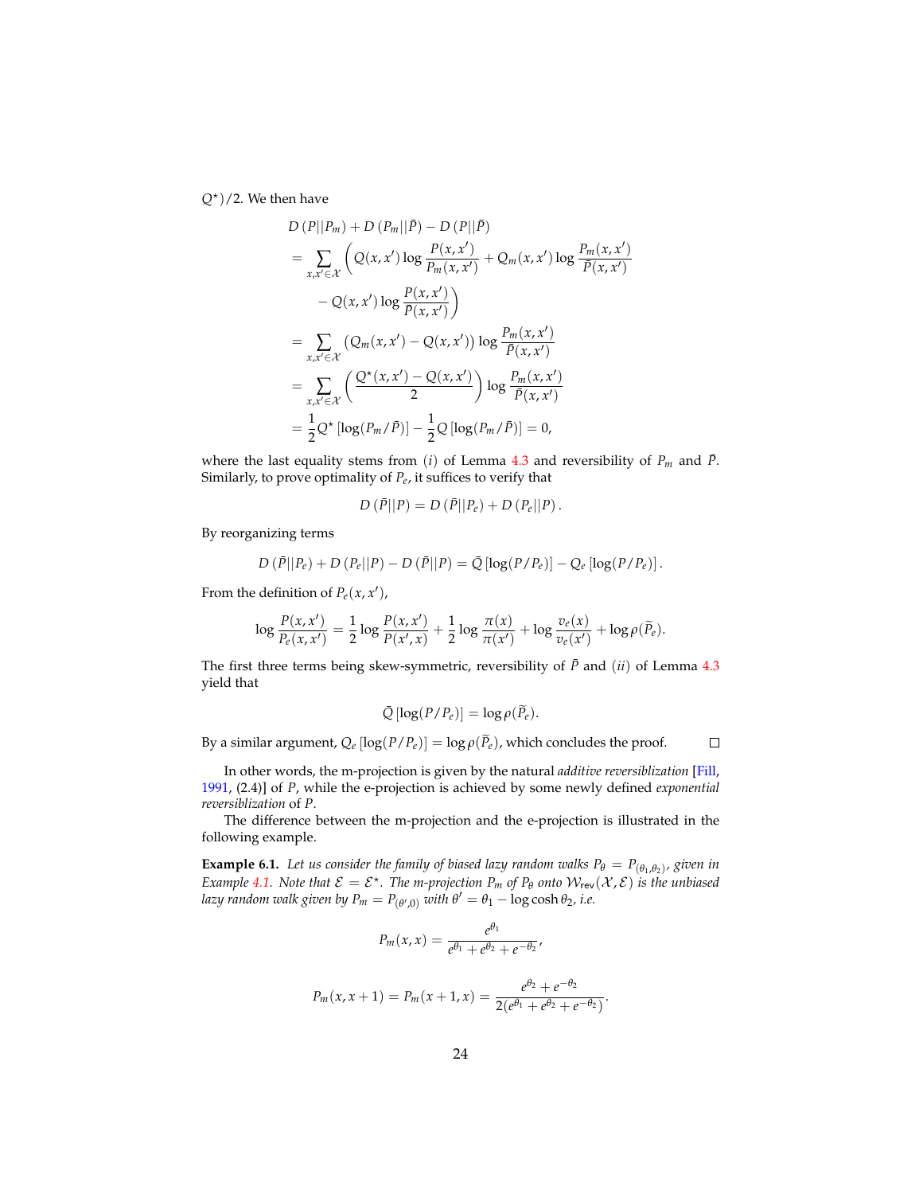$Q^\star)/2$. We then have

$$
\begin{aligned}
&D\left(P||P_m\right) + D\left(P_m||\bar{P}\right) - D\left(P||\bar{P}\right) \\
&= \sum_{x,x' \in \mathcal{X}} \left( Q(x,x') \log \frac{P(x,x')}{P_m(x,x')} + Q_m(x,x') \log \frac{P_m(x,x')}{\bar{P}(x,x')} \right. \\
&\qquad \left. - Q(x,x') \log \frac{P(x,x')}{\bar{P}(x,x')} \right) \\
&= \sum_{x,x' \in \mathcal{X}} \left( Q_m(x,x') - Q(x,x') \right) \log \frac{P_m(x,x')}{\bar{P}(x,x')} \\
&= \sum_{x,x' \in \mathcal{X}} \left( \frac{Q^\star(x,x') - Q(x,x')}{2} \right) \log \frac{P_m(x,x')}{\bar{P}(x,x')} \\
&= \frac{1}{2} Q^\star \left[ \log(P_m/\bar{P}) \right] - \frac{1}{2} Q \left[ \log(P_m/\bar{P}) \right] = 0,
\end{aligned}
$$

where the last equality stems from $(i)$ of Lemma 4.3 and reversibility of $P_m$ and $\bar{P}$. Similarly, to prove optimality of $P_e$, it suffices to verify that

$$
D\left(\bar{P}||P\right) = D\left(\bar{P}||P_e\right) + D\left(P_e||P\right).
$$

By reorganizing terms

$$
D\left(\bar{P}||P_e\right) + D\left(P_e||P\right) - D\left(\bar{P}||P\right) = \bar{Q}\left[\log(P/P_e)\right] - Q_e\left[\log(P/P_e)\right].
$$

From the definition of $P_e(x,x')$,

$$
\log \frac{P(x,x')}{P_e(x,x')} = \frac{1}{2} \log \frac{P(x,x')}{P(x',x)} + \frac{1}{2} \log \frac{\pi(x)}{\pi(x')} + \log \frac{v_e(x)}{v_e(x')} + \log \rho(\widetilde{P}_e).
$$

The first three terms being skew-symmetric, reversibility of $\bar{P}$ and $(ii)$ of Lemma 4.3 yield that

$$
\bar{Q}\left[\log(P/P_e)\right] = \log \rho(\widetilde{P}_e).
$$

By a similar argument, $Q_e\left[\log(P/P_e)\right] = \log \rho(\widetilde{P}_e)$, which concludes the proof. □

In other words, the m-projection is given by the natural *additive reversiblization* [Fill, 1991, (2.4)] of $P$, while the e-projection is achieved by some newly defined *exponential reversiblization* of $P$.

The difference between the m-projection and the e-projection is illustrated in the following example.

**Example 6.1.** *Let us consider the family of biased lazy random walks $P_\theta = P_{(\theta_1,\theta_2)}$, given in Example 4.1. Note that $\mathcal{E} = \mathcal{E}^\star$. The m-projection $P_m$ of $P_\theta$ onto $\mathcal{W}_{\mathsf{rev}}(\mathcal{X},\mathcal{E})$ is the unbiased lazy random walk given by $P_m = P_{(\theta',0)}$ with $\theta' = \theta_1 - \log\cosh\theta_2$, i.e.*

$$
P_m(x,x) = \frac{e^{\theta_1}}{e^{\theta_1} + e^{\theta_2} + e^{-\theta_2}},
$$

$$
P_m(x,x+1) = P_m(x+1,x) = \frac{e^{\theta_2} + e^{-\theta_2}}{2(e^{\theta_1} + e^{\theta_2} + e^{-\theta_2})}.
$$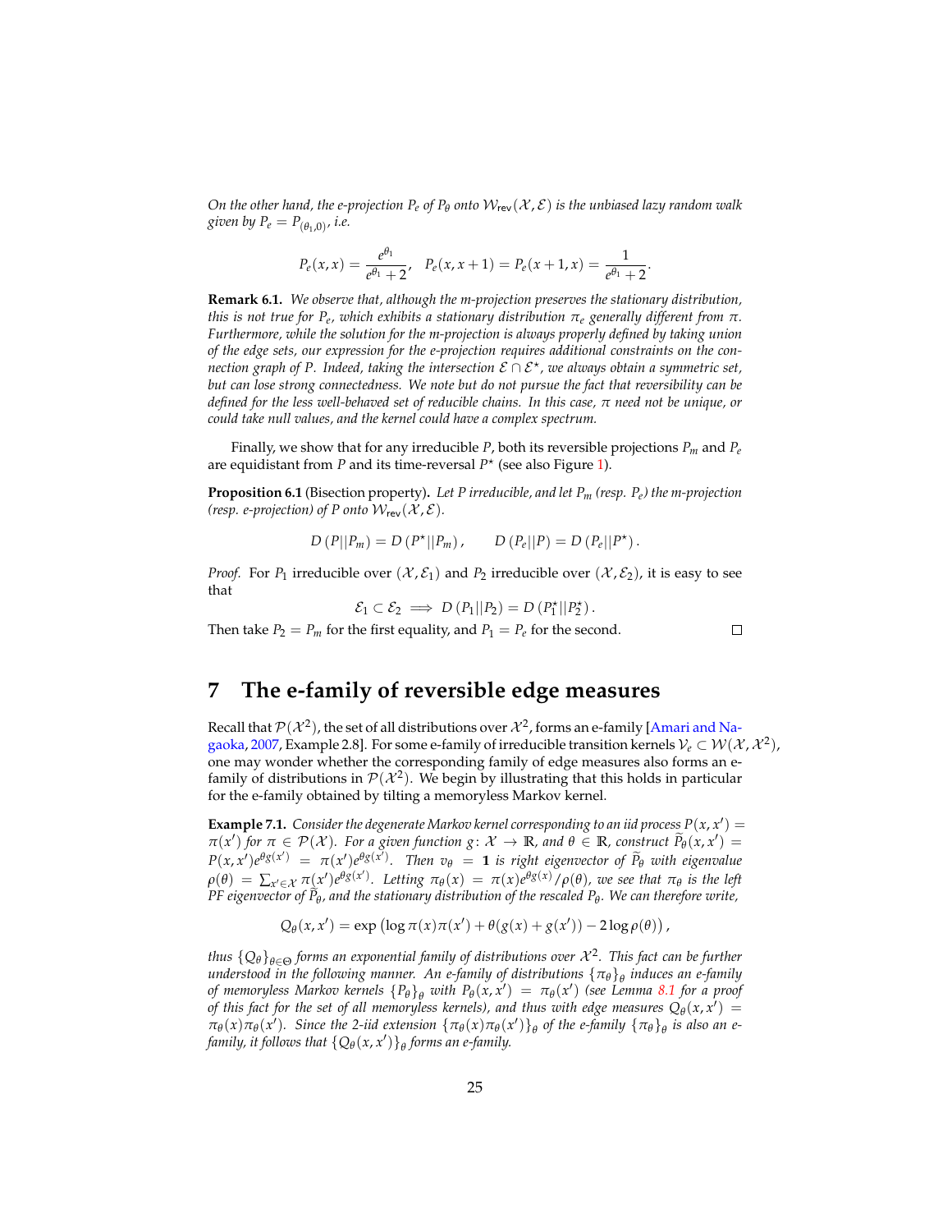*On the other hand, the e-projection $P_e$ of $P_\theta$ onto $\mathcal{W}_{\mathsf{rev}}(\mathcal{X}, \mathcal{E})$ is the unbiased lazy random walk given by $P_e = P_{(\theta_1, 0)}$, i.e.*

$$P_e(x,x) = \frac{e^{\theta_1}}{e^{\theta_1}+2}, \quad P_e(x, x+1) = P_e(x+1, x) = \frac{1}{e^{\theta_1}+2}.$$

**Remark 6.1.** *We observe that, although the m-projection preserves the stationary distribution, this is not true for $P_e$, which exhibits a stationary distribution $\pi_e$ generally different from $\pi$. Furthermore, while the solution for the m-projection is always properly defined by taking union of the edge sets, our expression for the e-projection requires additional constraints on the connection graph of $P$. Indeed, taking the intersection $\mathcal{E} \cap \mathcal{E}^\star$, we always obtain a symmetric set, but can lose strong connectedness. We note but do not pursue the fact that reversibility can be defined for the less well-behaved set of reducible chains. In this case, $\pi$ need not be unique, or could take null values, and the kernel could have a complex spectrum.*

Finally, we show that for any irreducible $P$, both its reversible projections $P_m$ and $P_e$ are equidistant from $P$ and its time-reversal $P^\star$ (see also Figure 1).

**Proposition 6.1** (Bisection property)**.** *Let $P$ irreducible, and let $P_m$ (resp. $P_e$) the m-projection (resp. e-projection) of $P$ onto $\mathcal{W}_{\mathsf{rev}}(\mathcal{X}, \mathcal{E})$.*

$$D\left(P || P_m\right) = D\left(P^\star || P_m\right), \qquad D\left(P_e || P\right) = D\left(P_e || P^\star\right).$$

*Proof.* For $P_1$ irreducible over $(\mathcal{X}, \mathcal{E}_1)$ and $P_2$ irreducible over $(\mathcal{X}, \mathcal{E}_2)$, it is easy to see that

$$\mathcal{E}_1 \subset \mathcal{E}_2 \implies D\left(P_1 || P_2\right) = D\left(P_1^\star || P_2^\star\right).$$

Then take $P_2 = P_m$ for the first equality, and $P_1 = P_e$ for the second. ∎

## 7 The e-family of reversible edge measures

Recall that $\mathcal{P}(\mathcal{X}^2)$, the set of all distributions over $\mathcal{X}^2$, forms an e-family [Amari and Nagaoka, 2007, Example 2.8]. For some e-family of irreducible transition kernels $\mathcal{V}_e \subset \mathcal{W}(\mathcal{X}, \mathcal{X}^2)$, one may wonder whether the corresponding family of edge measures also forms an e-family of distributions in $\mathcal{P}(\mathcal{X}^2)$. We begin by illustrating that this holds in particular for the e-family obtained by tilting a memoryless Markov kernel.

**Example 7.1.** *Consider the degenerate Markov kernel corresponding to an iid process $P(x, x') = \pi(x')$ for $\pi \in \mathcal{P}(\mathcal{X})$. For a given function $g \colon \mathcal{X} \to \mathbb{R}$, and $\theta \in \mathbb{R}$, construct $\widetilde{P}_\theta(x, x') = P(x, x')e^{\theta g(x')} = \pi(x')e^{\theta g(x')}$. Then $v_\theta = \mathbf{1}$ is right eigenvector of $\widetilde{P}_\theta$ with eigenvalue $\rho(\theta) = \sum_{x' \in \mathcal{X}} \pi(x')e^{\theta g(x')}$. Letting $\pi_\theta(x) = \pi(x)e^{\theta g(x)}/\rho(\theta)$, we see that $\pi_\theta$ is the left PF eigenvector of $\widetilde{P}_\theta$, and the stationary distribution of the rescaled $P_\theta$. We can therefore write,*

$$Q_\theta(x, x') = \exp\left(\log \pi(x)\pi(x') + \theta(g(x) + g(x')) - 2\log \rho(\theta)\right),$$

*thus $\{Q_\theta\}_{\theta \in \Theta}$ forms an exponential family of distributions over $\mathcal{X}^2$. This fact can be further understood in the following manner. An e-family of distributions $\{\pi_\theta\}_\theta$ induces an e-family of memoryless Markov kernels $\{P_\theta\}_\theta$ with $P_\theta(x, x') = \pi_\theta(x')$ (see Lemma 8.1 for a proof of this fact for the set of all memoryless kernels), and thus with edge measures $Q_\theta(x, x') = \pi_\theta(x)\pi_\theta(x')$. Since the 2-iid extension $\{\pi_\theta(x)\pi_\theta(x')\}_\theta$ of the e-family $\{\pi_\theta\}_\theta$ is also an e-family, it follows that $\{Q_\theta(x, x')\}_\theta$ forms an e-family.*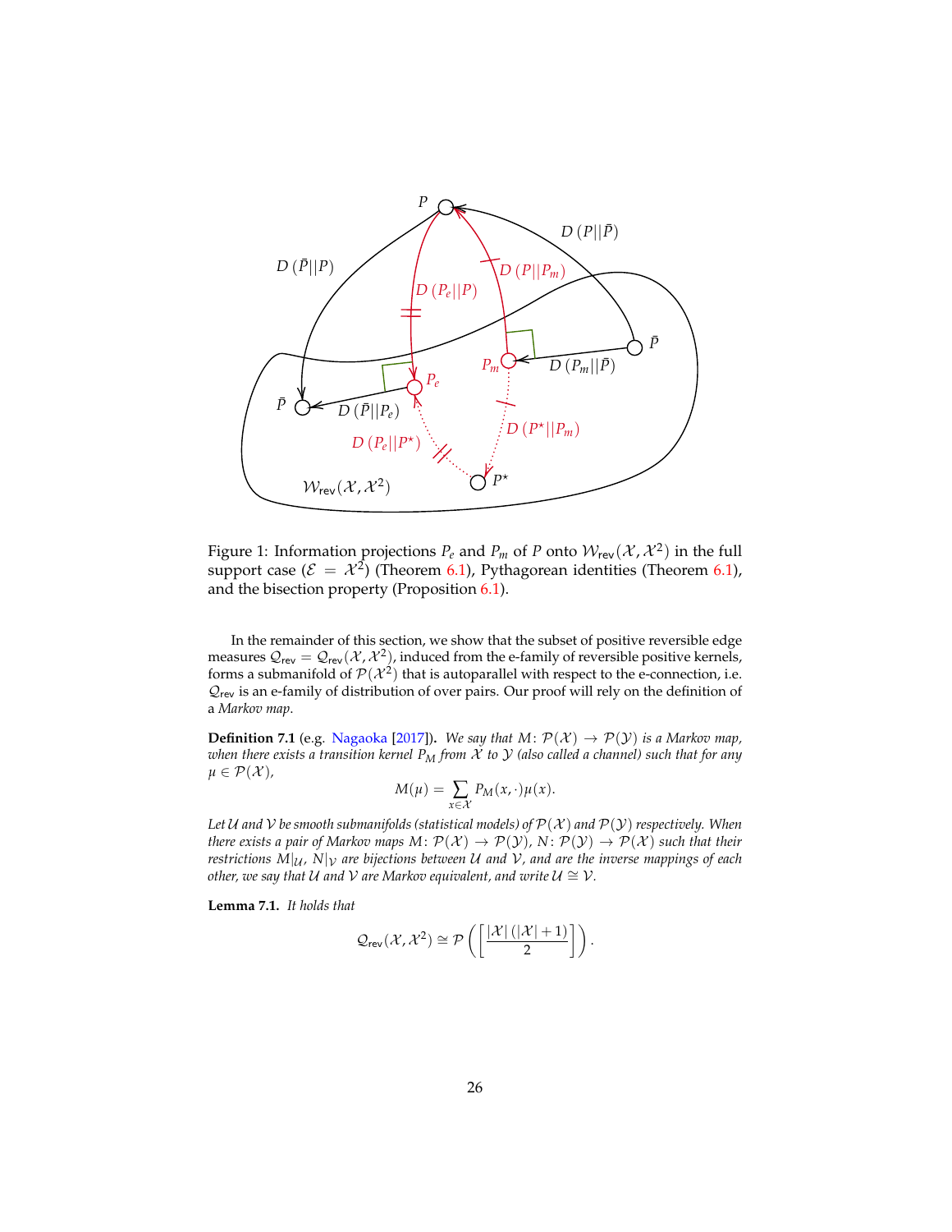Figure 1: Information projections $P_e$ and $P_m$ of $P$ onto $\mathcal{W}_{\mathsf{rev}}(\mathcal{X}, \mathcal{X}^2)$ in the full support case ($\mathcal{E} = \mathcal{X}^2$) (Theorem 6.1), Pythagorean identities (Theorem 6.1), and the bisection property (Proposition 6.1).

In the remainder of this section, we show that the subset of positive reversible edge measures $\mathcal{Q}_{\mathsf{rev}} = \mathcal{Q}_{\mathsf{rev}}(\mathcal{X}, \mathcal{X}^2)$, induced from the e-family of reversible positive kernels, forms a submanifold of $\mathcal{P}(\mathcal{X}^2)$ that is autoparallel with respect to the e-connection, i.e. $\mathcal{Q}_{\mathsf{rev}}$ is an e-family of distribution of over pairs. Our proof will rely on the definition of a *Markov map*.

**Definition 7.1** (e.g. Nagaoka [2017]). *We say that $M \colon \mathcal{P}(\mathcal{X}) \to \mathcal{P}(\mathcal{Y})$ is a Markov map, when there exists a transition kernel $P_M$ from $\mathcal{X}$ to $\mathcal{Y}$ (also called a channel) such that for any $\mu \in \mathcal{P}(\mathcal{X})$,*

$$M(\mu) = \sum_{x \in \mathcal{X}} P_M(x, \cdot)\mu(x).$$

*Let $\mathcal{U}$ and $\mathcal{V}$ be smooth submanifolds (statistical models) of $\mathcal{P}(\mathcal{X})$ and $\mathcal{P}(\mathcal{Y})$ respectively. When there exists a pair of Markov maps $M \colon \mathcal{P}(\mathcal{X}) \to \mathcal{P}(\mathcal{Y})$, $N \colon \mathcal{P}(\mathcal{Y}) \to \mathcal{P}(\mathcal{X})$ such that their restrictions $M|_{\mathcal{U}}$, $N|_{\mathcal{V}}$ are bijections between $\mathcal{U}$ and $\mathcal{V}$, and are the inverse mappings of each other, we say that $\mathcal{U}$ and $\mathcal{V}$ are Markov equivalent, and write $\mathcal{U} \cong \mathcal{V}$.*

**Lemma 7.1.** *It holds that*

$$\mathcal{Q}_{\mathsf{rev}}(\mathcal{X}, \mathcal{X}^2) \cong \mathcal{P}\left( \left[ \frac{|\mathcal{X}| \left( |\mathcal{X}| + 1 \right)}{2} \right] \right).$$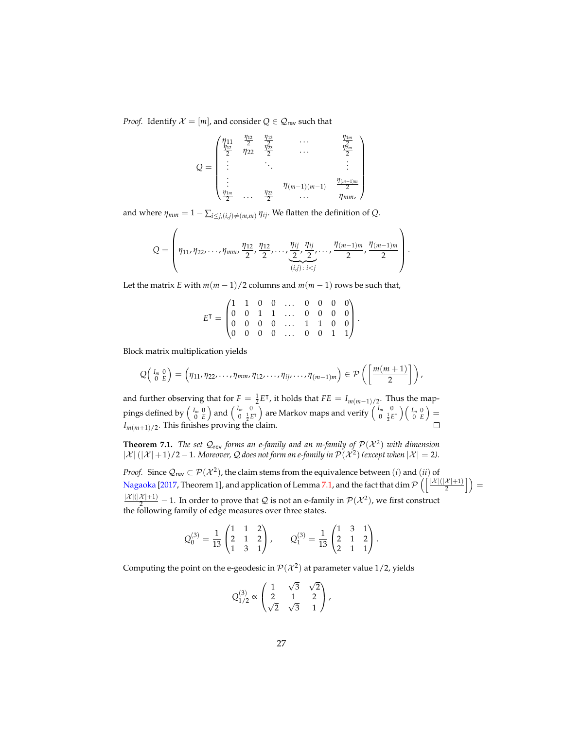*Proof.* Identify $\mathcal{X} = [m]$, and consider $Q \in \mathcal{Q}_{\mathsf{rev}}$ such that

$$
Q = \begin{pmatrix}
\eta_{11} & \frac{\eta_{12}}{2} & \frac{\eta_{13}}{2} & \dots & \frac{\eta_{1m}}{2} \\
\frac{\eta_{12}}{2} & \eta_{22} & \frac{\eta_{23}}{2} & \dots & \frac{\eta_{2m}}{2} \\
\vdots & & \ddots & & \vdots \\
\vdots & & & \eta_{(m-1)(m-1)} & \frac{\eta_{(m-1)m}}{2} \\
\frac{\eta_{1m}}{2} & \dots & \frac{\eta_{23}}{2} & \dots & \eta_{mm},
\end{pmatrix}
$$

and where $\eta_{mm} = 1 - \sum_{i \leq j, (i,j) \neq (m,m)} \eta_{ij}$. We flatten the definition of $Q$.

$$
Q = \left( \eta_{11}, \eta_{22}, \dots, \eta_{mm}, \frac{\eta_{12}}{2}, \frac{\eta_{12}}{2}, \dots, \underbrace{\frac{\eta_{ij}}{2}, \frac{\eta_{ij}}{2}}_{(i,j)\colon i<j}, \dots, \frac{\eta_{(m-1)m}}{2}, \frac{\eta_{(m-1)m}}{2} \right).
$$

Let the matrix $E$ with $m(m-1)/2$ columns and $m(m-1)$ rows be such that,

$$
E^\intercal = \begin{pmatrix}
1 & 1 & 0 & 0 & \dots & 0 & 0 & 0 & 0 \\
0 & 0 & 1 & 1 & \dots & 0 & 0 & 0 & 0 \\
0 & 0 & 0 & 0 & \dots & 1 & 1 & 0 & 0 \\
0 & 0 & 0 & 0 & \dots & 0 & 0 & 1 & 1
\end{pmatrix}.
$$

Block matrix multiplication yields

$$
Q \left( \begin{smallmatrix} I_m & 0 \\ 0 & E \end{smallmatrix} \right) = \left( \eta_{11}, \eta_{22}, \dots, \eta_{mm}, \eta_{12}, \dots, \eta_{ij}, \dots, \eta_{(m-1)m} \right) \in \mathcal{P}\left( \left[ \frac{m(m+1)}{2} \right] \right),
$$

and further observing that for $F = \frac{1}{2}E^\intercal$, it holds that $FE = I_{m(m-1)/2}$. Thus the mappings defined by $\left( \begin{smallmatrix} I_m & 0 \\ 0 & E \end{smallmatrix} \right)$ and $\left( \begin{smallmatrix} I_m & 0 \\ 0 & \frac{1}{2}E^\intercal \end{smallmatrix} \right)$ are Markov maps and verify $\left( \begin{smallmatrix} I_m & 0 \\ 0 & \frac{1}{2}E^\intercal \end{smallmatrix} \right)\left( \begin{smallmatrix} I_m & 0 \\ 0 & E \end{smallmatrix} \right) = I_{m(m+1)/2}$. This finishes proving the claim. $\square$

**Theorem 7.1.** *The set $\mathcal{Q}_{\mathsf{rev}}$ forms an e-family and an m-family of $\mathcal{P}(\mathcal{X}^2)$ with dimension $|\mathcal{X}|(|\mathcal{X}|+1)/2 - 1$. Moreover, $\mathcal{Q}$ does not form an e-family in $\mathcal{P}(\mathcal{X}^2)$ (except when $|\mathcal{X}| = 2$).*

*Proof.* Since $\mathcal{Q}_{\mathsf{rev}} \subset \mathcal{P}(\mathcal{X}^2)$, the claim stems from the equivalence between $(i)$ and $(ii)$ of Nagaoka [2017, Theorem 1], and application of Lemma 7.1, and the fact that $\dim \mathcal{P}\left( \left[ \frac{|\mathcal{X}|(|\mathcal{X}|+1)}{2} \right] \right) = \frac{|\mathcal{X}|(|\mathcal{X}|+1)}{2} - 1$. In order to prove that $\mathcal{Q}$ is not an e-family in $\mathcal{P}(\mathcal{X}^2)$, we first construct the following family of edge measures over three states.

$$
Q_0^{(3)} = \frac{1}{13}\begin{pmatrix} 1 & 1 & 2 \\ 2 & 1 & 2 \\ 1 & 3 & 1 \end{pmatrix}, \qquad Q_1^{(3)} = \frac{1}{13}\begin{pmatrix} 1 & 3 & 1 \\ 2 & 1 & 2 \\ 2 & 1 & 1 \end{pmatrix}.
$$

Computing the point on the e-geodesic in $\mathcal{P}(\mathcal{X}^2)$ at parameter value $1/2$, yields

$$
Q_{1/2}^{(3)} \propto \begin{pmatrix} 1 & \sqrt{3} & \sqrt{2} \\ 2 & 1 & 2 \\ \sqrt{2} & \sqrt{3} & 1 \end{pmatrix},
$$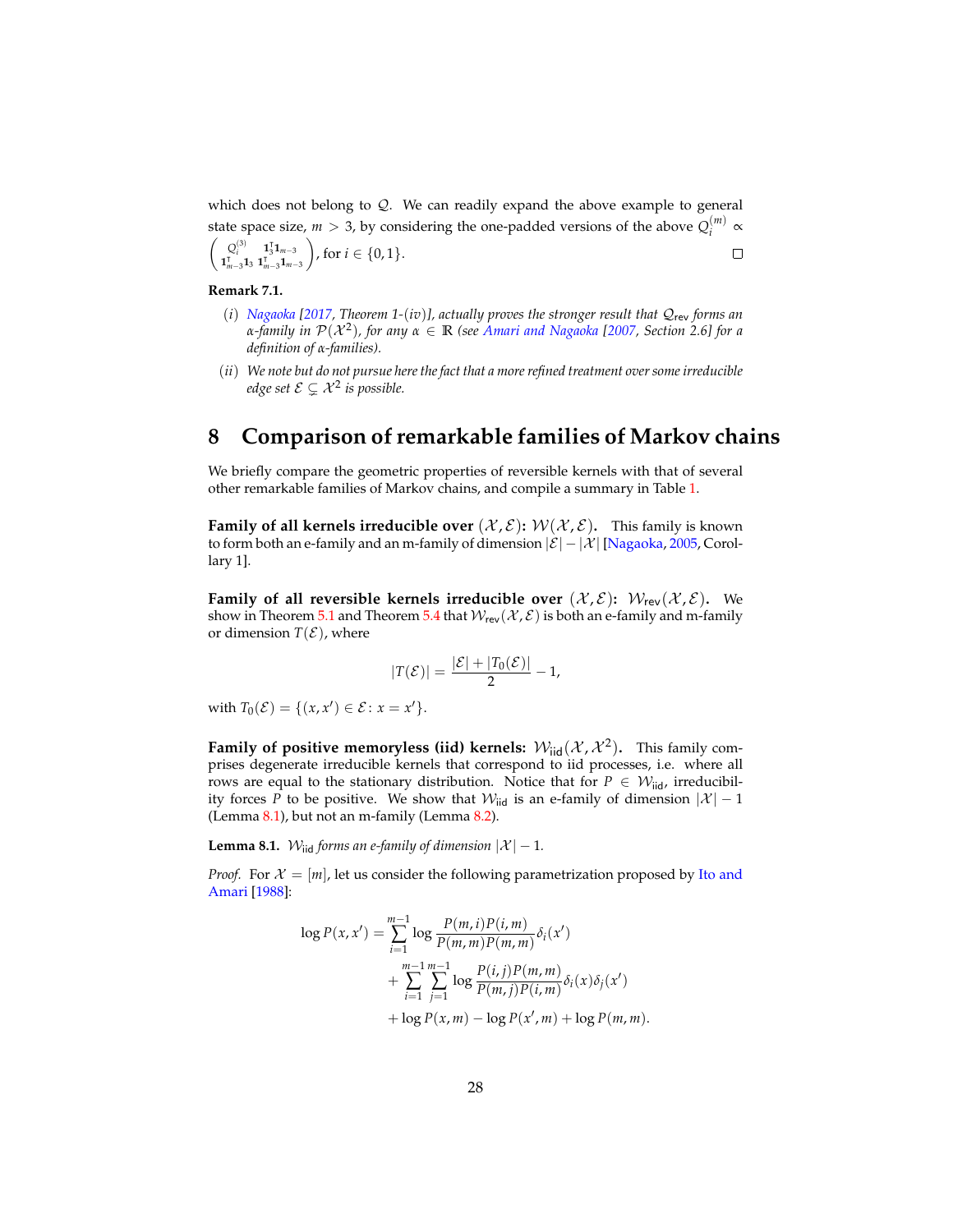which does not belong to $\mathcal{Q}$. We can readily expand the above example to general state space size, $m > 3$, by considering the one-padded versions of the above $Q_i^{(m)} \propto \begin{pmatrix} Q_i^{(3)} & \mathbf{1}_3^\intercal \mathbf{1}_{m-3} \\ \mathbf{1}_{m-3}^\intercal \mathbf{1}_3 & \mathbf{1}_{m-3}^\intercal \mathbf{1}_{m-3} \end{pmatrix}$, for $i \in \{0, 1\}$. □

**Remark 7.1.**

(*i*) *Nagaoka [2017, Theorem 1-(iv)], actually proves the stronger result that $\mathcal{Q}_{\mathsf{rev}}$ forms an $\alpha$-family in $\mathcal{P}(\mathcal{X}^2)$, for any $\alpha \in \mathbb{R}$ (see Amari and Nagaoka [2007, Section 2.6] for a definition of $\alpha$-families).*

(*ii*) *We note but do not pursue here the fact that a more refined treatment over some irreducible edge set $\mathcal{E} \subsetneq \mathcal{X}^2$ is possible.*

# 8 Comparison of remarkable families of Markov chains

We briefly compare the geometric properties of reversible kernels with that of several other remarkable families of Markov chains, and compile a summary in Table 1.

**Family of all kernels irreducible over $(\mathcal{X}, \mathcal{E})$: $\mathcal{W}(\mathcal{X}, \mathcal{E})$.** This family is known to form both an e-family and an m-family of dimension $|\mathcal{E}| - |\mathcal{X}|$ [Nagaoka, 2005, Corollary 1].

**Family of all reversible kernels irreducible over $(\mathcal{X}, \mathcal{E})$: $\mathcal{W}_{\mathsf{rev}}(\mathcal{X}, \mathcal{E})$.** We show in Theorem 5.1 and Theorem 5.4 that $\mathcal{W}_{\mathsf{rev}}(\mathcal{X}, \mathcal{E})$ is both an e-family and m-family or dimension $T(\mathcal{E})$, where

$$|T(\mathcal{E})| = \frac{|\mathcal{E}| + |T_0(\mathcal{E})|}{2} - 1,$$

with $T_0(\mathcal{E}) = \{(x, x') \in \mathcal{E} \colon x = x'\}$.

**Family of positive memoryless (iid) kernels: $\mathcal{W}_{\mathsf{iid}}(\mathcal{X}, \mathcal{X}^2)$.** This family comprises degenerate irreducible kernels that correspond to iid processes, i.e. where all rows are equal to the stationary distribution. Notice that for $P \in \mathcal{W}_{\mathsf{iid}}$, irreducibility forces $P$ to be positive. We show that $\mathcal{W}_{\mathsf{iid}}$ is an e-family of dimension $|\mathcal{X}| - 1$ (Lemma 8.1), but not an m-family (Lemma 8.2).

**Lemma 8.1.** *$\mathcal{W}_{\mathsf{iid}}$ forms an e-family of dimension $|\mathcal{X}| - 1$.*

*Proof.* For $\mathcal{X} = [m]$, let us consider the following parametrization proposed by Ito and Amari [1988]:

$$\begin{aligned}
\log P(x, x') = &\sum_{i=1}^{m-1} \log \frac{P(m, i)P(i, m)}{P(m, m)P(m, m)} \delta_i(x') \\
&+ \sum_{i=1}^{m-1} \sum_{j=1}^{m-1} \log \frac{P(i, j)P(m, m)}{P(m, j)P(i, m)} \delta_i(x)\delta_j(x') \\
&+ \log P(x, m) - \log P(x', m) + \log P(m, m).
\end{aligned}$$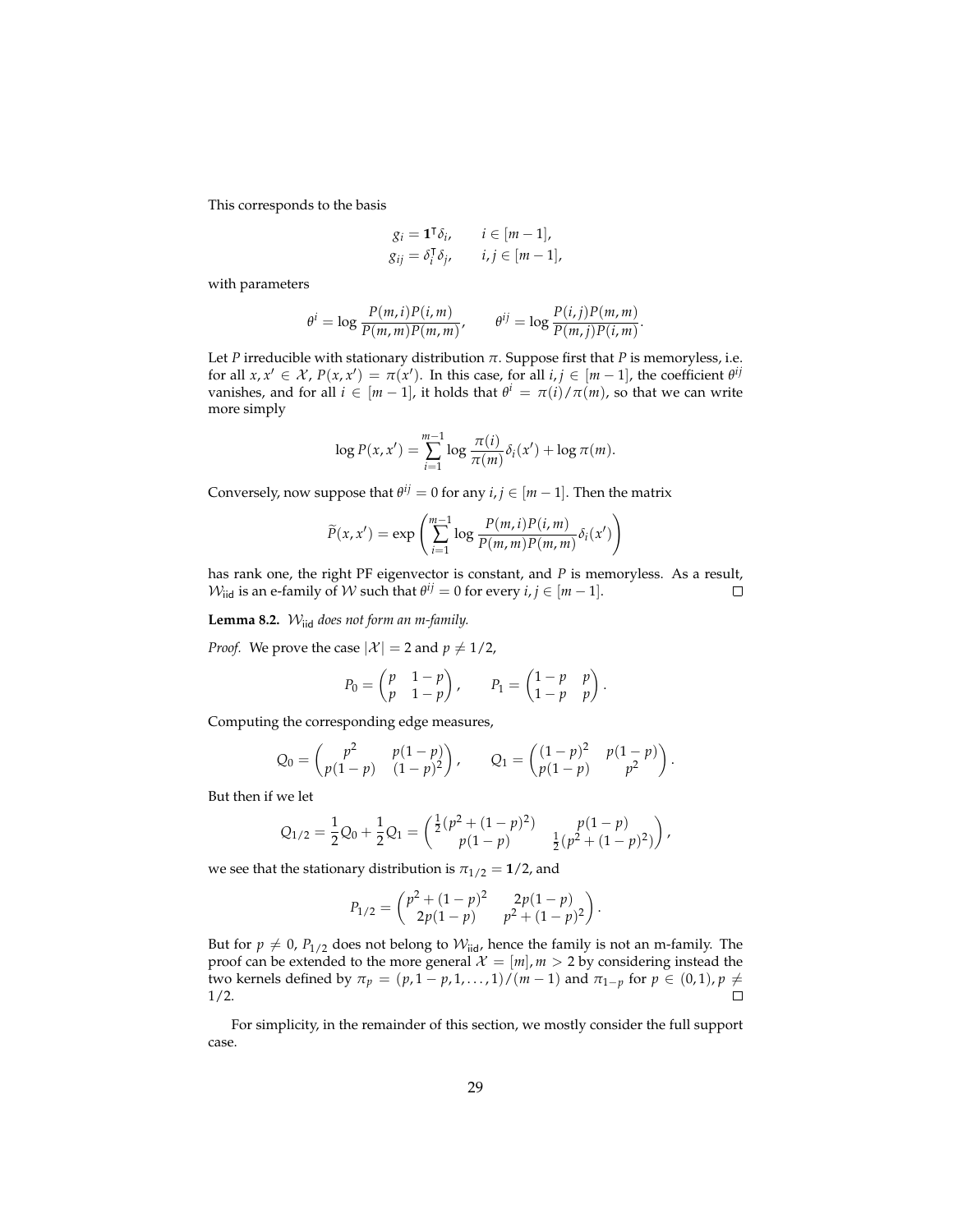This corresponds to the basis

$$
\begin{aligned}
g_i &= \mathbf{1}^\intercal \delta_i, \qquad i \in [m-1], \\
g_{ij} &= \delta_i^\intercal \delta_j, \qquad i, j \in [m-1],
\end{aligned}
$$

with parameters

$$
\theta^i = \log \frac{P(m,i)P(i,m)}{P(m,m)P(m,m)}, \qquad \theta^{ij} = \log \frac{P(i,j)P(m,m)}{P(m,j)P(i,m)}.
$$

Let $P$ irreducible with stationary distribution $\pi$. Suppose first that $P$ is memoryless, i.e. for all $x, x' \in \mathcal{X}$, $P(x,x') = \pi(x')$. In this case, for all $i, j \in [m-1]$, the coefficient $\theta^{ij}$ vanishes, and for all $i \in [m-1]$, it holds that $\theta^i = \pi(i)/\pi(m)$, so that we can write more simply

$$
\log P(x,x') = \sum_{i=1}^{m-1} \log \frac{\pi(i)}{\pi(m)} \delta_i(x') + \log \pi(m).
$$

Conversely, now suppose that $\theta^{ij} = 0$ for any $i, j \in [m-1]$. Then the matrix

$$
\widetilde{P}(x,x') = \exp\left( \sum_{i=1}^{m-1} \log \frac{P(m,i)P(i,m)}{P(m,m)P(m,m)} \delta_i(x') \right)
$$

has rank one, the right PF eigenvector is constant, and $P$ is memoryless. As a result, $\mathcal{W}_{\mathsf{iid}}$ is an e-family of $\mathcal{W}$ such that $\theta^{ij} = 0$ for every $i, j \in [m-1]$. □

**Lemma 8.2.** *$\mathcal{W}_{\mathsf{iid}}$ does not form an m-family.*

*Proof.* We prove the case $|\mathcal{X}| = 2$ and $p \neq 1/2$,

$$
P_0 = \begin{pmatrix} p & 1-p \\ p & 1-p \end{pmatrix}, \qquad P_1 = \begin{pmatrix} 1-p & p \\ 1-p & p \end{pmatrix}.
$$

Computing the corresponding edge measures,

$$
Q_0 = \begin{pmatrix} p^2 & p(1-p) \\ p(1-p) & (1-p)^2 \end{pmatrix}, \qquad Q_1 = \begin{pmatrix} (1-p)^2 & p(1-p) \\ p(1-p) & p^2 \end{pmatrix}.
$$

But then if we let

$$
Q_{1/2} = \frac{1}{2}Q_0 + \frac{1}{2}Q_1 = \begin{pmatrix} \frac{1}{2}(p^2 + (1-p)^2) & p(1-p) \\ p(1-p) & \frac{1}{2}(p^2 + (1-p)^2) \end{pmatrix},
$$

we see that the stationary distribution is $\pi_{1/2} = \mathbf{1}/2$, and

$$
P_{1/2} = \begin{pmatrix} p^2 + (1-p)^2 & 2p(1-p) \\ 2p(1-p) & p^2 + (1-p)^2 \end{pmatrix}.
$$

But for $p \neq 0$, $P_{1/2}$ does not belong to $\mathcal{W}_{\mathsf{iid}}$, hence the family is not an m-family. The proof can be extended to the more general $\mathcal{X} = [m], m > 2$ by considering instead the two kernels defined by $\pi_p = (p, 1-p, 1, \dots, 1)/(m-1)$ and $\pi_{1-p}$ for $p \in (0,1), p \neq 1/2$. □

For simplicity, in the remainder of this section, we mostly consider the full support case.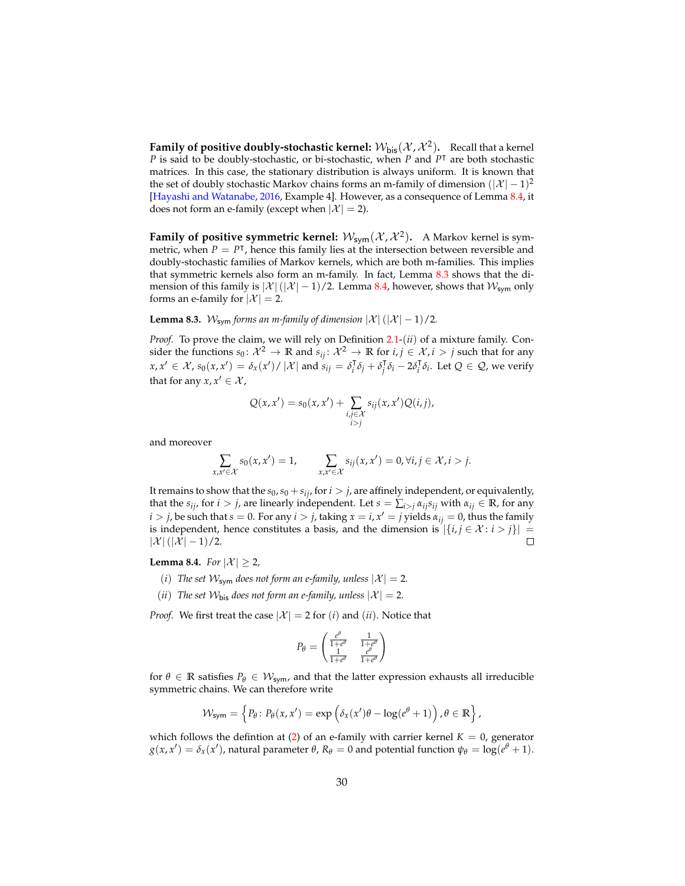**Family of positive doubly-stochastic kernel: $\mathcal{W}_{\mathsf{bis}}(\mathcal{X}, \mathcal{X}^2)$.** Recall that a kernel $P$ is said to be doubly-stochastic, or bi-stochastic, when $P$ and $P^\intercal$ are both stochastic matrices. In this case, the stationary distribution is always uniform. It is known that the set of doubly stochastic Markov chains forms an m-family of dimension $(|\mathcal{X}| - 1)^2$ [Hayashi and Watanabe, 2016, Example 4]. However, as a consequence of Lemma 8.4, it does not form an e-family (except when $|\mathcal{X}| = 2$).

**Family of positive symmetric kernel: $\mathcal{W}_{\mathsf{sym}}(\mathcal{X}, \mathcal{X}^2)$.** A Markov kernel is symmetric, when $P = P^\intercal$, hence this family lies at the intersection between reversible and doubly-stochastic families of Markov kernels, which are both m-families. This implies that symmetric kernels also form an m-family. In fact, Lemma 8.3 shows that the dimension of this family is $|\mathcal{X}|(|\mathcal{X}| - 1)/2$. Lemma 8.4, however, shows that $\mathcal{W}_{\mathsf{sym}}$ only forms an e-family for $|\mathcal{X}| = 2$.

**Lemma 8.3.** *$\mathcal{W}_{\mathsf{sym}}$ forms an m-family of dimension $|\mathcal{X}|(|\mathcal{X}| - 1)/2$.*

*Proof.* To prove the claim, we will rely on Definition 2.1-$(ii)$ of a mixture family. Consider the functions $s_0 \colon \mathcal{X}^2 \to \mathbb{R}$ and $s_{ij} \colon \mathcal{X}^2 \to \mathbb{R}$ for $i, j \in \mathcal{X}, i > j$ such that for any $x, x' \in \mathcal{X}$, $s_0(x, x') = \delta_x(x')/|\mathcal{X}|$ and $s_{ij} = \delta_i^\intercal \delta_j + \delta_j^\intercal \delta_i - 2\delta_i^\intercal \delta_i$. Let $Q \in \mathcal{Q}$, we verify that for any $x, x' \in \mathcal{X}$,

$$Q(x, x') = s_0(x, x') + \sum_{\substack{i,j \in \mathcal{X} \\ i > j}} s_{ij}(x, x') Q(i, j),$$

and moreover

$$\sum_{x,x' \in \mathcal{X}} s_0(x, x') = 1, \qquad \sum_{x,x' \in \mathcal{X}} s_{ij}(x, x') = 0, \forall i, j \in \mathcal{X}, i > j.$$

It remains to show that the $s_0, s_0 + s_{ij}$, for $i > j$, are affinely independent, or equivalently, that the $s_{ij}$, for $i > j$, are linearly independent. Let $s = \sum_{i > j} \alpha_{ij} s_{ij}$ with $\alpha_{ij} \in \mathbb{R}$, for any $i > j$, be such that $s = 0$. For any $i > j$, taking $x = i, x' = j$ yields $\alpha_{ij} = 0$, thus the family is independent, hence constitutes a basis, and the dimension is $|\{i, j \in \mathcal{X} \colon i > j\}| = |\mathcal{X}|(|\mathcal{X}| - 1)/2$. $\square$

**Lemma 8.4.** *For $|\mathcal{X}| \geq 2$,*

- $(i)$ *The set $\mathcal{W}_{\mathsf{sym}}$ does not form an e-family, unless $|\mathcal{X}| = 2$.*
- $(ii)$ *The set $\mathcal{W}_{\mathsf{bis}}$ does not form an e-family, unless $|\mathcal{X}| = 2$.*

*Proof.* We first treat the case $|\mathcal{X}| = 2$ for $(i)$ and $(ii)$. Notice that

$$P_\theta = \begin{pmatrix} \frac{e^\theta}{1+e^\theta} & \frac{1}{1+e^\theta} \\ \frac{1}{1+e^\theta} & \frac{e^\theta}{1+e^\theta} \end{pmatrix}$$

for $\theta \in \mathbb{R}$ satisfies $P_\theta \in \mathcal{W}_{\mathsf{sym}}$, and that the latter expression exhausts all irreducible symmetric chains. We can therefore write

$$\mathcal{W}_{\mathsf{sym}} = \left\{ P_\theta \colon P_\theta(x, x') = \exp\left(\delta_x(x')\theta - \log(e^\theta + 1)\right), \theta \in \mathbb{R} \right\},$$

which follows the defintion at (2) of an e-family with carrier kernel $K = 0$, generator $g(x, x') = \delta_x(x')$, natural parameter $\theta$, $R_\theta = 0$ and potential function $\psi_\theta = \log(e^\theta + 1)$.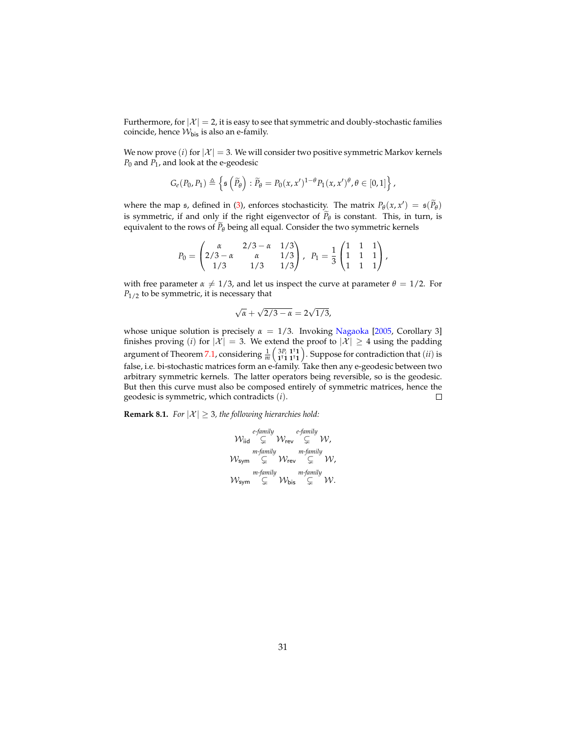Furthermore, for $|\mathcal{X}| = 2$, it is easy to see that symmetric and doubly-stochastic families coincide, hence $\mathcal{W}_{\mathsf{bis}}$ is also an e-family.

We now prove $(i)$ for $|\mathcal{X}| = 3$. We will consider two positive symmetric Markov kernels $P_0$ and $P_1$, and look at the e-geodesic

$$G_e(P_0, P_1) \triangleq \left\{ \mathfrak{s}\left(\widetilde{P}_\theta\right) : \widetilde{P}_\theta = P_0(x,x')^{1-\theta} P_1(x,x')^{\theta}, \theta \in [0,1] \right\},$$

where the map $\mathfrak{s}$, defined in (3), enforces stochasticity. The matrix $P_\theta(x,x') = \mathfrak{s}(\widetilde{P}_\theta)$ is symmetric, if and only if the right eigenvector of $\widetilde{P}_\theta$ is constant. This, in turn, is equivalent to the rows of $\widetilde{P}_\theta$ being all equal. Consider the two symmetric kernels

$$P_0 = \begin{pmatrix} \alpha & 2/3-\alpha & 1/3 \\ 2/3-\alpha & \alpha & 1/3 \\ 1/3 & 1/3 & 1/3 \end{pmatrix}, \quad P_1 = \frac{1}{3}\begin{pmatrix} 1 & 1 & 1 \\ 1 & 1 & 1 \\ 1 & 1 & 1 \end{pmatrix},$$

with free parameter $\alpha \neq 1/3$, and let us inspect the curve at parameter $\theta = 1/2$. For $P_{1/2}$ to be symmetric, it is necessary that

$$\sqrt{\alpha} + \sqrt{2/3-\alpha} = 2\sqrt{1/3},$$

whose unique solution is precisely $\alpha = 1/3$. Invoking Nagaoka [2005, Corollary 3] finishes proving $(i)$ for $|\mathcal{X}| = 3$. We extend the proof to $|\mathcal{X}| \geq 4$ using the padding argument of Theorem 7.1, considering $\frac{1}{m}\begin{pmatrix} 3P_i & \mathbf{1}^\intercal\mathbf{1} \\ \mathbf{1}^\intercal\mathbf{1} & \mathbf{1}^\intercal\mathbf{1} \end{pmatrix}$. Suppose for contradiction that $(ii)$ is false, i.e. bi-stochastic matrices form an e-family. Take then any e-geodesic between two arbitrary symmetric kernels. The latter operators being reversible, so is the geodesic. But then this curve must also be composed entirely of symmetric matrices, hence the geodesic is symmetric, which contradicts $(i)$. $\square$

**Remark 8.1.** *For $|\mathcal{X}| \geq 3$, the following hierarchies hold:*

$$\mathcal{W}_{\mathsf{iid}} \overset{\text{e-family}}{\subsetneq} \mathcal{W}_{\mathsf{rev}} \overset{\text{e-family}}{\subsetneq} \mathcal{W},$$
$$\mathcal{W}_{\mathsf{sym}} \overset{\text{m-family}}{\subsetneq} \mathcal{W}_{\mathsf{rev}} \overset{\text{m-family}}{\subsetneq} \mathcal{W},$$
$$\mathcal{W}_{\mathsf{sym}} \overset{\text{m-family}}{\subsetneq} \mathcal{W}_{\mathsf{bis}} \overset{\text{m-family}}{\subsetneq} \mathcal{W}.$$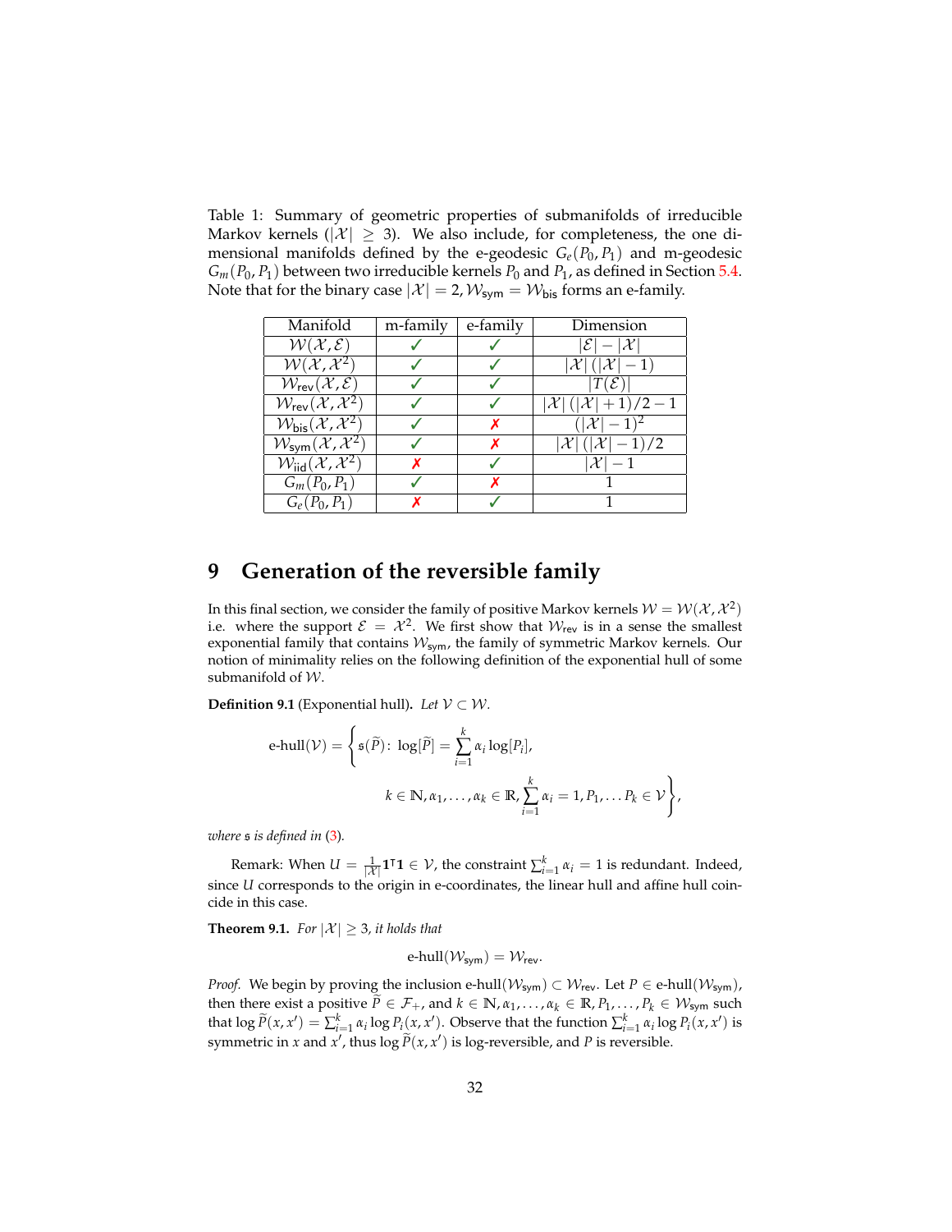Table 1: Summary of geometric properties of submanifolds of irreducible Markov kernels ($|\mathcal{X}| \geq 3$). We also include, for completeness, the one dimensional manifolds defined by the e-geodesic $G_e(P_0, P_1)$ and m-geodesic $G_m(P_0, P_1)$ between two irreducible kernels $P_0$ and $P_1$, as defined in Section 5.4. Note that for the binary case $|\mathcal{X}| = 2$, $\mathcal{W}_{\mathsf{sym}} = \mathcal{W}_{\mathsf{bis}}$ forms an e-family.

| Manifold | m-family | e-family | Dimension |
|---|---|---|---|
| $\mathcal{W}(\mathcal{X}, \mathcal{E})$ | ✓ | ✓ | $\lvert\mathcal{E}\rvert - \lvert\mathcal{X}\rvert$ |
| $\mathcal{W}(\mathcal{X}, \mathcal{X}^2)$ | ✓ | ✓ | $\lvert\mathcal{X}\rvert (\lvert\mathcal{X}\rvert - 1)$ |
| $\mathcal{W}_{\mathsf{rev}}(\mathcal{X}, \mathcal{E})$ | ✓ | ✓ | $\lvert T(\mathcal{E})\rvert$ |
| $\mathcal{W}_{\mathsf{rev}}(\mathcal{X}, \mathcal{X}^2)$ | ✓ | ✓ | $\lvert\mathcal{X}\rvert (\lvert\mathcal{X}\rvert + 1)/2 - 1$ |
| $\mathcal{W}_{\mathsf{bis}}(\mathcal{X}, \mathcal{X}^2)$ | ✓ | ✗ | $(\lvert\mathcal{X}\rvert - 1)^2$ |
| $\mathcal{W}_{\mathsf{sym}}(\mathcal{X}, \mathcal{X}^2)$ | ✓ | ✗ | $\lvert\mathcal{X}\rvert (\lvert\mathcal{X}\rvert - 1)/2$ |
| $\mathcal{W}_{\mathsf{iid}}(\mathcal{X}, \mathcal{X}^2)$ | ✗ | ✓ | $\lvert\mathcal{X}\rvert - 1$ |
| $G_m(P_0, P_1)$ | ✓ | ✗ | 1 |
| $G_e(P_0, P_1)$ | ✗ | ✓ | 1 |

# 9 Generation of the reversible family

In this final section, we consider the family of positive Markov kernels $\mathcal{W} = \mathcal{W}(\mathcal{X}, \mathcal{X}^2)$ i.e. where the support $\mathcal{E} = \mathcal{X}^2$. We first show that $\mathcal{W}_{\mathsf{rev}}$ is in a sense the smallest exponential family that contains $\mathcal{W}_{\mathsf{sym}}$, the family of symmetric Markov kernels. Our notion of minimality relies on the following definition of the exponential hull of some submanifold of $\mathcal{W}$.

**Definition 9.1** (Exponential hull)**.** *Let $\mathcal{V} \subset \mathcal{W}$.*

$$\text{e-hull}(\mathcal{V}) = \Bigg\{ \mathfrak{s}(\widetilde{P}) \colon \log[\widetilde{P}] = \sum_{i=1}^{k} \alpha_i \log[P_i], \\ k \in \mathbb{N}, \alpha_1, \dots, \alpha_k \in \mathbb{R}, \sum_{i=1}^{k} \alpha_i = 1, P_1, \dots P_k \in \mathcal{V} \Bigg\},$$

*where $\mathfrak{s}$ is defined in (3).*

Remark: When $U = \frac{1}{|\mathcal{X}|}\mathbf{1}^\intercal\mathbf{1} \in \mathcal{V}$, the constraint $\sum_{i=1}^{k} \alpha_i = 1$ is redundant. Indeed, since $U$ corresponds to the origin in e-coordinates, the linear hull and affine hull coincide in this case.

**Theorem 9.1.** *For $|\mathcal{X}| \geq 3$, it holds that*

$$\text{e-hull}(\mathcal{W}_{\mathsf{sym}}) = \mathcal{W}_{\mathsf{rev}}.$$

*Proof.* We begin by proving the inclusion $\text{e-hull}(\mathcal{W}_{\mathsf{sym}}) \subset \mathcal{W}_{\mathsf{rev}}$. Let $P \in \text{e-hull}(\mathcal{W}_{\mathsf{sym}})$, then there exist a positive $\widetilde{P} \in \mathcal{F}_+$, and $k \in \mathbb{N}, \alpha_1, \dots, \alpha_k \in \mathbb{R}, P_1, \dots, P_k \in \mathcal{W}_{\mathsf{sym}}$ such that $\log \widetilde{P}(x, x') = \sum_{i=1}^{k} \alpha_i \log P_i(x, x')$. Observe that the function $\sum_{i=1}^{k} \alpha_i \log P_i(x, x')$ is symmetric in $x$ and $x'$, thus $\log \widetilde{P}(x, x')$ is log-reversible, and $P$ is reversible.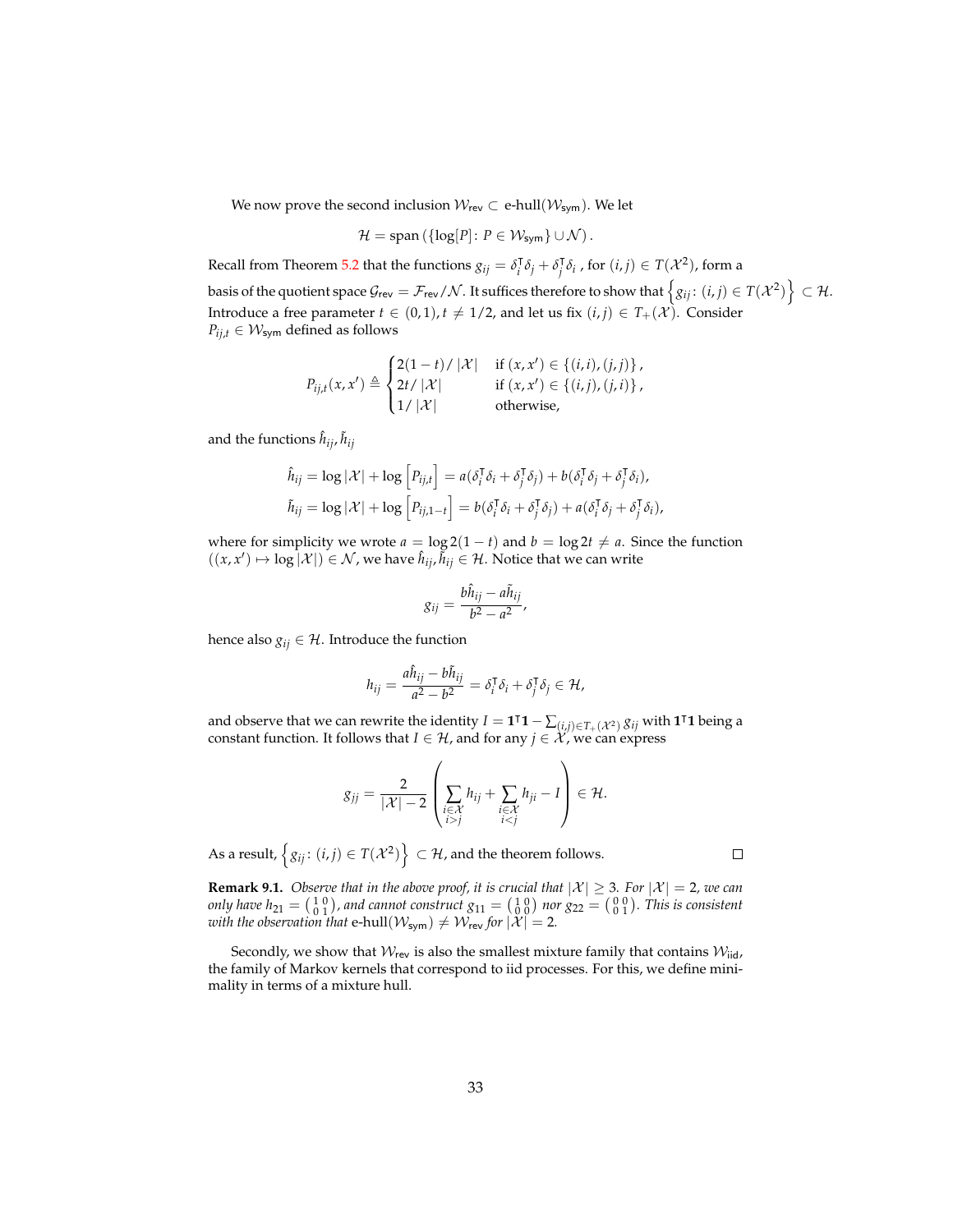We now prove the second inclusion $\mathcal{W}_{\mathsf{rev}} \subset$ e-hull$(\mathcal{W}_{\mathsf{sym}})$. We let

$$\mathcal{H} = \mathrm{span}\left(\{\log[P] \colon P \in \mathcal{W}_{\mathsf{sym}}\} \cup \mathcal{N}\right).$$

Recall from Theorem 5.2 that the functions $g_{ij} = \delta_i^\intercal \delta_j + \delta_j^\intercal \delta_i$ , for $(i,j) \in T(\mathcal{X}^2)$, form a basis of the quotient space $\mathcal{G}_{\mathsf{rev}} = \mathcal{F}_{\mathsf{rev}}/\mathcal{N}$. It suffices therefore to show that $\left\{g_{ij} \colon (i,j) \in T(\mathcal{X}^2)\right\} \subset \mathcal{H}$. Introduce a free parameter $t \in (0,1), t \neq 1/2$, and let us fix $(i,j) \in T_+(\mathcal{X})$. Consider $P_{ij,t} \in \mathcal{W}_{\mathsf{sym}}$ defined as follows

$$P_{ij,t}(x,x') \triangleq \begin{cases} 2(1-t)/\left|\mathcal{X}\right| & \text{if } (x,x') \in \{(i,i),(j,j)\}, \\ 2t/\left|\mathcal{X}\right| & \text{if } (x,x') \in \{(i,j),(j,i)\}, \\ 1/\left|\mathcal{X}\right| & \text{otherwise,} \end{cases}$$

and the functions $\hat{h}_{ij}, \tilde{h}_{ij}$

$$\begin{aligned}
\hat{h}_{ij} &= \log\left|\mathcal{X}\right| + \log\left[P_{ij,t}\right] = a(\delta_i^\intercal \delta_i + \delta_j^\intercal \delta_j) + b(\delta_i^\intercal \delta_j + \delta_j^\intercal \delta_i), \\
\tilde{h}_{ij} &= \log\left|\mathcal{X}\right| + \log\left[P_{ij,1-t}\right] = b(\delta_i^\intercal \delta_i + \delta_j^\intercal \delta_j) + a(\delta_i^\intercal \delta_j + \delta_j^\intercal \delta_i),
\end{aligned}$$

where for simplicity we wrote $a = \log 2(1-t)$ and $b = \log 2t \neq a$. Since the function $((x,x') \mapsto \log\left|\mathcal{X}\right|) \in \mathcal{N}$, we have $\hat{h}_{ij}, \tilde{h}_{ij} \in \mathcal{H}$. Notice that we can write

$$g_{ij} = \frac{b\hat{h}_{ij} - a\tilde{h}_{ij}}{b^2 - a^2},$$

hence also $g_{ij} \in \mathcal{H}$. Introduce the function

$$h_{ij} = \frac{a\hat{h}_{ij} - b\tilde{h}_{ij}}{a^2 - b^2} = \delta_i^\intercal \delta_i + \delta_j^\intercal \delta_j \in \mathcal{H},$$

and observe that we can rewrite the identity $I = \mathbf{1}^\intercal \mathbf{1} - \sum_{(i,j) \in T_+(\mathcal{X}^2)} g_{ij}$ with $\mathbf{1}^\intercal \mathbf{1}$ being a constant function. It follows that $I \in \mathcal{H}$, and for any $j \in \mathcal{X}$, we can express

$$g_{jj} = \frac{2}{\left|\mathcal{X}\right| - 2} \left( \sum_{\substack{i \in \mathcal{X} \\ i > j}} h_{ij} + \sum_{\substack{i \in \mathcal{X} \\ i < j}} h_{ji} - I \right) \in \mathcal{H}.$$

As a result, $\left\{g_{ij} \colon (i,j) \in T(\mathcal{X}^2)\right\} \subset \mathcal{H}$, and the theorem follows. $\square$

**Remark 9.1.** *Observe that in the above proof, it is crucial that $\left|\mathcal{X}\right| \geq 3$. For $\left|\mathcal{X}\right| = 2$, we can only have $h_{21} = \left(\begin{smallmatrix} 1 & 0 \\ 0 & 1 \end{smallmatrix}\right)$, and cannot construct $g_{11} = \left(\begin{smallmatrix} 1 & 0 \\ 0 & 0 \end{smallmatrix}\right)$ nor $g_{22} = \left(\begin{smallmatrix} 0 & 0 \\ 0 & 1 \end{smallmatrix}\right)$. This is consistent with the observation that* e-hull$(\mathcal{W}_{\mathsf{sym}}) \neq \mathcal{W}_{\mathsf{rev}}$ *for $\left|\mathcal{X}\right| = 2$.*

Secondly, we show that $\mathcal{W}_{\mathsf{rev}}$ is also the smallest mixture family that contains $\mathcal{W}_{\mathsf{iid}}$, the family of Markov kernels that correspond to iid processes. For this, we define minimality in terms of a mixture hull.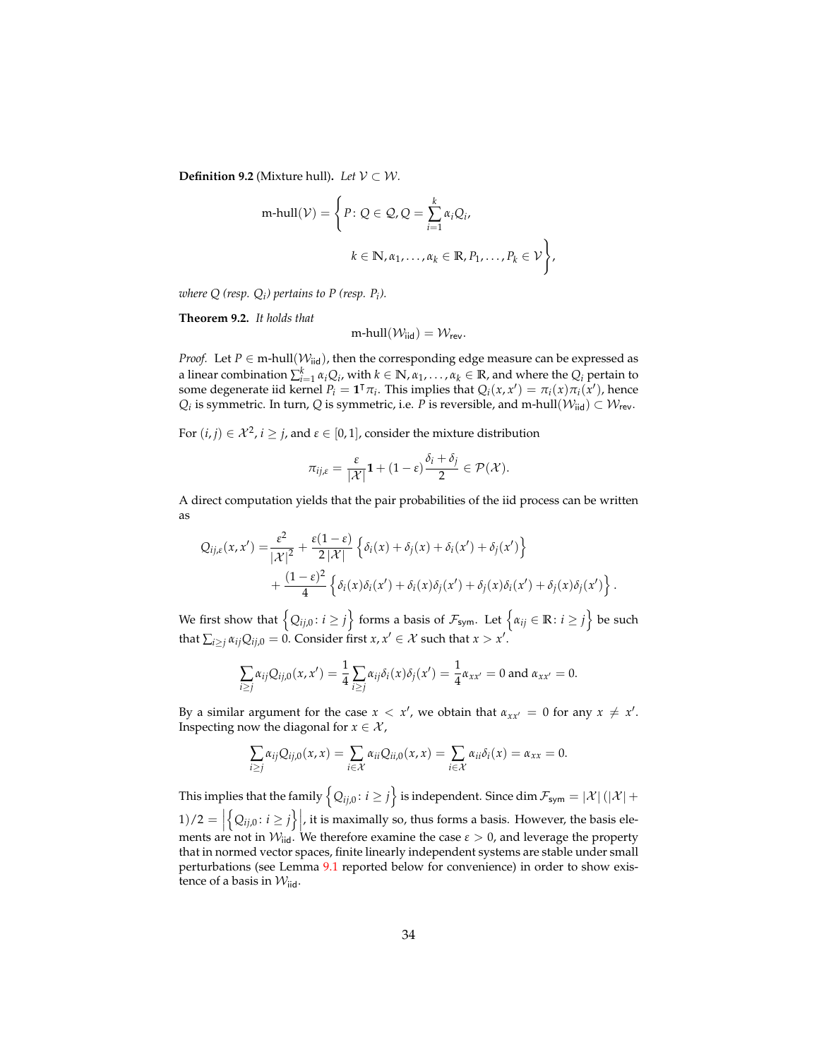**Definition 9.2** (Mixture hull)**.** *Let $\mathcal{V} \subset \mathcal{W}$.*

$$\text{m-hull}(\mathcal{V}) = \left\{ P \colon Q \in \mathcal{Q}, Q = \sum_{i=1}^{k} \alpha_i Q_i, \right.$$

$$\left. k \in \mathbb{N}, \alpha_1, \dots, \alpha_k \in \mathbb{R}, P_1, \dots, P_k \in \mathcal{V} \right\},$$

*where $Q$ (resp. $Q_i$) pertains to $P$ (resp. $P_i$).*

**Theorem 9.2.** *It holds that*

$$\text{m-hull}(\mathcal{W}_{\text{iid}}) = \mathcal{W}_{\text{rev}}.$$

*Proof.* Let $P \in \text{m-hull}(\mathcal{W}_{\text{iid}})$, then the corresponding edge measure can be expressed as a linear combination $\sum_{i=1}^{k} \alpha_i Q_i$, with $k \in \mathbb{N}, \alpha_1, \dots, \alpha_k \in \mathbb{R}$, and where the $Q_i$ pertain to some degenerate iid kernel $P_i = \mathbf{1}^\intercal \pi_i$. This implies that $Q_i(x, x') = \pi_i(x)\pi_i(x')$, hence $Q_i$ is symmetric. In turn, $Q$ is symmetric, i.e. $P$ is reversible, and $\text{m-hull}(\mathcal{W}_{\text{iid}}) \subset \mathcal{W}_{\text{rev}}$.

For $(i, j) \in \mathcal{X}^2$, $i \geq j$, and $\varepsilon \in [0, 1]$, consider the mixture distribution

$$\pi_{ij,\varepsilon} = \frac{\varepsilon}{|\mathcal{X}|}\mathbf{1} + (1 - \varepsilon)\frac{\delta_i + \delta_j}{2} \in \mathcal{P}(\mathcal{X}).$$

A direct computation yields that the pair probabilities of the iid process can be written as

$$\begin{aligned} Q_{ij,\varepsilon}(x, x') = &\frac{\varepsilon^2}{|\mathcal{X}|^2} + \frac{\varepsilon(1-\varepsilon)}{2|\mathcal{X}|} \left\{ \delta_i(x) + \delta_j(x) + \delta_i(x') + \delta_j(x') \right\} \\ &+ \frac{(1-\varepsilon)^2}{4} \left\{ \delta_i(x)\delta_i(x') + \delta_i(x)\delta_j(x') + \delta_j(x)\delta_i(x') + \delta_j(x)\delta_j(x') \right\}. \end{aligned}$$

We first show that $\left\{ Q_{ij,0} \colon i \geq j \right\}$ forms a basis of $\mathcal{F}_{\text{sym}}$. Let $\left\{ \alpha_{ij} \in \mathbb{R} \colon i \geq j \right\}$ be such that $\sum_{i \geq j} \alpha_{ij} Q_{ij,0} = 0$. Consider first $x, x' \in \mathcal{X}$ such that $x > x'$.

$$\sum_{i \geq j} \alpha_{ij} Q_{ij,0}(x, x') = \frac{1}{4} \sum_{i \geq j} \alpha_{ij} \delta_i(x) \delta_j(x') = \frac{1}{4} \alpha_{xx'} = 0 \text{ and } \alpha_{xx'} = 0.$$

By a similar argument for the case $x < x'$, we obtain that $\alpha_{xx'} = 0$ for any $x \neq x'$. Inspecting now the diagonal for $x \in \mathcal{X}$,

$$\sum_{i \geq j} \alpha_{ij} Q_{ij,0}(x, x) = \sum_{i \in \mathcal{X}} \alpha_{ii} Q_{ii,0}(x, x) = \sum_{i \in \mathcal{X}} \alpha_{ii} \delta_i(x) = \alpha_{xx} = 0.$$

This implies that the family $\left\{ Q_{ij,0} \colon i \geq j \right\}$ is independent. Since $\dim \mathcal{F}_{\text{sym}} = |\mathcal{X}|(|\mathcal{X}| + 1)/2 = \left| \left\{ Q_{ij,0} \colon i \geq j \right\} \right|$, it is maximally so, thus forms a basis. However, the basis elements are not in $\mathcal{W}_{\text{iid}}$. We therefore examine the case $\varepsilon > 0$, and leverage the property that in normed vector spaces, finite linearly independent systems are stable under small perturbations (see Lemma 9.1 reported below for convenience) in order to show existence of a basis in $\mathcal{W}_{\text{iid}}$.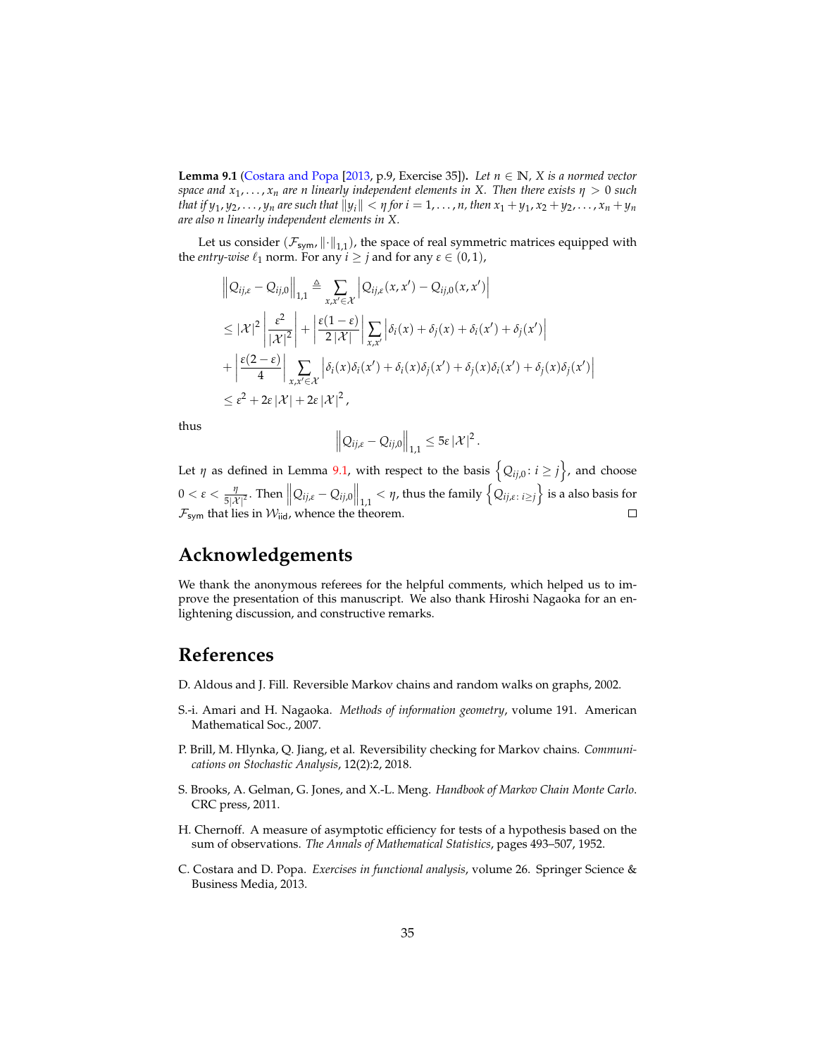**Lemma 9.1** (Costara and Popa [2013, p.9, Exercise 35]). *Let $n \in \mathbb{N}$, $X$ is a normed vector space and $x_1, \dots, x_n$ are $n$ linearly independent elements in $X$. Then there exists $\eta > 0$ such that if $y_1, y_2, \dots, y_n$ are such that $\|y_i\| < \eta$ for $i = 1, \dots, n$, then $x_1 + y_1, x_2 + y_2, \dots, x_n + y_n$ are also $n$ linearly independent elements in $X$.*

Let us consider $(\mathcal{F}_{\mathsf{sym}}, \|\cdot\|_{1,1})$, the space of real symmetric matrices equipped with the *entry-wise* $\ell_1$ norm. For any $i \geq j$ and for any $\varepsilon \in (0, 1)$,

$$
\begin{aligned}
\left\| Q_{ij,\varepsilon} - Q_{ij,0} \right\|_{1,1} &\triangleq \sum_{x,x' \in \mathcal{X}} \left| Q_{ij,\varepsilon}(x,x') - Q_{ij,0}(x,x') \right| \\
&\leq |\mathcal{X}|^2 \left| \frac{\varepsilon^2}{|\mathcal{X}|^2} \right| + \left| \frac{\varepsilon(1-\varepsilon)}{2\,|\mathcal{X}|} \right| \sum_{x,x'} \left| \delta_i(x) + \delta_j(x) + \delta_i(x') + \delta_j(x') \right| \\
&+ \left| \frac{\varepsilon(2-\varepsilon)}{4} \right| \sum_{x,x' \in \mathcal{X}} \left| \delta_i(x)\delta_i(x') + \delta_i(x)\delta_j(x') + \delta_j(x)\delta_i(x') + \delta_j(x)\delta_j(x') \right| \\
&\leq \varepsilon^2 + 2\varepsilon\,|\mathcal{X}| + 2\varepsilon\,|\mathcal{X}|^2,
\end{aligned}
$$

thus

$$
\left\| Q_{ij,\varepsilon} - Q_{ij,0} \right\|_{1,1} \leq 5\varepsilon\,|\mathcal{X}|^2.
$$

Let $\eta$ as defined in Lemma 9.1, with respect to the basis $\left\{ Q_{ij,0} \colon i \geq j \right\}$, and choose $0 < \varepsilon < \frac{\eta}{5|\mathcal{X}|^2}$. Then $\left\| Q_{ij,\varepsilon} - Q_{ij,0} \right\|_{1,1} < \eta$, thus the family $\left\{ Q_{ij,\varepsilon \colon i \geq j} \right\}$ is a also basis for $\mathcal{F}_{\mathsf{sym}}$ that lies in $\mathcal{W}_{\mathsf{iid}}$, whence the theorem. $\square$

## Acknowledgements

We thank the anonymous referees for the helpful comments, which helped us to improve the presentation of this manuscript. We also thank Hiroshi Nagaoka for an enlightening discussion, and constructive remarks.

## References

D. Aldous and J. Fill. Reversible Markov chains and random walks on graphs, 2002.

S.-i. Amari and H. Nagaoka. *Methods of information geometry*, volume 191. American Mathematical Soc., 2007.

P. Brill, M. Hlynka, Q. Jiang, et al. Reversibility checking for Markov chains. *Communications on Stochastic Analysis*, 12(2):2, 2018.

S. Brooks, A. Gelman, G. Jones, and X.-L. Meng. *Handbook of Markov Chain Monte Carlo*. CRC press, 2011.

H. Chernoff. A measure of asymptotic efficiency for tests of a hypothesis based on the sum of observations. *The Annals of Mathematical Statistics*, pages 493–507, 1952.

C. Costara and D. Popa. *Exercises in functional analysis*, volume 26. Springer Science & Business Media, 2013.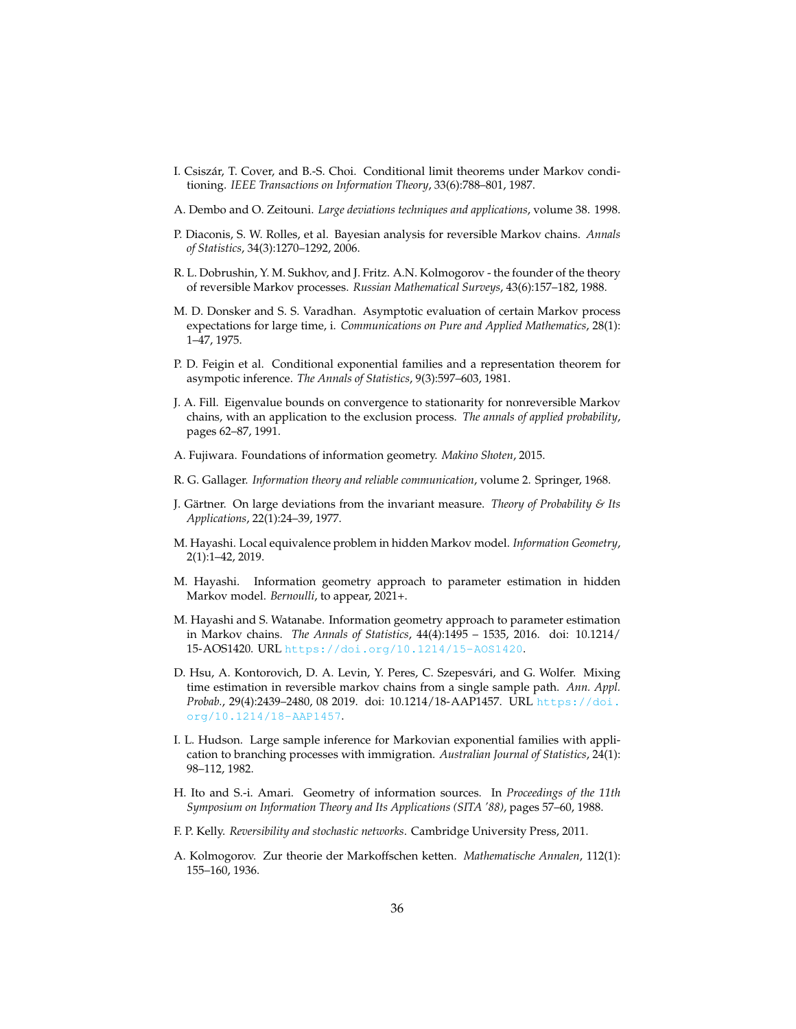I. Csiszár, T. Cover, and B.-S. Choi. Conditional limit theorems under Markov conditioning. *IEEE Transactions on Information Theory*, 33(6):788–801, 1987.

A. Dembo and O. Zeitouni. *Large deviations techniques and applications*, volume 38. 1998.

P. Diaconis, S. W. Rolles, et al. Bayesian analysis for reversible Markov chains. *Annals of Statistics*, 34(3):1270–1292, 2006.

R. L. Dobrushin, Y. M. Sukhov, and J. Fritz. A.N. Kolmogorov - the founder of the theory of reversible Markov processes. *Russian Mathematical Surveys*, 43(6):157–182, 1988.

M. D. Donsker and S. S. Varadhan. Asymptotic evaluation of certain Markov process expectations for large time, i. *Communications on Pure and Applied Mathematics*, 28(1): 1–47, 1975.

P. D. Feigin et al. Conditional exponential families and a representation theorem for asympotic inference. *The Annals of Statistics*, 9(3):597–603, 1981.

J. A. Fill. Eigenvalue bounds on convergence to stationarity for nonreversible Markov chains, with an application to the exclusion process. *The annals of applied probability*, pages 62–87, 1991.

A. Fujiwara. Foundations of information geometry. *Makino Shoten*, 2015.

R. G. Gallager. *Information theory and reliable communication*, volume 2. Springer, 1968.

J. Gärtner. On large deviations from the invariant measure. *Theory of Probability & Its Applications*, 22(1):24–39, 1977.

M. Hayashi. Local equivalence problem in hidden Markov model. *Information Geometry*, 2(1):1–42, 2019.

M. Hayashi. Information geometry approach to parameter estimation in hidden Markov model. *Bernoulli*, to appear, 2021+.

M. Hayashi and S. Watanabe. Information geometry approach to parameter estimation in Markov chains. *The Annals of Statistics*, 44(4):1495 – 1535, 2016. doi: 10.1214/15-AOS1420. URL https://doi.org/10.1214/15-AOS1420.

D. Hsu, A. Kontorovich, D. A. Levin, Y. Peres, C. Szepesvári, and G. Wolfer. Mixing time estimation in reversible markov chains from a single sample path. *Ann. Appl. Probab.*, 29(4):2439–2480, 08 2019. doi: 10.1214/18-AAP1457. URL https://doi.org/10.1214/18-AAP1457.

I. L. Hudson. Large sample inference for Markovian exponential families with application to branching processes with immigration. *Australian Journal of Statistics*, 24(1): 98–112, 1982.

H. Ito and S.-i. Amari. Geometry of information sources. In *Proceedings of the 11th Symposium on Information Theory and Its Applications (SITA '88)*, pages 57–60, 1988.

F. P. Kelly. *Reversibility and stochastic networks*. Cambridge University Press, 2011.

A. Kolmogorov. Zur theorie der Markoffschen ketten. *Mathematische Annalen*, 112(1): 155–160, 1936.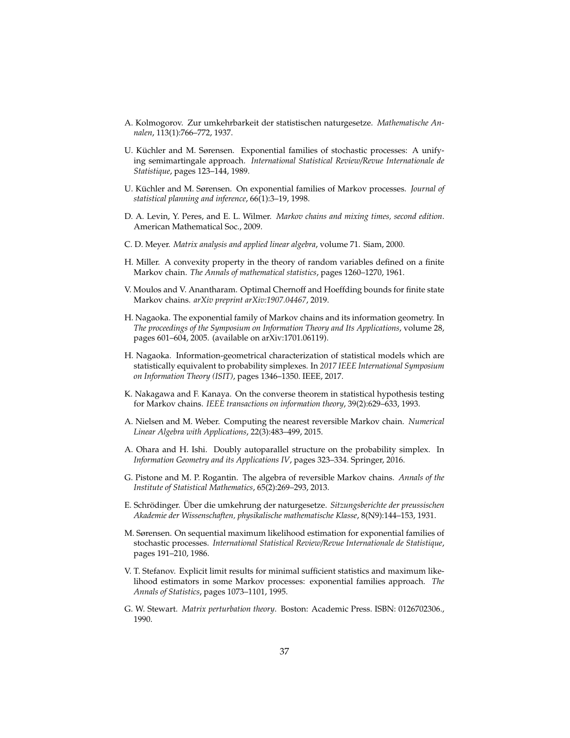A. Kolmogorov. Zur umkehrbarkeit der statistischen naturgesetze. *Mathematische Annalen*, 113(1):766–772, 1937.

U. Küchler and M. Sørensen. Exponential families of stochastic processes: A unifying semimartingale approach. *International Statistical Review/Revue Internationale de Statistique*, pages 123–144, 1989.

U. Küchler and M. Sørensen. On exponential families of Markov processes. *Journal of statistical planning and inference*, 66(1):3–19, 1998.

D. A. Levin, Y. Peres, and E. L. Wilmer. *Markov chains and mixing times, second edition*. American Mathematical Soc., 2009.

C. D. Meyer. *Matrix analysis and applied linear algebra*, volume 71. Siam, 2000.

H. Miller. A convexity property in the theory of random variables defined on a finite Markov chain. *The Annals of mathematical statistics*, pages 1260–1270, 1961.

V. Moulos and V. Anantharam. Optimal Chernoff and Hoeffding bounds for finite state Markov chains. *arXiv preprint arXiv:1907.04467*, 2019.

H. Nagaoka. The exponential family of Markov chains and its information geometry. In *The proceedings of the Symposium on Information Theory and Its Applications*, volume 28, pages 601–604, 2005. (available on arXiv:1701.06119).

H. Nagaoka. Information-geometrical characterization of statistical models which are statistically equivalent to probability simplexes. In *2017 IEEE International Symposium on Information Theory (ISIT)*, pages 1346–1350. IEEE, 2017.

K. Nakagawa and F. Kanaya. On the converse theorem in statistical hypothesis testing for Markov chains. *IEEE transactions on information theory*, 39(2):629–633, 1993.

A. Nielsen and M. Weber. Computing the nearest reversible Markov chain. *Numerical Linear Algebra with Applications*, 22(3):483–499, 2015.

A. Ohara and H. Ishi. Doubly autoparallel structure on the probability simplex. In *Information Geometry and its Applications IV*, pages 323–334. Springer, 2016.

G. Pistone and M. P. Rogantin. The algebra of reversible Markov chains. *Annals of the Institute of Statistical Mathematics*, 65(2):269–293, 2013.

E. Schrödinger. Über die umkehrung der naturgesetze. *Sitzungsberichte der preussischen Akademie der Wissenschaften, physikalische mathematische Klasse*, 8(N9):144–153, 1931.

M. Sørensen. On sequential maximum likelihood estimation for exponential families of stochastic processes. *International Statistical Review/Revue Internationale de Statistique*, pages 191–210, 1986.

V. T. Stefanov. Explicit limit results for minimal sufficient statistics and maximum likelihood estimators in some Markov processes: exponential families approach. *The Annals of Statistics*, pages 1073–1101, 1995.

G. W. Stewart. *Matrix perturbation theory*. Boston: Academic Press. ISBN: 0126702306., 1990.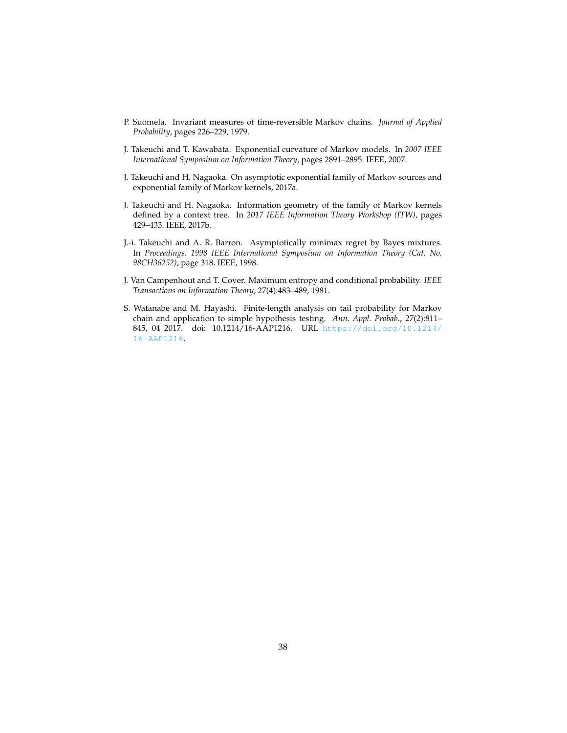P. Suomela. Invariant measures of time-reversible Markov chains. *Journal of Applied Probability*, pages 226–229, 1979.

J. Takeuchi and T. Kawabata. Exponential curvature of Markov models. In *2007 IEEE International Symposium on Information Theory*, pages 2891–2895. IEEE, 2007.

J. Takeuchi and H. Nagaoka. On asymptotic exponential family of Markov sources and exponential family of Markov kernels, 2017a.

J. Takeuchi and H. Nagaoka. Information geometry of the family of Markov kernels defined by a context tree. In *2017 IEEE Information Theory Workshop (ITW)*, pages 429–433. IEEE, 2017b.

J.-i. Takeuchi and A. R. Barron. Asymptotically minimax regret by Bayes mixtures. In *Proceedings. 1998 IEEE International Symposium on Information Theory (Cat. No. 98CH36252)*, page 318. IEEE, 1998.

J. Van Campenhout and T. Cover. Maximum entropy and conditional probability. *IEEE Transactions on Information Theory*, 27(4):483–489, 1981.

S. Watanabe and M. Hayashi. Finite-length analysis on tail probability for Markov chain and application to simple hypothesis testing. *Ann. Appl. Probab.*, 27(2):811–845, 04 2017. doi: 10.1214/16-AAP1216. URL https://doi.org/10.1214/16-AAP1216.